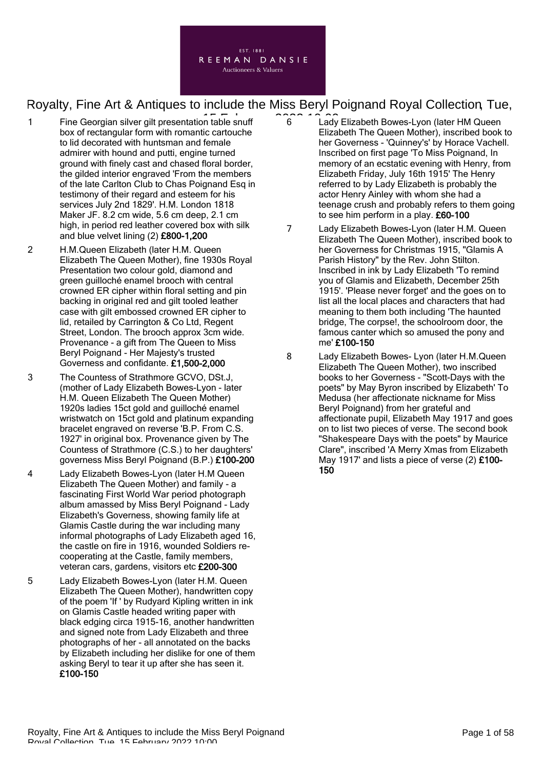EST. 1881
REEMAN DANSIE
Auctioneers & Valuers

# Royalty, Fine Art & Antiques to include the Miss Beryl Poignand Royal Collection, Tue, 15 February 2022 10:00

1 Fine Georgian silver gilt presentation table snuff box of rectangular form with romantic cartouche to lid decorated with huntsman and female admirer with hound and putti, engine turned ground with finely cast and chased floral border, the gilded interior engraved 'From the members of the late Carlton Club to Chas Poignand Esq in testimony of their regard and esteem for his services July 2nd 1829'. H.M. London 1818 Maker JF. 8.2 cm wide, 5.6 cm deep, 2.1 cm high, in period red leather covered box with silk and blue velvet lining (2) **£800-1,200**

2 H.M.Queen Elizabeth (later H.M. Queen Elizabeth The Queen Mother), fine 1930s Royal Presentation two colour gold, diamond and green guilloché enamel brooch with central crowned ER cipher within floral setting and pin backing in original red and gilt tooled leather case with gilt embossed crowned ER cipher to lid, retailed by Carrington & Co Ltd, Regent Street, London. The brooch approx 3cm wide. Provenance - a gift from The Queen to Miss Beryl Poignand - Her Majesty's trusted Governess and confidante. **£1,500-2,000**

3 The Countess of Strathmore GCVO, DSt.J, (mother of Lady Elizabeth Bowes-Lyon - later H.M. Queen Elizabeth The Queen Mother) 1920s ladies 15ct gold and guilloché enamel wristwatch on 15ct gold and platinum expanding bracelet engraved on reverse 'B.P. From C.S. 1927' in original box. Provenance given by The Countess of Strathmore (C.S.) to her daughters' governess Miss Beryl Poignand (B.P.) **£100-200**

4 Lady Elizabeth Bowes-Lyon (later H.M Queen Elizabeth The Queen Mother) and family - a fascinating First World War period photograph album amassed by Miss Beryl Poignand - Lady Elizabeth's Governess, showing family life at Glamis Castle during the war including many informal photographs of Lady Elizabeth aged 16, the castle on fire in 1916, wounded Soldiers re-cooperating at the Castle, family members, veteran cars, gardens, visitors etc **£200-300**

5 Lady Elizabeth Bowes-Lyon (later H.M. Queen Elizabeth The Queen Mother), handwritten copy of the poem 'If ' by Rudyard Kipling written in ink on Glamis Castle headed writing paper with black edging circa 1915-16, another handwritten and signed note from Lady Elizabeth and three photographs of her - all annotated on the backs by Elizabeth including her dislike for one of them asking Beryl to tear it up after she has seen it. **£100-150**

6 Lady Elizabeth Bowes-Lyon (later HM Queen Elizabeth The Queen Mother), inscribed book to her Governess - 'Quinney's' by Horace Vachell. Inscribed on first page 'To Miss Poignand, In memory of an ecstatic evening with Henry, from Elizabeth Friday, July 16th 1915' The Henry referred to by Lady Elizabeth is probably the actor Henry Ainley with whom she had a teenage crush and probably refers to them going to see him perform in a play. **£60-100**

7 Lady Elizabeth Bowes-Lyon (later H.M. Queen Elizabeth The Queen Mother), inscribed book to her Governess for Christmas 1915, "Glamis A Parish History" by the Rev. John Stilton. Inscribed in ink by Lady Elizabeth 'To remind you of Glamis and Elizabeth, December 25th 1915'. 'Please never forget' and the goes on to list all the local places and characters that had meaning to them both including 'The haunted bridge, The corpse!, the schoolroom door, the famous canter which so amused the pony and me' **£100-150**

8 Lady Elizabeth Bowes- Lyon (later H.M.Queen Elizabeth The Queen Mother), two inscribed books to her Governess - "Scott-Days with the poets" by May Byron inscribed by Elizabeth' To Medusa (her affectionate nickname for Miss Beryl Poignand) from her grateful and affectionate pupil, Elizabeth May 1917 and goes on to list two pieces of verse. The second book "Shakespeare Days with the poets" by Maurice Clare", inscribed 'A Merry Xmas from Elizabeth May 1917' and lists a piece of verse (2) **£100-150**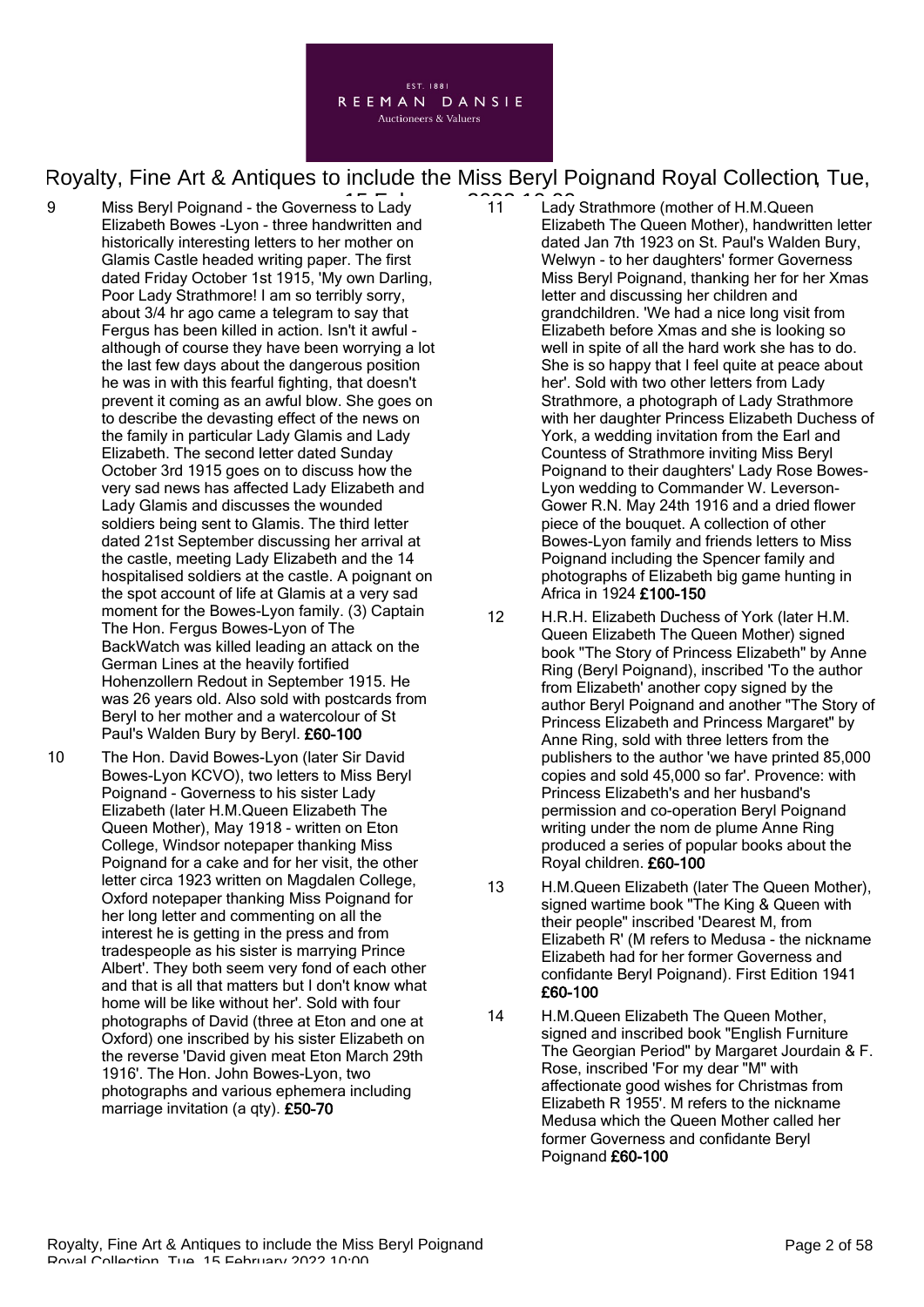9 Miss Beryl Poignand - the Governess to Lady Elizabeth Bowes -Lyon - three handwritten and historically interesting letters to her mother on Glamis Castle headed writing paper. The first dated Friday October 1st 1915, 'My own Darling, Poor Lady Strathmore! I am so terribly sorry, about 3/4 hr ago came a telegram to say that Fergus has been killed in action. Isn't it awful - although of course they have been worrying a lot the last few days about the dangerous position he was in with this fearful fighting, that doesn't prevent it coming as an awful blow. She goes on to describe the devasting effect of the news on the family in particular Lady Glamis and Lady Elizabeth. The second letter dated Sunday October 3rd 1915 goes on to discuss how the very sad news has affected Lady Elizabeth and Lady Glamis and discusses the wounded soldiers being sent to Glamis. The third letter dated 21st September discussing her arrival at the castle, meeting Lady Elizabeth and the 14 hospitalised soldiers at the castle. A poignant on the spot account of life at Glamis at a very sad moment for the Bowes-Lyon family. (3) Captain The Hon. Fergus Bowes-Lyon of The BackWatch was killed leading an attack on the German Lines at the heavily fortified Hohenzollern Redout in September 1915. He was 26 years old. Also sold with postcards from Beryl to her mother and a watercolour of St Paul's Walden Bury by Beryl. **£60-100**

10 The Hon. David Bowes-Lyon (later Sir David Bowes-Lyon KCVO), two letters to Miss Beryl Poignand - Governess to his sister Lady Elizabeth (later H.M.Queen Elizabeth The Queen Mother), May 1918 - written on Eton College, Windsor notepaper thanking Miss Poignand for a cake and for her visit, the other letter circa 1923 written on Magdalen College, Oxford notepaper thanking Miss Poignand for her long letter and commenting on all the interest he is getting in the press and from tradespeople as his sister is marrying Prince Albert'. They both seem very fond of each other and that is all that matters but I don't know what home will be like without her'. Sold with four photographs of David (three at Eton and one at Oxford) one inscribed by his sister Elizabeth on the reverse 'David given meat Eton March 29th 1916'. The Hon. John Bowes-Lyon, two photographs and various ephemera including marriage invitation (a qty). **£50-70**

11 Lady Strathmore (mother of H.M.Queen Elizabeth The Queen Mother), handwritten letter dated Jan 7th 1923 on St. Paul's Walden Bury, Welwyn - to her daughters' former Governess Miss Beryl Poignand, thanking her for her Xmas letter and discussing her children and grandchildren. 'We had a nice long visit from Elizabeth before Xmas and she is looking so well in spite of all the hard work she has to do. She is so happy that I feel quite at peace about her'. Sold with two other letters from Lady Strathmore, a photograph of Lady Strathmore with her daughter Princess Elizabeth Duchess of York, a wedding invitation from the Earl and Countess of Strathmore inviting Miss Beryl Poignand to their daughters' Lady Rose Bowes-Lyon wedding to Commander W. Leverson-Gower R.N. May 24th 1916 and a dried flower piece of the bouquet. A collection of other Bowes-Lyon family and friends letters to Miss Poignand including the Spencer family and photographs of Elizabeth big game hunting in Africa in 1924 **£100-150**

12 H.R.H. Elizabeth Duchess of York (later H.M. Queen Elizabeth The Queen Mother) signed book "The Story of Princess Elizabeth" by Anne Ring (Beryl Poignand), inscribed 'To the author from Elizabeth' another copy signed by the author Beryl Poignand and another "The Story of Princess Elizabeth and Princess Margaret" by Anne Ring, sold with three letters from the publishers to the author 'we have printed 85,000 copies and sold 45,000 so far'. Provence: with Princess Elizabeth's and her husband's permission and co-operation Beryl Poignand writing under the nom de plume Anne Ring produced a series of popular books about the Royal children. **£60-100**

13 H.M.Queen Elizabeth (later The Queen Mother), signed wartime book "The King & Queen with their people" inscribed 'Dearest M, from Elizabeth R' (M refers to Medusa - the nickname Elizabeth had for her former Governess and confidante Beryl Poignand). First Edition 1941 **£60-100**

14 H.M.Queen Elizabeth The Queen Mother, signed and inscribed book "English Furniture The Georgian Period" by Margaret Jourdain & F. Rose, inscribed 'For my dear "M" with affectionate good wishes for Christmas from Elizabeth R 1955'. M refers to the nickname Medusa which the Queen Mother called her former Governess and confidante Beryl Poignand **£60-100**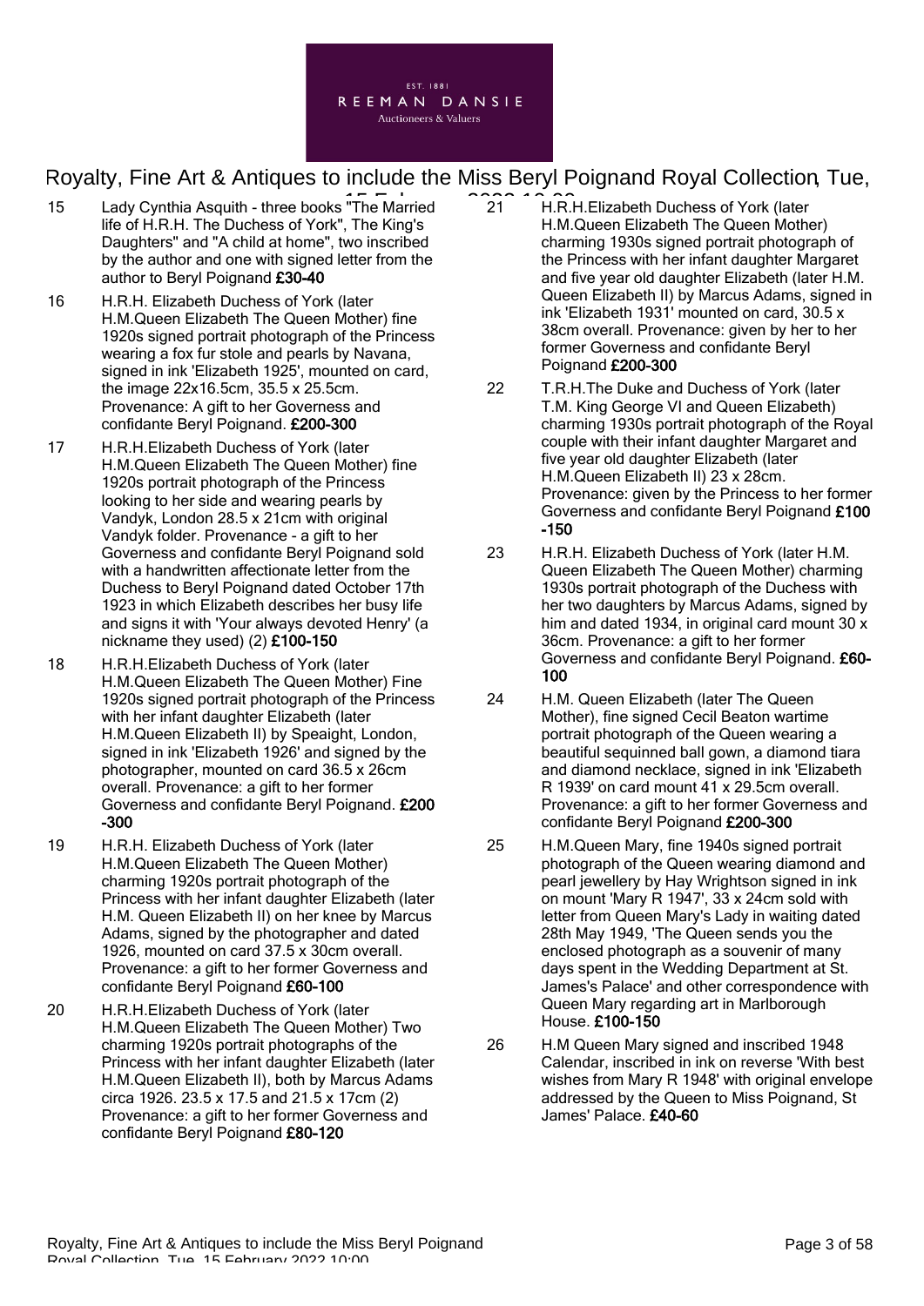15 Lady Cynthia Asquith - three books "The Married life of H.R.H. The Duchess of York", The King's Daughters" and "A child at home", two inscribed by the author and one with signed letter from the author to Beryl Poignand **£30-40**

16 H.R.H. Elizabeth Duchess of York (later H.M.Queen Elizabeth The Queen Mother) fine 1920s signed portrait photograph of the Princess wearing a fox fur stole and pearls by Navana, signed in ink 'Elizabeth 1925', mounted on card, the image 22x16.5cm, 35.5 x 25.5cm. Provenance: A gift to her Governess and confidante Beryl Poignand. **£200-300**

17 H.R.H.Elizabeth Duchess of York (later H.M.Queen Elizabeth The Queen Mother) fine 1920s portrait photograph of the Princess looking to her side and wearing pearls by Vandyk, London 28.5 x 21cm with original Vandyk folder. Provenance - a gift to her Governess and confidante Beryl Poignand sold with a handwritten affectionate letter from the Duchess to Beryl Poignand dated October 17th 1923 in which Elizabeth describes her busy life and signs it with 'Your always devoted Henry' (a nickname they used) (2) **£100-150**

18 H.R.H.Elizabeth Duchess of York (later H.M.Queen Elizabeth The Queen Mother) Fine 1920s signed portrait photograph of the Princess with her infant daughter Elizabeth (later H.M.Queen Elizabeth II) by Speaight, London, signed in ink 'Elizabeth 1926' and signed by the photographer, mounted on card 36.5 x 26cm overall. Provenance: a gift to her former Governess and confidante Beryl Poignand. **£200-300**

19 H.R.H. Elizabeth Duchess of York (later H.M.Queen Elizabeth The Queen Mother) charming 1920s portrait photograph of the Princess with her infant daughter Elizabeth (later H.M. Queen Elizabeth II) on her knee by Marcus Adams, signed by the photographer and dated 1926, mounted on card 37.5 x 30cm overall. Provenance: a gift to her former Governess and confidante Beryl Poignand **£60-100**

20 H.R.H.Elizabeth Duchess of York (later H.M.Queen Elizabeth The Queen Mother) Two charming 1920s portrait photographs of the Princess with her infant daughter Elizabeth (later H.M.Queen Elizabeth II), both by Marcus Adams circa 1926. 23.5 x 17.5 and 21.5 x 17cm (2) Provenance: a gift to her former Governess and confidante Beryl Poignand **£80-120**

21 H.R.H.Elizabeth Duchess of York (later H.M.Queen Elizabeth The Queen Mother) charming 1930s signed portrait photograph of the Princess with her infant daughter Margaret and five year old daughter Elizabeth (later H.M. Queen Elizabeth II) by Marcus Adams, signed in ink 'Elizabeth 1931' mounted on card, 30.5 x 38cm overall. Provenance: given by her to her former Governess and confidante Beryl Poignand **£200-300**

22 T.R.H.The Duke and Duchess of York (later T.M. King George VI and Queen Elizabeth) charming 1930s portrait photograph of the Royal couple with their infant daughter Margaret and five year old daughter Elizabeth (later H.M.Queen Elizabeth II) 23 x 28cm. Provenance: given by the Princess to her former Governess and confidante Beryl Poignand **£100-150**

23 H.R.H. Elizabeth Duchess of York (later H.M. Queen Elizabeth The Queen Mother) charming 1930s portrait photograph of the Duchess with her two daughters by Marcus Adams, signed by him and dated 1934, in original card mount 30 x 36cm. Provenance: a gift to her former Governess and confidante Beryl Poignand. **£60-100**

24 H.M. Queen Elizabeth (later The Queen Mother), fine signed Cecil Beaton wartime portrait photograph of the Queen wearing a beautiful sequinned ball gown, a diamond tiara and diamond necklace, signed in ink 'Elizabeth R 1939' on card mount 41 x 29.5cm overall. Provenance: a gift to her former Governess and confidante Beryl Poignand **£200-300**

25 H.M.Queen Mary, fine 1940s signed portrait photograph of the Queen wearing diamond and pearl jewellery by Hay Wrightson signed in ink on mount 'Mary R 1947', 33 x 24cm sold with letter from Queen Mary's Lady in waiting dated 28th May 1949, 'The Queen sends you the enclosed photograph as a souvenir of many days spent in the Wedding Department at St. James's Palace' and other correspondence with Queen Mary regarding art in Marlborough House. **£100-150**

26 H.M Queen Mary signed and inscribed 1948 Calendar, inscribed in ink on reverse 'With best wishes from Mary R 1948' with original envelope addressed by the Queen to Miss Poignand, St James' Palace. **£40-60**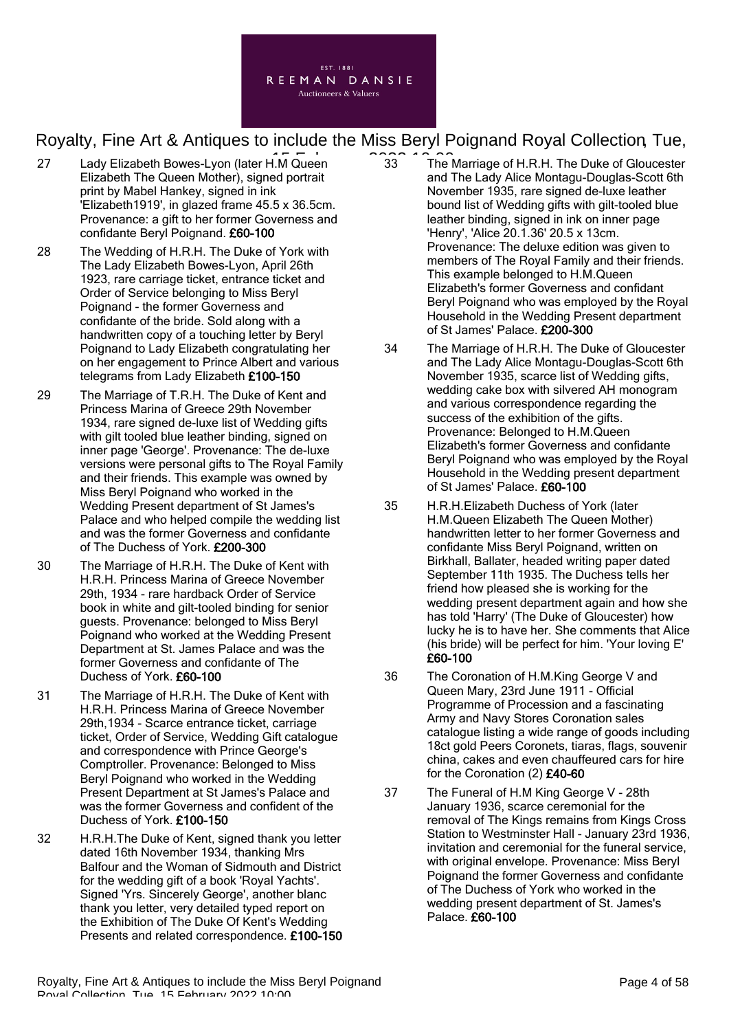27 Lady Elizabeth Bowes-Lyon (later H.M Queen Elizabeth The Queen Mother), signed portrait print by Mabel Hankey, signed in ink 'Elizabeth1919', in glazed frame 45.5 x 36.5cm. Provenance: a gift to her former Governess and confidante Beryl Poignand. **£60-100**

28 The Wedding of H.R.H. The Duke of York with The Lady Elizabeth Bowes-Lyon, April 26th 1923, rare carriage ticket, entrance ticket and Order of Service belonging to Miss Beryl Poignand - the former Governess and confidante of the bride. Sold along with a handwritten copy of a touching letter by Beryl Poignand to Lady Elizabeth congratulating her on her engagement to Prince Albert and various telegrams from Lady Elizabeth **£100-150**

29 The Marriage of T.R.H. The Duke of Kent and Princess Marina of Greece 29th November 1934, rare signed de-luxe list of Wedding gifts with gilt tooled blue leather binding, signed on inner page 'George'. Provenance: The de-luxe versions were personal gifts to The Royal Family and their friends. This example was owned by Miss Beryl Poignand who worked in the Wedding Present department of St James's Palace and who helped compile the wedding list and was the former Governess and confidante of The Duchess of York. **£200-300**

30 The Marriage of H.R.H. The Duke of Kent with H.R.H. Princess Marina of Greece November 29th, 1934 - rare hardback Order of Service book in white and gilt-tooled binding for senior guests. Provenance: belonged to Miss Beryl Poignand who worked at the Wedding Present Department at St. James Palace and was the former Governess and confidante of The Duchess of York. **£60-100**

31 The Marriage of H.R.H. The Duke of Kent with H.R.H. Princess Marina of Greece November 29th,1934 - Scarce entrance ticket, carriage ticket, Order of Service, Wedding Gift catalogue and correspondence with Prince George's Comptroller. Provenance: Belonged to Miss Beryl Poignand who worked in the Wedding Present Department at St James's Palace and was the former Governess and confident of the Duchess of York. **£100-150**

32 H.R.H.The Duke of Kent, signed thank you letter dated 16th November 1934, thanking Mrs Balfour and the Woman of Sidmouth and District for the wedding gift of a book 'Royal Yachts'. Signed 'Yrs. Sincerely George', another blanc thank you letter, very detailed typed report on the Exhibition of The Duke Of Kent's Wedding Presents and related correspondence. **£100-150**

33 The Marriage of H.R.H. The Duke of Gloucester and The Lady Alice Montagu-Douglas-Scott 6th November 1935, rare signed de-luxe leather bound list of Wedding gifts with gilt-tooled blue leather binding, signed in ink on inner page 'Henry', 'Alice 20.1.36' 20.5 x 13cm. Provenance: The deluxe edition was given to members of The Royal Family and their friends. This example belonged to H.M.Queen Elizabeth's former Governess and confidant Beryl Poignand who was employed by the Royal Household in the Wedding Present department of St James' Palace. **£200-300**

34 The Marriage of H.R.H. The Duke of Gloucester and The Lady Alice Montagu-Douglas-Scott 6th November 1935, scarce list of Wedding gifts, wedding cake box with silvered AH monogram and various correspondence regarding the success of the exhibition of the gifts. Provenance: Belonged to H.M.Queen Elizabeth's former Governess and confidante Beryl Poignand who was employed by the Royal Household in the Wedding present department of St James' Palace. **£60-100**

35 H.R.H.Elizabeth Duchess of York (later H.M.Queen Elizabeth The Queen Mother) handwritten letter to her former Governess and confidante Miss Beryl Poignand, written on Birkhall, Ballater, headed writing paper dated September 11th 1935. The Duchess tells her friend how pleased she is working for the wedding present department again and how she has told 'Harry' (The Duke of Gloucester) how lucky he is to have her. She comments that Alice (his bride) will be perfect for him. 'Your loving E' **£60-100**

36 The Coronation of H.M.King George V and Queen Mary, 23rd June 1911 - Official Programme of Procession and a fascinating Army and Navy Stores Coronation sales catalogue listing a wide range of goods including 18ct gold Peers Coronets, tiaras, flags, souvenir china, cakes and even chauffeured cars for hire for the Coronation (2) **£40-60**

37 The Funeral of H.M King George V - 28th January 1936, scarce ceremonial for the removal of The Kings remains from Kings Cross Station to Westminster Hall - January 23rd 1936, invitation and ceremonial for the funeral service, with original envelope. Provenance: Miss Beryl Poignand the former Governess and confidante of The Duchess of York who worked in the wedding present department of St. James's Palace. **£60-100**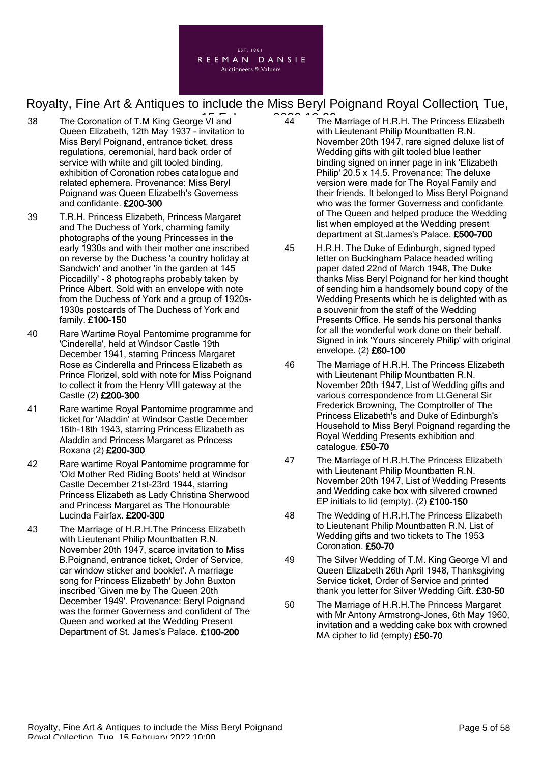38 The Coronation of T.M King George VI and Queen Elizabeth, 12th May 1937 - invitation to Miss Beryl Poignand, entrance ticket, dress regulations, ceremonial, hard back order of service with white and gilt tooled binding, exhibition of Coronation robes catalogue and related ephemera. Provenance: Miss Beryl Poignand was Queen Elizabeth's Governess and confidante. **£200-300**

39 T.R.H. Princess Elizabeth, Princess Margaret and The Duchess of York, charming family photographs of the young Princesses in the early 1930s and with their mother one inscribed on reverse by the Duchess 'a country holiday at Sandwich' and another 'in the garden at 145 Piccadilly' - 8 photographs probably taken by Prince Albert. Sold with an envelope with note from the Duchess of York and a group of 1920s-1930s postcards of The Duchess of York and family. **£100-150**

40 Rare Wartime Royal Pantomime programme for 'Cinderella', held at Windsor Castle 19th December 1941, starring Princess Margaret Rose as Cinderella and Princess Elizabeth as Prince Florizel, sold with note for Miss Poignand to collect it from the Henry VIII gateway at the Castle (2) **£200-300**

41 Rare wartime Royal Pantomime programme and ticket for 'Aladdin' at Windsor Castle December 16th-18th 1943, starring Princess Elizabeth as Aladdin and Princess Margaret as Princess Roxana (2) **£200-300**

42 Rare wartime Royal Pantomime programme for 'Old Mother Red Riding Boots' held at Windsor Castle December 21st-23rd 1944, starring Princess Elizabeth as Lady Christina Sherwood and Princess Margaret as The Honourable Lucinda Fairfax. **£200-300**

43 The Marriage of H.R.H.The Princess Elizabeth with Lieutenant Philip Mountbatten R.N. November 20th 1947, scarce invitation to Miss B.Poignand, entrance ticket, Order of Service, car window sticker and booklet'. A marriage song for Princess Elizabeth' by John Buxton inscribed 'Given me by The Queen 20th December 1949'. Provenance: Beryl Poignand was the former Governess and confident of The Queen and worked at the Wedding Present Department of St. James's Palace. **£100-200**

44 The Marriage of H.R.H. The Princess Elizabeth with Lieutenant Philip Mountbatten R.N. November 20th 1947, rare signed deluxe list of Wedding gifts with gilt tooled blue leather binding signed on inner page in ink 'Elizabeth Philip' 20.5 x 14.5. Provenance: The deluxe version were made for The Royal Family and their friends. It belonged to Miss Beryl Poignand who was the former Governess and confidante of The Queen and helped produce the Wedding list when employed at the Wedding present department at St.James's Palace. **£500-700**

45 H.R.H. The Duke of Edinburgh, signed typed letter on Buckingham Palace headed writing paper dated 22nd of March 1948, The Duke thanks Miss Beryl Poignand for her kind thought of sending him a handsomely bound copy of the Wedding Presents which he is delighted with as a souvenir from the staff of the Wedding Presents Office. He sends his personal thanks for all the wonderful work done on their behalf. Signed in ink 'Yours sincerely Philip' with original envelope. (2) **£60-100**

46 The Marriage of H.R.H. The Princess Elizabeth with Lieutenant Philip Mountbatten R.N. November 20th 1947, List of Wedding gifts and various correspondence from Lt.General Sir Frederick Browning, The Comptroller of The Princess Elizabeth's and Duke of Edinburgh's Household to Miss Beryl Poignand regarding the Royal Wedding Presents exhibition and catalogue. **£50-70**

47 The Marriage of H.R.H.The Princess Elizabeth with Lieutenant Philip Mountbatten R.N. November 20th 1947, List of Wedding Presents and Wedding cake box with silvered crowned EP initials to lid (empty). (2) **£100-150**

48 The Wedding of H.R.H.The Princess Elizabeth to Lieutenant Philip Mountbatten R.N. List of Wedding gifts and two tickets to The 1953 Coronation. **£50-70**

49 The Silver Wedding of T.M. King George VI and Queen Elizabeth 26th April 1948, Thanksgiving Service ticket, Order of Service and printed thank you letter for Silver Wedding Gift. **£30-50**

50 The Marriage of H.R.H.The Princess Margaret with Mr Antony Armstrong-Jones, 6th May 1960, invitation and a wedding cake box with crowned MA cipher to lid (empty) **£50-70**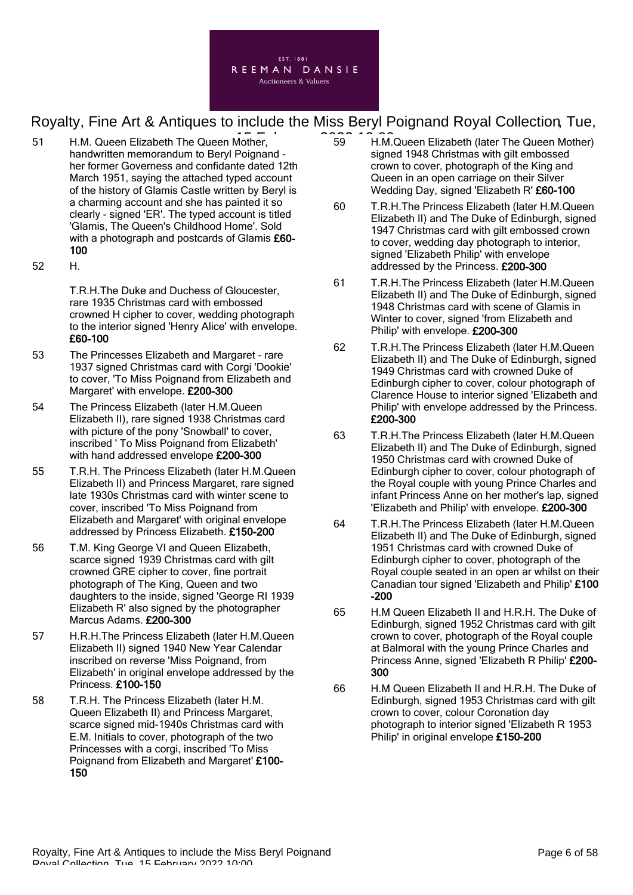51 H.M. Queen Elizabeth The Queen Mother, handwritten memorandum to Beryl Poignand - her former Governess and confidante dated 12th March 1951, saying the attached typed account of the history of Glamis Castle written by Beryl is a charming account and she has painted it so clearly - signed 'ER'. The typed account is titled 'Glamis, The Queen's Childhood Home'. Sold with a photograph and postcards of Glamis **£60-100**

52 H.

T.R.H.The Duke and Duchess of Gloucester, rare 1935 Christmas card with embossed crowned H cipher to cover, wedding photograph to the interior signed 'Henry Alice' with envelope. **£60-100**

53 The Princesses Elizabeth and Margaret - rare 1937 signed Christmas card with Corgi 'Dookie' to cover, 'To Miss Poignand from Elizabeth and Margaret' with envelope. **£200-300**

54 The Princess Elizabeth (later H.M.Queen Elizabeth II), rare signed 1938 Christmas card with picture of the pony 'Snowball' to cover, inscribed ' To Miss Poignand from Elizabeth' with hand addressed envelope **£200-300**

55 T.R.H. The Princess Elizabeth (later H.M.Queen Elizabeth II) and Princess Margaret, rare signed late 1930s Christmas card with winter scene to cover, inscribed 'To Miss Poignand from Elizabeth and Margaret' with original envelope addressed by Princess Elizabeth. **£150-200**

56 T.M. King George VI and Queen Elizabeth, scarce signed 1939 Christmas card with gilt crowned GRE cipher to cover, fine portrait photograph of The King, Queen and two daughters to the inside, signed 'George RI 1939 Elizabeth R' also signed by the photographer Marcus Adams. **£200-300**

57 H.R.H.The Princess Elizabeth (later H.M.Queen Elizabeth II) signed 1940 New Year Calendar inscribed on reverse 'Miss Poignand, from Elizabeth' in original envelope addressed by the Princess. **£100-150**

58 T.R.H. The Princess Elizabeth (later H.M. Queen Elizabeth II) and Princess Margaret, scarce signed mid-1940s Christmas card with E.M. Initials to cover, photograph of the two Princesses with a corgi, inscribed 'To Miss Poignand from Elizabeth and Margaret' **£100-150**

59 H.M.Queen Elizabeth (later The Queen Mother) signed 1948 Christmas with gilt embossed crown to cover, photograph of the King and Queen in an open carriage on their Silver Wedding Day, signed 'Elizabeth R' **£60-100**

60 T.R.H.The Princess Elizabeth (later H.M.Queen Elizabeth II) and The Duke of Edinburgh, signed 1947 Christmas card with gilt embossed crown to cover, wedding day photograph to interior, signed 'Elizabeth Philip' with envelope addressed by the Princess. **£200-300**

61 T.R.H.The Princess Elizabeth (later H.M.Queen Elizabeth II) and The Duke of Edinburgh, signed 1948 Christmas card with scene of Glamis in Winter to cover, signed 'from Elizabeth and Philip' with envelope. **£200-300**

62 T.R.H.The Princess Elizabeth (later H.M.Queen Elizabeth II) and The Duke of Edinburgh, signed 1949 Christmas card with crowned Duke of Edinburgh cipher to cover, colour photograph of Clarence House to interior signed 'Elizabeth and Philip' with envelope addressed by the Princess. **£200-300**

63 T.R.H.The Princess Elizabeth (later H.M.Queen Elizabeth II) and The Duke of Edinburgh, signed 1950 Christmas card with crowned Duke of Edinburgh cipher to cover, colour photograph of the Royal couple with young Prince Charles and infant Princess Anne on her mother's lap, signed 'Elizabeth and Philip' with envelope. **£200-300**

64 T.R.H.The Princess Elizabeth (later H.M.Queen Elizabeth II) and The Duke of Edinburgh, signed 1951 Christmas card with crowned Duke of Edinburgh cipher to cover, photograph of the Royal couple seated in an open ar whilst on their Canadian tour signed 'Elizabeth and Philip' **£100-200**

65 H.M Queen Elizabeth II and H.R.H. The Duke of Edinburgh, signed 1952 Christmas card with gilt crown to cover, photograph of the Royal couple at Balmoral with the young Prince Charles and Princess Anne, signed 'Elizabeth R Philip' **£200-300**

66 H.M Queen Elizabeth II and H.R.H. The Duke of Edinburgh, signed 1953 Christmas card with gilt crown to cover, colour Coronation day photograph to interior signed 'Elizabeth R 1953 Philip' in original envelope **£150-200**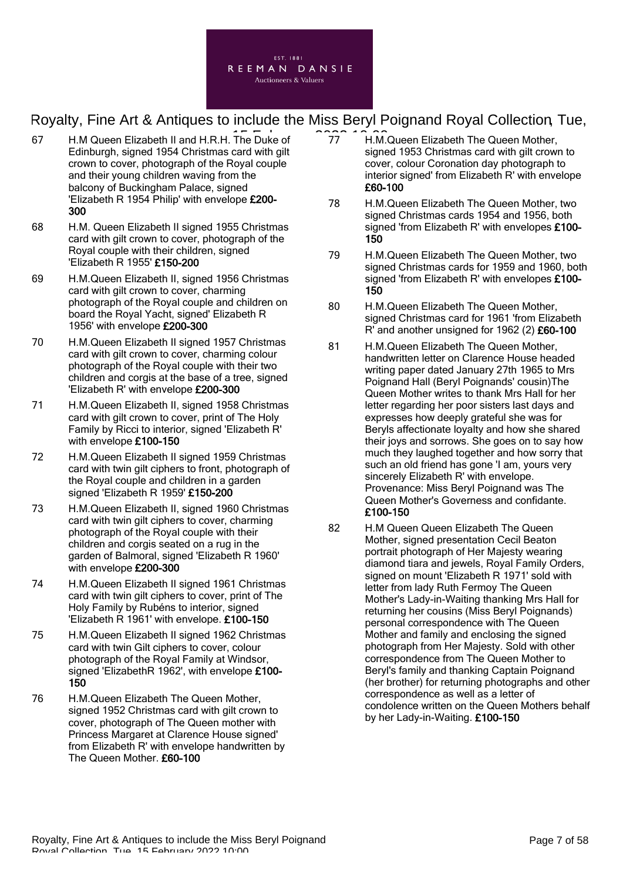67 H.M Queen Elizabeth II and H.R.H. The Duke of Edinburgh, signed 1954 Christmas card with gilt crown to cover, photograph of the Royal couple and their young children waving from the balcony of Buckingham Palace, signed 'Elizabeth R 1954 Philip' with envelope **£200-300**

68 H.M. Queen Elizabeth II signed 1955 Christmas card with gilt crown to cover, photograph of the Royal couple with their children, signed 'Elizabeth R 1955' **£150-200**

69 H.M.Queen Elizabeth II, signed 1956 Christmas card with gilt crown to cover, charming photograph of the Royal couple and children on board the Royal Yacht, signed' Elizabeth R 1956' with envelope **£200-300**

70 H.M.Queen Elizabeth II signed 1957 Christmas card with gilt crown to cover, charming colour photograph of the Royal couple with their two children and corgis at the base of a tree, signed 'Elizabeth R' with envelope **£200-300**

71 H.M.Queen Elizabeth II, signed 1958 Christmas card with gilt crown to cover, print of The Holy Family by Ricci to interior, signed 'Elizabeth R' with envelope **£100-150**

72 H.M.Queen Elizabeth II signed 1959 Christmas card with twin gilt ciphers to front, photograph of the Royal couple and children in a garden signed 'Elizabeth R 1959' **£150-200**

73 H.M.Queen Elizabeth II, signed 1960 Christmas card with twin gilt ciphers to cover, charming photograph of the Royal couple with their children and corgis seated on a rug in the garden of Balmoral, signed 'Elizabeth R 1960' with envelope **£200-300**

74 H.M.Queen Elizabeth II signed 1961 Christmas card with twin gilt ciphers to cover, print of The Holy Family by Rubéns to interior, signed 'Elizabeth R 1961' with envelope. **£100-150**

75 H.M.Queen Elizabeth II signed 1962 Christmas card with twin Gilt ciphers to cover, colour photograph of the Royal Family at Windsor, signed 'ElizabethR 1962', with envelope **£100-150**

76 H.M.Queen Elizabeth The Queen Mother, signed 1952 Christmas card with gilt crown to cover, photograph of The Queen mother with Princess Margaret at Clarence House signed' from Elizabeth R' with envelope handwritten by The Queen Mother. **£60-100**

77 H.M.Queen Elizabeth The Queen Mother, signed 1953 Christmas card with gilt crown to cover, colour Coronation day photograph to interior signed' from Elizabeth R' with envelope **£60-100**

78 H.M.Queen Elizabeth The Queen Mother, two signed Christmas cards 1954 and 1956, both signed 'from Elizabeth R' with envelopes **£100-150**

79 H.M.Queen Elizabeth The Queen Mother, two signed Christmas cards for 1959 and 1960, both signed 'from Elizabeth R' with envelopes **£100-150**

80 H.M.Queen Elizabeth The Queen Mother, signed Christmas card for 1961 'from Elizabeth R' and another unsigned for 1962 (2) **£60-100**

81 H.M.Queen Elizabeth The Queen Mother, handwritten letter on Clarence House headed writing paper dated January 27th 1965 to Mrs Poignand Hall (Beryl Poignands' cousin)The Queen Mother writes to thank Mrs Hall for her letter regarding her poor sisters last days and expresses how deeply grateful she was for Beryls affectionate loyalty and how she shared their joys and sorrows. She goes on to say how much they laughed together and how sorry that such an old friend has gone 'I am, yours very sincerely Elizabeth R' with envelope. Provenance: Miss Beryl Poignand was The Queen Mother's Governess and confidante. **£100-150**

82 H.M Queen Queen Elizabeth The Queen Mother, signed presentation Cecil Beaton portrait photograph of Her Majesty wearing diamond tiara and jewels, Royal Family Orders, signed on mount 'Elizabeth R 1971' sold with letter from lady Ruth Fermoy The Queen Mother's Lady-in-Waiting thanking Mrs Hall for returning her cousins (Miss Beryl Poignands) personal correspondence with The Queen Mother and family and enclosing the signed photograph from Her Majesty. Sold with other correspondence from The Queen Mother to Beryl's family and thanking Captain Poignand (her brother) for returning photographs and other correspondence as well as a letter of condolence written on the Queen Mothers behalf by her Lady-in-Waiting. **£100-150**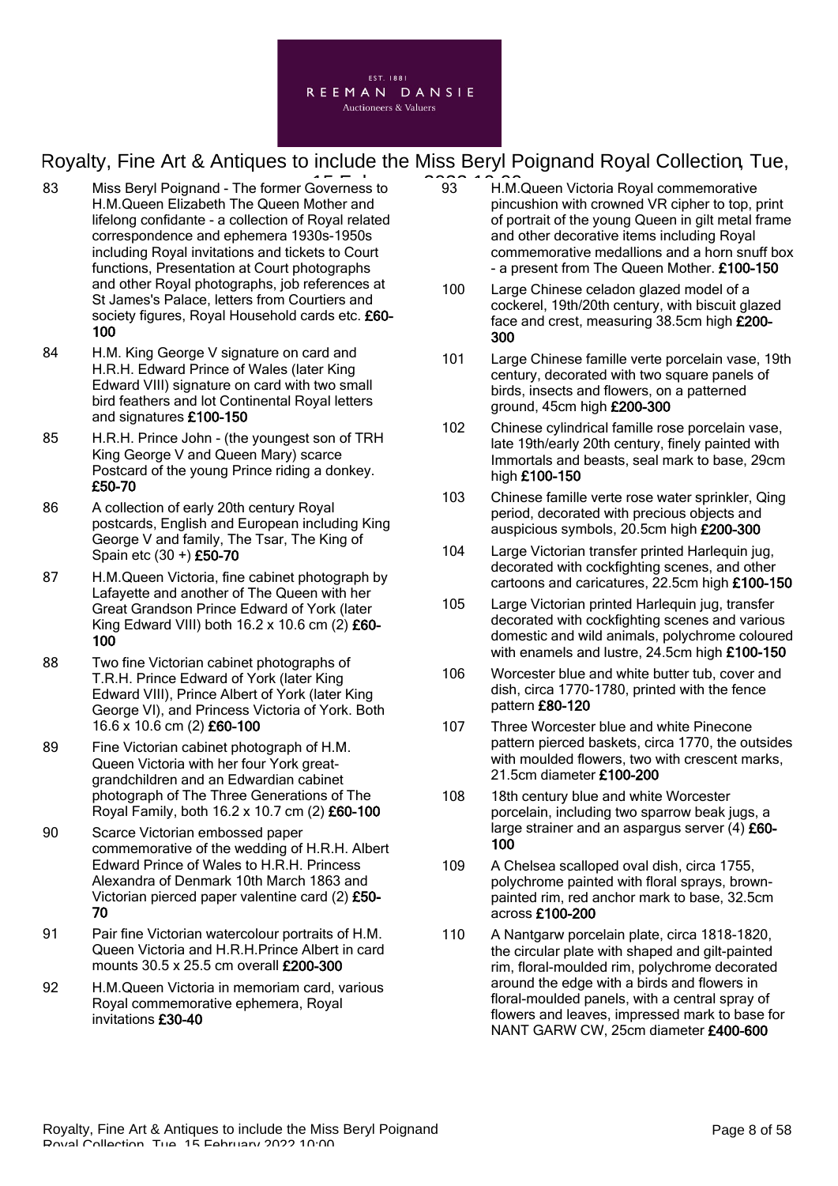83 Miss Beryl Poignand - The former Governess to H.M.Queen Elizabeth The Queen Mother and lifelong confidante - a collection of Royal related correspondence and ephemera 1930s-1950s including Royal invitations and tickets to Court functions, Presentation at Court photographs and other Royal photographs, job references at St James's Palace, letters from Courtiers and society figures, Royal Household cards etc. **£60-100**

84 H.M. King George V signature on card and H.R.H. Edward Prince of Wales (later King Edward VIII) signature on card with two small bird feathers and lot Continental Royal letters and signatures **£100-150**

85 H.R.H. Prince John - (the youngest son of TRH King George V and Queen Mary) scarce Postcard of the young Prince riding a donkey. **£50-70**

86 A collection of early 20th century Royal postcards, English and European including King George V and family, The Tsar, The King of Spain etc (30 +) **£50-70**

87 H.M.Queen Victoria, fine cabinet photograph by Lafayette and another of The Queen with her Great Grandson Prince Edward of York (later King Edward VIII) both 16.2 x 10.6 cm (2) **£60-100**

88 Two fine Victorian cabinet photographs of T.R.H. Prince Edward of York (later King Edward VIII), Prince Albert of York (later King George VI), and Princess Victoria of York. Both 16.6 x 10.6 cm (2) **£60-100**

89 Fine Victorian cabinet photograph of H.M. Queen Victoria with her four York great-grandchildren and an Edwardian cabinet photograph of The Three Generations of The Royal Family, both 16.2 x 10.7 cm (2) **£60-100**

90 Scarce Victorian embossed paper commemorative of the wedding of H.R.H. Albert Edward Prince of Wales to H.R.H. Princess Alexandra of Denmark 10th March 1863 and Victorian pierced paper valentine card (2) **£50-70**

91 Pair fine Victorian watercolour portraits of H.M. Queen Victoria and H.R.H.Prince Albert in card mounts 30.5 x 25.5 cm overall **£200-300**

92 H.M.Queen Victoria in memoriam card, various Royal commemorative ephemera, Royal invitations **£30-40**

93 H.M.Queen Victoria Royal commemorative pincushion with crowned VR cipher to top, print of portrait of the young Queen in gilt metal frame and other decorative items including Royal commemorative medallions and a horn snuff box - a present from The Queen Mother. **£100-150**

100 Large Chinese celadon glazed model of a cockerel, 19th/20th century, with biscuit glazed face and crest, measuring 38.5cm high **£200-300**

101 Large Chinese famille verte porcelain vase, 19th century, decorated with two square panels of birds, insects and flowers, on a patterned ground, 45cm high **£200-300**

102 Chinese cylindrical famille rose porcelain vase, late 19th/early 20th century, finely painted with Immortals and beasts, seal mark to base, 29cm high **£100-150**

103 Chinese famille verte rose water sprinkler, Qing period, decorated with precious objects and auspicious symbols, 20.5cm high **£200-300**

104 Large Victorian transfer printed Harlequin jug, decorated with cockfighting scenes, and other cartoons and caricatures, 22.5cm high **£100-150**

105 Large Victorian printed Harlequin jug, transfer decorated with cockfighting scenes and various domestic and wild animals, polychrome coloured with enamels and lustre, 24.5cm high **£100-150**

106 Worcester blue and white butter tub, cover and dish, circa 1770-1780, printed with the fence pattern **£80-120**

107 Three Worcester blue and white Pinecone pattern pierced baskets, circa 1770, the outsides with moulded flowers, two with crescent marks, 21.5cm diameter **£100-200**

108 18th century blue and white Worcester porcelain, including two sparrow beak jugs, a large strainer and an aspargus server (4) **£60-100**

109 A Chelsea scalloped oval dish, circa 1755, polychrome painted with floral sprays, brown-painted rim, red anchor mark to base, 32.5cm across **£100-200**

110 A Nantgarw porcelain plate, circa 1818-1820, the circular plate with shaped and gilt-painted rim, floral-moulded rim, polychrome decorated around the edge with a birds and flowers in floral-moulded panels, with a central spray of flowers and leaves, impressed mark to base for NANT GARW CW, 25cm diameter **£400-600**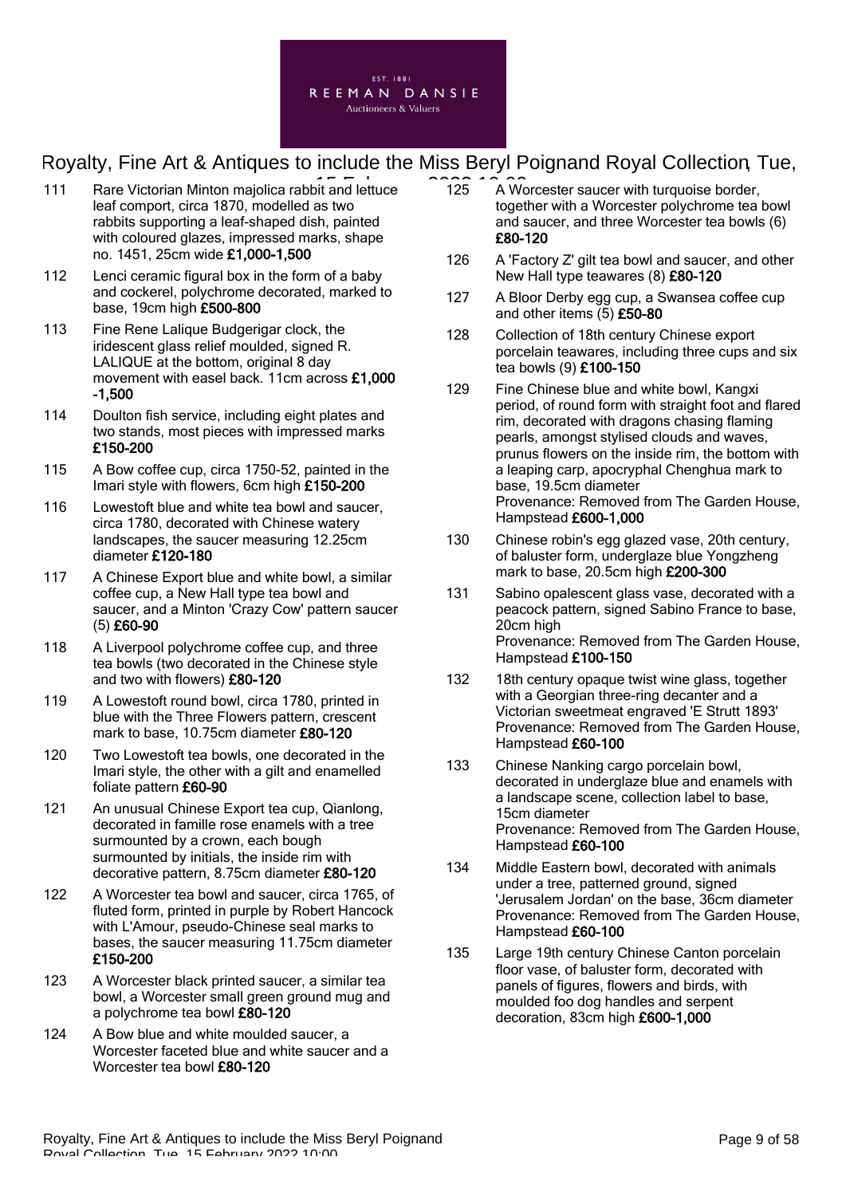111 Rare Victorian Minton majolica rabbit and lettuce leaf comport, circa 1870, modelled as two rabbits supporting a leaf-shaped dish, painted with coloured glazes, impressed marks, shape no. 1451, 25cm wide **£1,000-1,500**

112 Lenci ceramic figural box in the form of a baby and cockerel, polychrome decorated, marked to base, 19cm high **£500-800**

113 Fine Rene Lalique Budgerigar clock, the iridescent glass relief moulded, signed R. LALIQUE at the bottom, original 8 day movement with easel back. 11cm across **£1,000-1,500**

114 Doulton fish service, including eight plates and two stands, most pieces with impressed marks **£150-200**

115 A Bow coffee cup, circa 1750-52, painted in the Imari style with flowers, 6cm high **£150-200**

116 Lowestoft blue and white tea bowl and saucer, circa 1780, decorated with Chinese watery landscapes, the saucer measuring 12.25cm diameter **£120-180**

117 A Chinese Export blue and white bowl, a similar coffee cup, a New Hall type tea bowl and saucer, and a Minton 'Crazy Cow' pattern saucer (5) **£60-90**

118 A Liverpool polychrome coffee cup, and three tea bowls (two decorated in the Chinese style and two with flowers) **£80-120**

119 A Lowestoft round bowl, circa 1780, printed in blue with the Three Flowers pattern, crescent mark to base, 10.75cm diameter **£80-120**

120 Two Lowestoft tea bowls, one decorated in the Imari style, the other with a gilt and enamelled foliate pattern **£60-90**

121 An unusual Chinese Export tea cup, Qianlong, decorated in famille rose enamels with a tree surmounted by a crown, each bough surmounted by initials, the inside rim with decorative pattern, 8.75cm diameter **£80-120**

122 A Worcester tea bowl and saucer, circa 1765, of fluted form, printed in purple by Robert Hancock with L'Amour, pseudo-Chinese seal marks to bases, the saucer measuring 11.75cm diameter **£150-200**

123 A Worcester black printed saucer, a similar tea bowl, a Worcester small green ground mug and a polychrome tea bowl **£80-120**

124 A Bow blue and white moulded saucer, a Worcester faceted blue and white saucer and a Worcester tea bowl **£80-120**

125 A Worcester saucer with turquoise border, together with a Worcester polychrome tea bowl and saucer, and three Worcester tea bowls (6) **£80-120**

126 A 'Factory Z' gilt tea bowl and saucer, and other New Hall type teawares (8) **£80-120**

127 A Bloor Derby egg cup, a Swansea coffee cup and other items (5) **£50-80**

128 Collection of 18th century Chinese export porcelain teawares, including three cups and six tea bowls (9) **£100-150**

129 Fine Chinese blue and white bowl, Kangxi period, of round form with straight foot and flared rim, decorated with dragons chasing flaming pearls, amongst stylised clouds and waves, prunus flowers on the inside rim, the bottom with a leaping carp, apocryphal Chenghua mark to base, 19.5cm diameter
Provenance: Removed from The Garden House, Hampstead **£600-1,000**

130 Chinese robin's egg glazed vase, 20th century, of baluster form, underglaze blue Yongzheng mark to base, 20.5cm high **£200-300**

131 Sabino opalescent glass vase, decorated with a peacock pattern, signed Sabino France to base, 20cm high
Provenance: Removed from The Garden House, Hampstead **£100-150**

132 18th century opaque twist wine glass, together with a Georgian three-ring decanter and a Victorian sweetmeat engraved 'E Strutt 1893'
Provenance: Removed from The Garden House, Hampstead **£60-100**

133 Chinese Nanking cargo porcelain bowl, decorated in underglaze blue and enamels with a landscape scene, collection label to base, 15cm diameter
Provenance: Removed from The Garden House, Hampstead **£60-100**

134 Middle Eastern bowl, decorated with animals under a tree, patterned ground, signed 'Jerusalem Jordan' on the base, 36cm diameter
Provenance: Removed from The Garden House, Hampstead **£60-100**

135 Large 19th century Chinese Canton porcelain floor vase, of baluster form, decorated with panels of figures, flowers and birds, with moulded foo dog handles and serpent decoration, 83cm high **£600-1,000**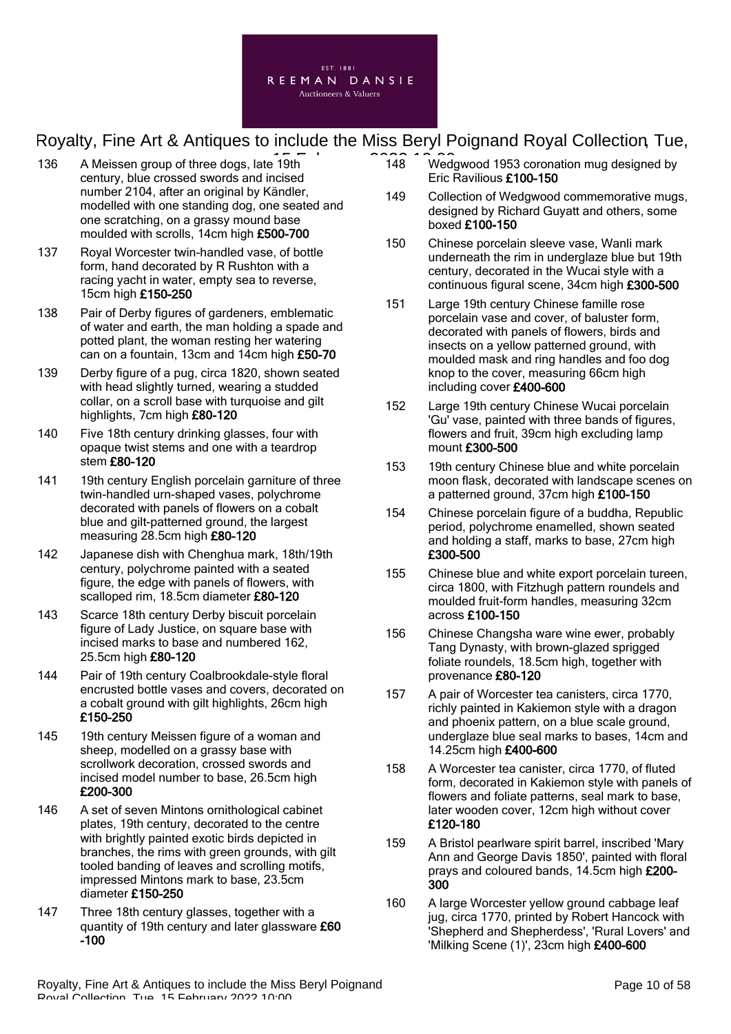136 A Meissen group of three dogs, late 19th century, blue crossed swords and incised number 2104, after an original by Kändler, modelled with one standing dog, one seated and one scratching, on a grassy mound base moulded with scrolls, 14cm high **£500-700**

137 Royal Worcester twin-handled vase, of bottle form, hand decorated by R Rushton with a racing yacht in water, empty sea to reverse, 15cm high **£150-250**

138 Pair of Derby figures of gardeners, emblematic of water and earth, the man holding a spade and potted plant, the woman resting her watering can on a fountain, 13cm and 14cm high **£50-70**

139 Derby figure of a pug, circa 1820, shown seated with head slightly turned, wearing a studded collar, on a scroll base with turquoise and gilt highlights, 7cm high **£80-120**

140 Five 18th century drinking glasses, four with opaque twist stems and one with a teardrop stem **£80-120**

141 19th century English porcelain garniture of three twin-handled urn-shaped vases, polychrome decorated with panels of flowers on a cobalt blue and gilt-patterned ground, the largest measuring 28.5cm high **£80-120**

142 Japanese dish with Chenghua mark, 18th/19th century, polychrome painted with a seated figure, the edge with panels of flowers, with scalloped rim, 18.5cm diameter **£80-120**

143 Scarce 18th century Derby biscuit porcelain figure of Lady Justice, on square base with incised marks to base and numbered 162, 25.5cm high **£80-120**

144 Pair of 19th century Coalbrookdale-style floral encrusted bottle vases and covers, decorated on a cobalt ground with gilt highlights, 26cm high **£150-250**

145 19th century Meissen figure of a woman and sheep, modelled on a grassy base with scrollwork decoration, crossed swords and incised model number to base, 26.5cm high **£200-300**

146 A set of seven Mintons ornithological cabinet plates, 19th century, decorated to the centre with brightly painted exotic birds depicted in branches, the rims with green grounds, with gilt tooled banding of leaves and scrolling motifs, impressed Mintons mark to base, 23.5cm diameter **£150-250**

147 Three 18th century glasses, together with a quantity of 19th century and later glassware **£60-100**

148 Wedgwood 1953 coronation mug designed by Eric Ravilious **£100-150**

149 Collection of Wedgwood commemorative mugs, designed by Richard Guyatt and others, some boxed **£100-150**

150 Chinese porcelain sleeve vase, Wanli mark underneath the rim in underglaze blue but 19th century, decorated in the Wucai style with a continuous figural scene, 34cm high **£300-500**

151 Large 19th century Chinese famille rose porcelain vase and cover, of baluster form, decorated with panels of flowers, birds and insects on a yellow patterned ground, with moulded mask and ring handles and foo dog knop to the cover, measuring 66cm high including cover **£400-600**

152 Large 19th century Chinese Wucai porcelain 'Gu' vase, painted with three bands of figures, flowers and fruit, 39cm high excluding lamp mount **£300-500**

153 19th century Chinese blue and white porcelain moon flask, decorated with landscape scenes on a patterned ground, 37cm high **£100-150**

154 Chinese porcelain figure of a buddha, Republic period, polychrome enamelled, shown seated and holding a staff, marks to base, 27cm high **£300-500**

155 Chinese blue and white export porcelain tureen, circa 1800, with Fitzhugh pattern roundels and moulded fruit-form handles, measuring 32cm across **£100-150**

156 Chinese Changsha ware wine ewer, probably Tang Dynasty, with brown-glazed sprigged foliate roundels, 18.5cm high, together with provenance **£80-120**

157 A pair of Worcester tea canisters, circa 1770, richly painted in Kakiemon style with a dragon and phoenix pattern, on a blue scale ground, underglaze blue seal marks to bases, 14cm and 14.25cm high **£400-600**

158 A Worcester tea canister, circa 1770, of fluted form, decorated in Kakiemon style with panels of flowers and foliate patterns, seal mark to base, later wooden cover, 12cm high without cover **£120-180**

159 A Bristol pearlware spirit barrel, inscribed 'Mary Ann and George Davis 1850', painted with floral prays and coloured bands, 14.5cm high **£200-300**

160 A large Worcester yellow ground cabbage leaf jug, circa 1770, printed by Robert Hancock with 'Shepherd and Shepherdess', 'Rural Lovers' and 'Milking Scene (1)', 23cm high **£400-600**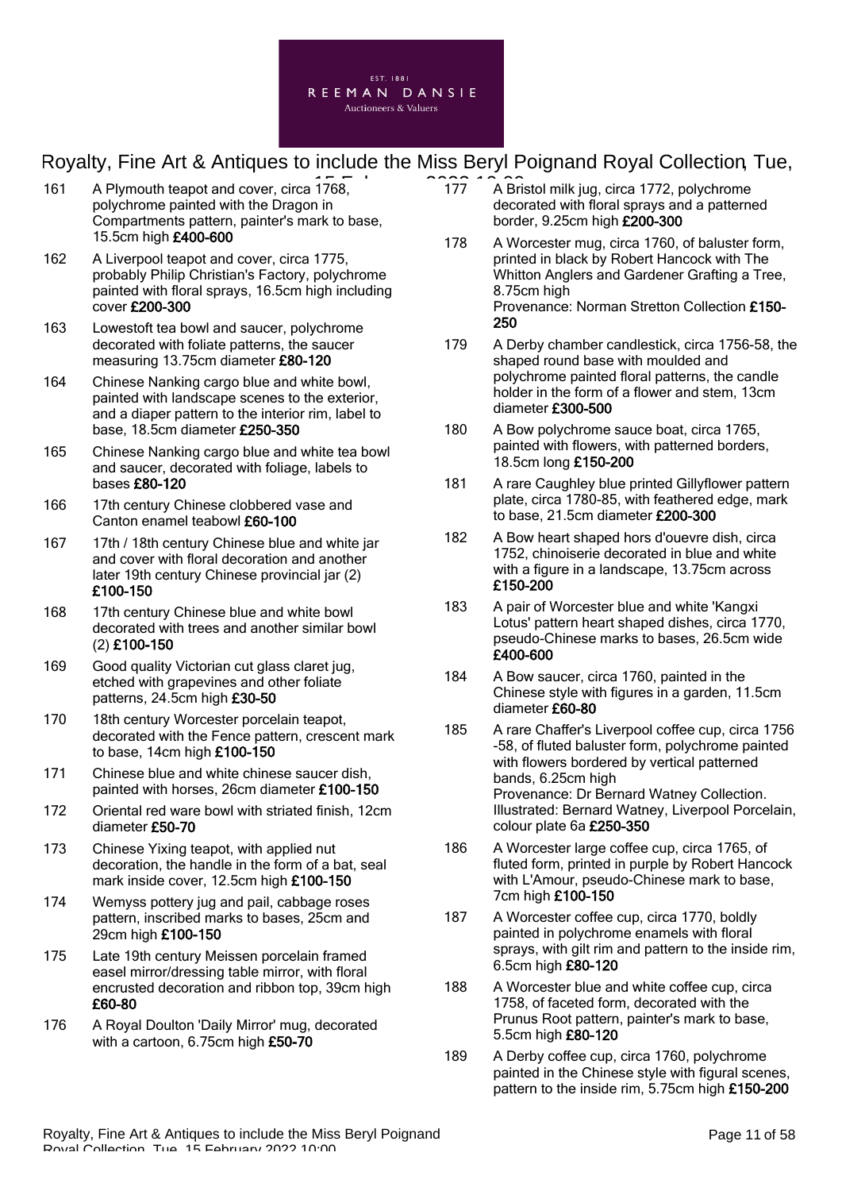161 A Plymouth teapot and cover, circa 1768, polychrome painted with the Dragon in Compartments pattern, painter's mark to base, 15.5cm high **£400-600**

162 A Liverpool teapot and cover, circa 1775, probably Philip Christian's Factory, polychrome painted with floral sprays, 16.5cm high including cover **£200-300**

163 Lowestoft tea bowl and saucer, polychrome decorated with foliate patterns, the saucer measuring 13.75cm diameter **£80-120**

164 Chinese Nanking cargo blue and white bowl, painted with landscape scenes to the exterior, and a diaper pattern to the interior rim, label to base, 18.5cm diameter **£250-350**

165 Chinese Nanking cargo blue and white tea bowl and saucer, decorated with foliage, labels to bases **£80-120**

166 17th century Chinese clobbered vase and Canton enamel teabowl **£60-100**

167 17th / 18th century Chinese blue and white jar and cover with floral decoration and another later 19th century Chinese provincial jar (2) **£100-150**

168 17th century Chinese blue and white bowl decorated with trees and another similar bowl (2) **£100-150**

169 Good quality Victorian cut glass claret jug, etched with grapevines and other foliate patterns, 24.5cm high **£30-50**

170 18th century Worcester porcelain teapot, decorated with the Fence pattern, crescent mark to base, 14cm high **£100-150**

171 Chinese blue and white chinese saucer dish, painted with horses, 26cm diameter **£100-150**

172 Oriental red ware bowl with striated finish, 12cm diameter **£50-70**

173 Chinese Yixing teapot, with applied nut decoration, the handle in the form of a bat, seal mark inside cover, 12.5cm high **£100-150**

174 Wemyss pottery jug and pail, cabbage roses pattern, inscribed marks to bases, 25cm and 29cm high **£100-150**

175 Late 19th century Meissen porcelain framed easel mirror/dressing table mirror, with floral encrusted decoration and ribbon top, 39cm high **£60-80**

176 A Royal Doulton 'Daily Mirror' mug, decorated with a cartoon, 6.75cm high **£50-70**

177 A Bristol milk jug, circa 1772, polychrome decorated with floral sprays and a patterned border, 9.25cm high **£200-300**

178 A Worcester mug, circa 1760, of baluster form, printed in black by Robert Hancock with The Whitton Anglers and Gardener Grafting a Tree, 8.75cm high
Provenance: Norman Stretton Collection **£150-250**

179 A Derby chamber candlestick, circa 1756-58, the shaped round base with moulded and polychrome painted floral patterns, the candle holder in the form of a flower and stem, 13cm diameter **£300-500**

180 A Bow polychrome sauce boat, circa 1765, painted with flowers, with patterned borders, 18.5cm long **£150-200**

181 A rare Caughley blue printed Gillyflower pattern plate, circa 1780-85, with feathered edge, mark to base, 21.5cm diameter **£200-300**

182 A Bow heart shaped hors d'ouevre dish, circa 1752, chinoiserie decorated in blue and white with a figure in a landscape, 13.75cm across **£150-200**

183 A pair of Worcester blue and white 'Kangxi Lotus' pattern heart shaped dishes, circa 1770, pseudo-Chinese marks to bases, 26.5cm wide **£400-600**

184 A Bow saucer, circa 1760, painted in the Chinese style with figures in a garden, 11.5cm diameter **£60-80**

185 A rare Chaffer's Liverpool coffee cup, circa 1756-58, of fluted baluster form, polychrome painted with flowers bordered by vertical patterned bands, 6.25cm high
Provenance: Dr Bernard Watney Collection. Illustrated: Bernard Watney, Liverpool Porcelain, colour plate 6a **£250-350**

186 A Worcester large coffee cup, circa 1765, of fluted form, printed in purple by Robert Hancock with L'Amour, pseudo-Chinese mark to base, 7cm high **£100-150**

187 A Worcester coffee cup, circa 1770, boldly painted in polychrome enamels with floral sprays, with gilt rim and pattern to the inside rim, 6.5cm high **£80-120**

188 A Worcester blue and white coffee cup, circa 1758, of faceted form, decorated with the Prunus Root pattern, painter's mark to base, 5.5cm high **£80-120**

189 A Derby coffee cup, circa 1760, polychrome painted in the Chinese style with figural scenes, pattern to the inside rim, 5.75cm high **£150-200**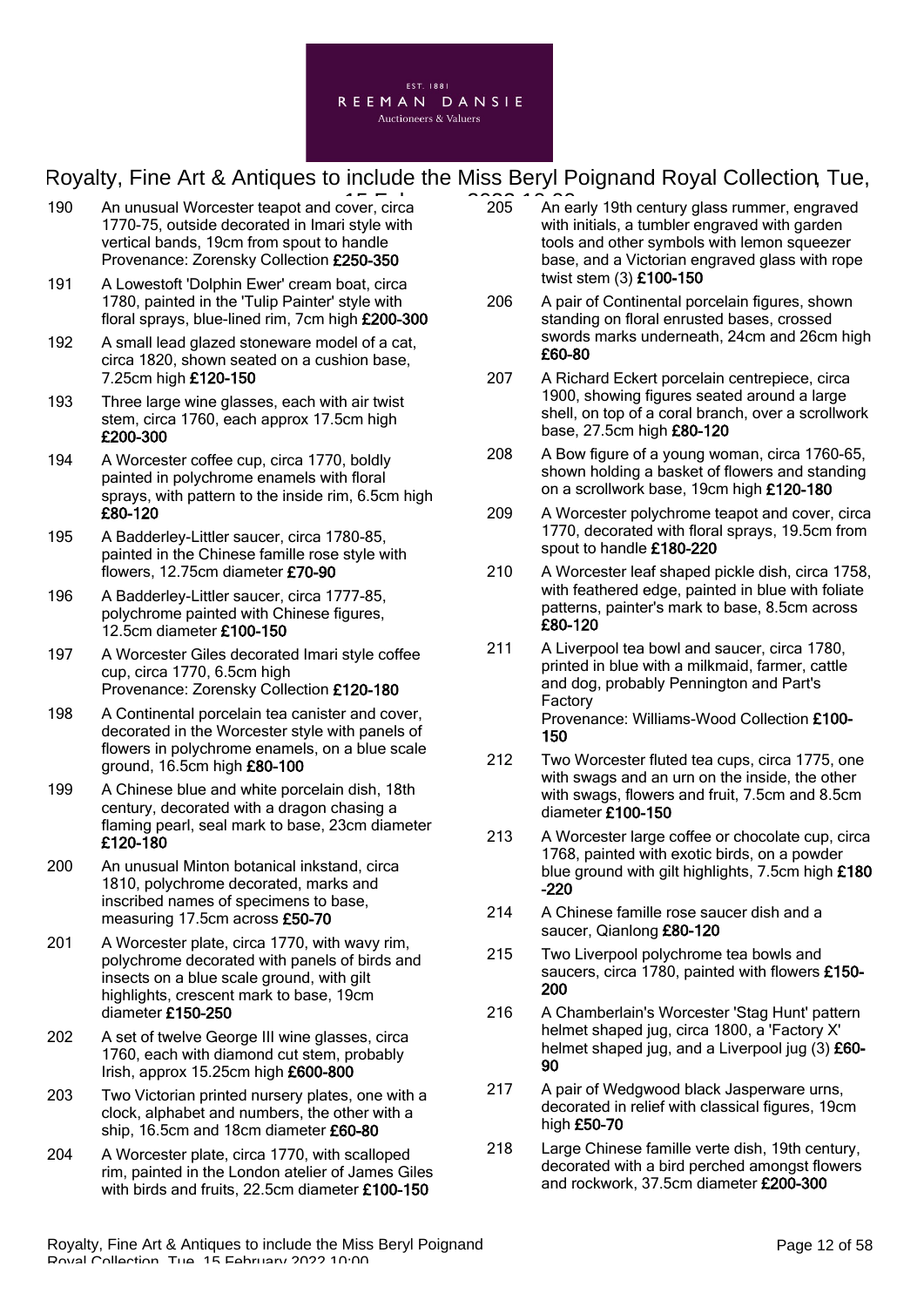190 An unusual Worcester teapot and cover, circa 1770-75, outside decorated in Imari style with vertical bands, 19cm from spout to handle
Provenance: Zorensky Collection **£250-350**

191 A Lowestoft 'Dolphin Ewer' cream boat, circa 1780, painted in the 'Tulip Painter' style with floral sprays, blue-lined rim, 7cm high **£200-300**

192 A small lead glazed stoneware model of a cat, circa 1820, shown seated on a cushion base, 7.25cm high **£120-150**

193 Three large wine glasses, each with air twist stem, circa 1760, each approx 17.5cm high **£200-300**

194 A Worcester coffee cup, circa 1770, boldly painted in polychrome enamels with floral sprays, with pattern to the inside rim, 6.5cm high **£80-120**

195 A Badderley-Littler saucer, circa 1780-85, painted in the Chinese famille rose style with flowers, 12.75cm diameter **£70-90**

196 A Badderley-Littler saucer, circa 1777-85, polychrome painted with Chinese figures, 12.5cm diameter **£100-150**

197 A Worcester Giles decorated Imari style coffee cup, circa 1770, 6.5cm high
Provenance: Zorensky Collection **£120-180**

198 A Continental porcelain tea canister and cover, decorated in the Worcester style with panels of flowers in polychrome enamels, on a blue scale ground, 16.5cm high **£80-100**

199 A Chinese blue and white porcelain dish, 18th century, decorated with a dragon chasing a flaming pearl, seal mark to base, 23cm diameter **£120-180**

200 An unusual Minton botanical inkstand, circa 1810, polychrome decorated, marks and inscribed names of specimens to base, measuring 17.5cm across **£50-70**

201 A Worcester plate, circa 1770, with wavy rim, polychrome decorated with panels of birds and insects on a blue scale ground, with gilt highlights, crescent mark to base, 19cm diameter **£150-250**

202 A set of twelve George III wine glasses, circa 1760, each with diamond cut stem, probably Irish, approx 15.25cm high **£600-800**

203 Two Victorian printed nursery plates, one with a clock, alphabet and numbers, the other with a ship, 16.5cm and 18cm diameter **£60-80**

204 A Worcester plate, circa 1770, with scalloped rim, painted in the London atelier of James Giles with birds and fruits, 22.5cm diameter **£100-150**

205 An early 19th century glass rummer, engraved with initials, a tumbler engraved with garden tools and other symbols with lemon squeezer base, and a Victorian engraved glass with rope twist stem (3) **£100-150**

206 A pair of Continental porcelain figures, shown standing on floral enrusted bases, crossed swords marks underneath, 24cm and 26cm high **£60-80**

207 A Richard Eckert porcelain centrepiece, circa 1900, showing figures seated around a large shell, on top of a coral branch, over a scrollwork base, 27.5cm high **£80-120**

208 A Bow figure of a young woman, circa 1760-65, shown holding a basket of flowers and standing on a scrollwork base, 19cm high **£120-180**

209 A Worcester polychrome teapot and cover, circa 1770, decorated with floral sprays, 19.5cm from spout to handle **£180-220**

210 A Worcester leaf shaped pickle dish, circa 1758, with feathered edge, painted in blue with foliate patterns, painter's mark to base, 8.5cm across **£80-120**

211 A Liverpool tea bowl and saucer, circa 1780, printed in blue with a milkmaid, farmer, cattle and dog, probably Pennington and Part's Factory
Provenance: Williams-Wood Collection **£100-150**

212 Two Worcester fluted tea cups, circa 1775, one with swags and an urn on the inside, the other with swags, flowers and fruit, 7.5cm and 8.5cm diameter **£100-150**

213 A Worcester large coffee or chocolate cup, circa 1768, painted with exotic birds, on a powder blue ground with gilt highlights, 7.5cm high **£180-220**

214 A Chinese famille rose saucer dish and a saucer, Qianlong **£80-120**

215 Two Liverpool polychrome tea bowls and saucers, circa 1780, painted with flowers **£150-200**

216 A Chamberlain's Worcester 'Stag Hunt' pattern helmet shaped jug, circa 1800, a 'Factory X' helmet shaped jug, and a Liverpool jug (3) **£60-90**

217 A pair of Wedgwood black Jasperware urns, decorated in relief with classical figures, 19cm high **£50-70**

218 Large Chinese famille verte dish, 19th century, decorated with a bird perched amongst flowers and rockwork, 37.5cm diameter **£200-300**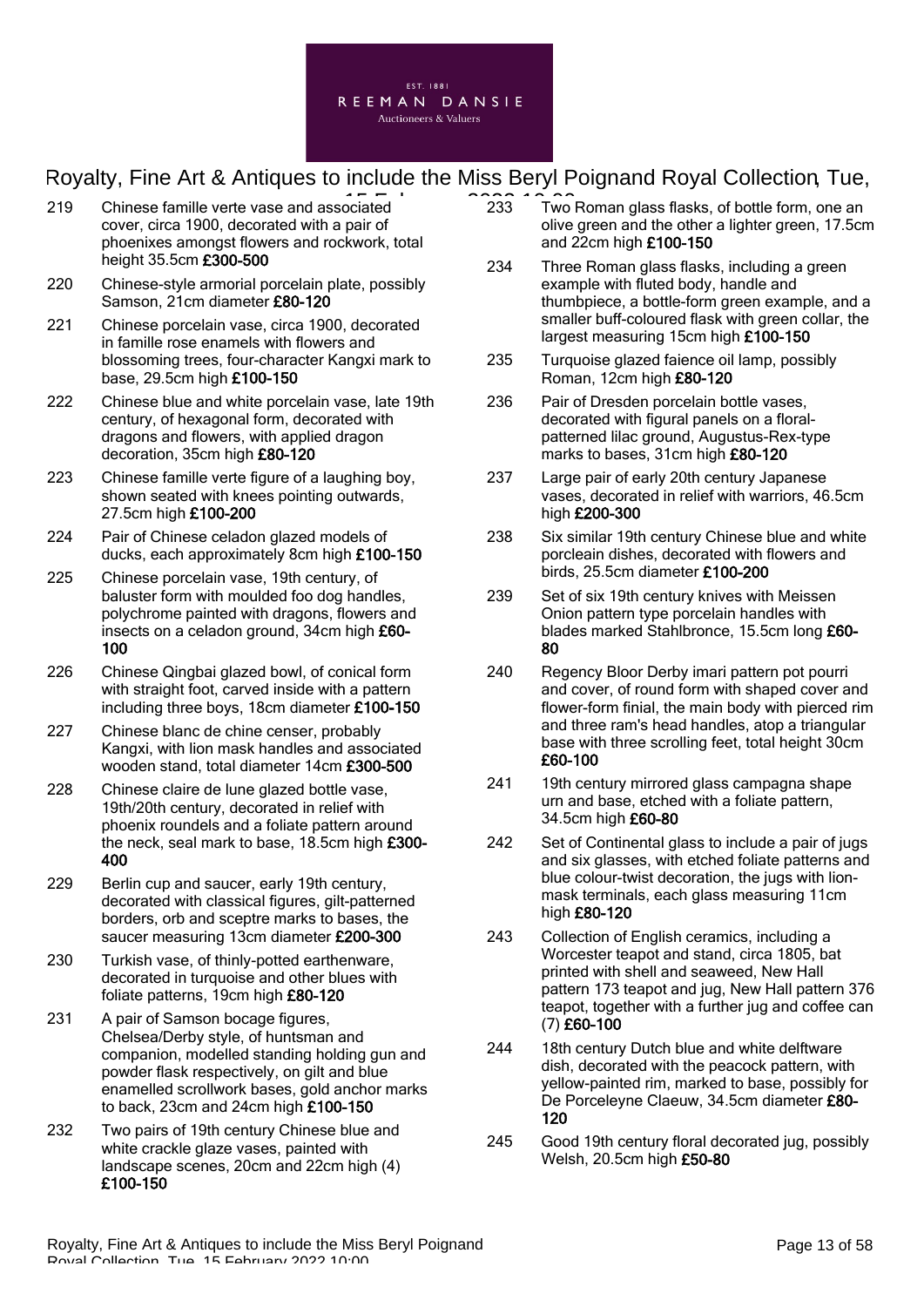219 Chinese famille verte vase and associated cover, circa 1900, decorated with a pair of phoenixes amongst flowers and rockwork, total height 35.5cm **£300-500**

220 Chinese-style armorial porcelain plate, possibly Samson, 21cm diameter **£80-120**

221 Chinese porcelain vase, circa 1900, decorated in famille rose enamels with flowers and blossoming trees, four-character Kangxi mark to base, 29.5cm high **£100-150**

222 Chinese blue and white porcelain vase, late 19th century, of hexagonal form, decorated with dragons and flowers, with applied dragon decoration, 35cm high **£80-120**

223 Chinese famille verte figure of a laughing boy, shown seated with knees pointing outwards, 27.5cm high **£100-200**

224 Pair of Chinese celadon glazed models of ducks, each approximately 8cm high **£100-150**

225 Chinese porcelain vase, 19th century, of baluster form with moulded foo dog handles, polychrome painted with dragons, flowers and insects on a celadon ground, 34cm high **£60-100**

226 Chinese Qingbai glazed bowl, of conical form with straight foot, carved inside with a pattern including three boys, 18cm diameter **£100-150**

227 Chinese blanc de chine censer, probably Kangxi, with lion mask handles and associated wooden stand, total diameter 14cm **£300-500**

228 Chinese claire de lune glazed bottle vase, 19th/20th century, decorated in relief with phoenix roundels and a foliate pattern around the neck, seal mark to base, 18.5cm high **£300-400**

229 Berlin cup and saucer, early 19th century, decorated with classical figures, gilt-patterned borders, orb and sceptre marks to bases, the saucer measuring 13cm diameter **£200-300**

230 Turkish vase, of thinly-potted earthenware, decorated in turquoise and other blues with foliate patterns, 19cm high **£80-120**

231 A pair of Samson bocage figures, Chelsea/Derby style, of huntsman and companion, modelled standing holding gun and powder flask respectively, on gilt and blue enamelled scrollwork bases, gold anchor marks to back, 23cm and 24cm high **£100-150**

232 Two pairs of 19th century Chinese blue and white crackle glaze vases, painted with landscape scenes, 20cm and 22cm high (4) **£100-150**

233 Two Roman glass flasks, of bottle form, one an olive green and the other a lighter green, 17.5cm and 22cm high **£100-150**

234 Three Roman glass flasks, including a green example with fluted body, handle and thumbpiece, a bottle-form green example, and a smaller buff-coloured flask with green collar, the largest measuring 15cm high **£100-150**

235 Turquoise glazed faience oil lamp, possibly Roman, 12cm high **£80-120**

236 Pair of Dresden porcelain bottle vases, decorated with figural panels on a floral-patterned lilac ground, Augustus-Rex-type marks to bases, 31cm high **£80-120**

237 Large pair of early 20th century Japanese vases, decorated in relief with warriors, 46.5cm high **£200-300**

238 Six similar 19th century Chinese blue and white porcleain dishes, decorated with flowers and birds, 25.5cm diameter **£100-200**

239 Set of six 19th century knives with Meissen Onion pattern type porcelain handles with blades marked Stahlbronce, 15.5cm long **£60-80**

240 Regency Bloor Derby imari pattern pot pourri and cover, of round form with shaped cover and flower-form finial, the main body with pierced rim and three ram's head handles, atop a triangular base with three scrolling feet, total height 30cm **£60-100**

241 19th century mirrored glass campagna shape urn and base, etched with a foliate pattern, 34.5cm high **£60-80**

242 Set of Continental glass to include a pair of jugs and six glasses, with etched foliate patterns and blue colour-twist decoration, the jugs with lion-mask terminals, each glass measuring 11cm high **£80-120**

243 Collection of English ceramics, including a Worcester teapot and stand, circa 1805, bat printed with shell and seaweed, New Hall pattern 173 teapot and jug, New Hall pattern 376 teapot, together with a further jug and coffee can (7) **£60-100**

244 18th century Dutch blue and white delftware dish, decorated with the peacock pattern, with yellow-painted rim, marked to base, possibly for De Porceleyne Claeuw, 34.5cm diameter **£80-120**

245 Good 19th century floral decorated jug, possibly Welsh, 20.5cm high **£50-80**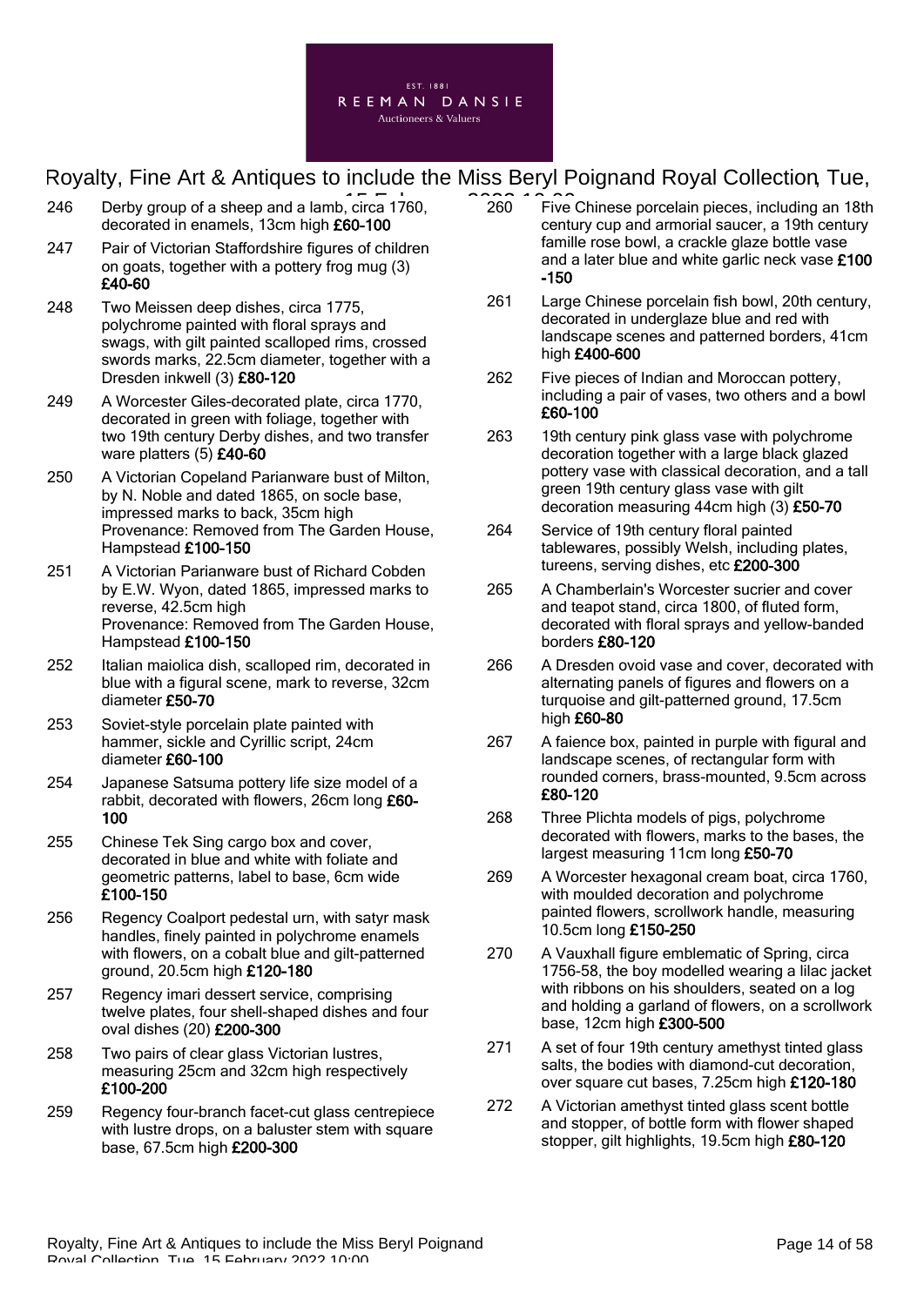246 Derby group of a sheep and a lamb, circa 1760, decorated in enamels, 13cm high **£60-100**

247 Pair of Victorian Staffordshire figures of children on goats, together with a pottery frog mug (3) **£40-60**

248 Two Meissen deep dishes, circa 1775, polychrome painted with floral sprays and swags, with gilt painted scalloped rims, crossed swords marks, 22.5cm diameter, together with a Dresden inkwell (3) **£80-120**

249 A Worcester Giles-decorated plate, circa 1770, decorated in green with foliage, together with two 19th century Derby dishes, and two transfer ware platters (5) **£40-60**

250 A Victorian Copeland Parianware bust of Milton, by N. Noble and dated 1865, on socle base, impressed marks to back, 35cm high
Provenance: Removed from The Garden House, Hampstead **£100-150**

251 A Victorian Parianware bust of Richard Cobden by E.W. Wyon, dated 1865, impressed marks to reverse, 42.5cm high
Provenance: Removed from The Garden House, Hampstead **£100-150**

252 Italian maiolica dish, scalloped rim, decorated in blue with a figural scene, mark to reverse, 32cm diameter **£50-70**

253 Soviet-style porcelain plate painted with hammer, sickle and Cyrillic script, 24cm diameter **£60-100**

254 Japanese Satsuma pottery life size model of a rabbit, decorated with flowers, 26cm long **£60-100**

255 Chinese Tek Sing cargo box and cover, decorated in blue and white with foliate and geometric patterns, label to base, 6cm wide **£100-150**

256 Regency Coalport pedestal urn, with satyr mask handles, finely painted in polychrome enamels with flowers, on a cobalt blue and gilt-patterned ground, 20.5cm high **£120-180**

257 Regency imari dessert service, comprising twelve plates, four shell-shaped dishes and four oval dishes (20) **£200-300**

258 Two pairs of clear glass Victorian lustres, measuring 25cm and 32cm high respectively **£100-200**

259 Regency four-branch facet-cut glass centrepiece with lustre drops, on a baluster stem with square base, 67.5cm high **£200-300**

260 Five Chinese porcelain pieces, including an 18th century cup and armorial saucer, a 19th century famille rose bowl, a crackle glaze bottle vase and a later blue and white garlic neck vase **£100-150**

261 Large Chinese porcelain fish bowl, 20th century, decorated in underglaze blue and red with landscape scenes and patterned borders, 41cm high **£400-600**

262 Five pieces of Indian and Moroccan pottery, including a pair of vases, two others and a bowl **£60-100**

263 19th century pink glass vase with polychrome decoration together with a large black glazed pottery vase with classical decoration, and a tall green 19th century glass vase with gilt decoration measuring 44cm high (3) **£50-70**

264 Service of 19th century floral painted tablewares, possibly Welsh, including plates, tureens, serving dishes, etc **£200-300**

265 A Chamberlain's Worcester sucrier and cover and teapot stand, circa 1800, of fluted form, decorated with floral sprays and yellow-banded borders **£80-120**

266 A Dresden ovoid vase and cover, decorated with alternating panels of figures and flowers on a turquoise and gilt-patterned ground, 17.5cm high **£60-80**

267 A faience box, painted in purple with figural and landscape scenes, of rectangular form with rounded corners, brass-mounted, 9.5cm across **£80-120**

268 Three Plichta models of pigs, polychrome decorated with flowers, marks to the bases, the largest measuring 11cm long **£50-70**

269 A Worcester hexagonal cream boat, circa 1760, with moulded decoration and polychrome painted flowers, scrollwork handle, measuring 10.5cm long **£150-250**

270 A Vauxhall figure emblematic of Spring, circa 1756-58, the boy modelled wearing a lilac jacket with ribbons on his shoulders, seated on a log and holding a garland of flowers, on a scrollwork base, 12cm high **£300-500**

271 A set of four 19th century amethyst tinted glass salts, the bodies with diamond-cut decoration, over square cut bases, 7.25cm high **£120-180**

272 A Victorian amethyst tinted glass scent bottle and stopper, of bottle form with flower shaped stopper, gilt highlights, 19.5cm high **£80-120**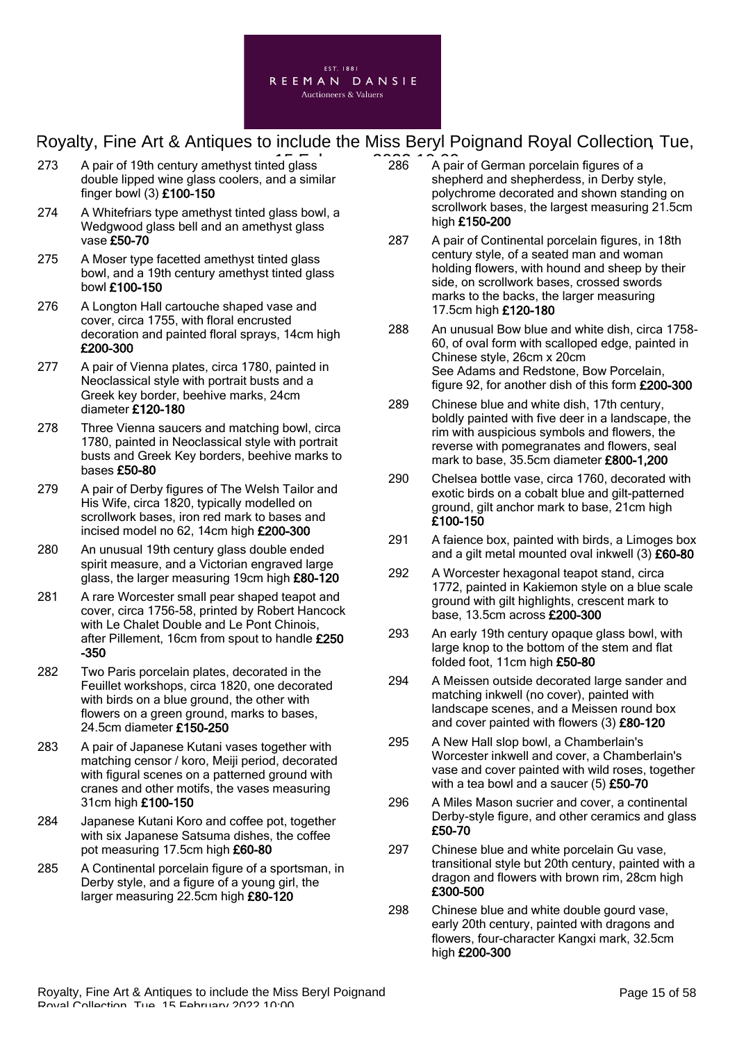273 A pair of 19th century amethyst tinted glass double lipped wine glass coolers, and a similar finger bowl (3) **£100-150**

274 A Whitefriars type amethyst tinted glass bowl, a Wedgwood glass bell and an amethyst glass vase **£50-70**

275 A Moser type facetted amethyst tinted glass bowl, and a 19th century amethyst tinted glass bowl **£100-150**

276 A Longton Hall cartouche shaped vase and cover, circa 1755, with floral encrusted decoration and painted floral sprays, 14cm high **£200-300**

277 A pair of Vienna plates, circa 1780, painted in Neoclassical style with portrait busts and a Greek key border, beehive marks, 24cm diameter **£120-180**

278 Three Vienna saucers and matching bowl, circa 1780, painted in Neoclassical style with portrait busts and Greek Key borders, beehive marks to bases **£50-80**

279 A pair of Derby figures of The Welsh Tailor and His Wife, circa 1820, typically modelled on scrollwork bases, iron red mark to bases and incised model no 62, 14cm high **£200-300**

280 An unusual 19th century glass double ended spirit measure, and a Victorian engraved large glass, the larger measuring 19cm high **£80-120**

281 A rare Worcester small pear shaped teapot and cover, circa 1756-58, printed by Robert Hancock with Le Chalet Double and Le Pont Chinois, after Pillement, 16cm from spout to handle **£250-350**

282 Two Paris porcelain plates, decorated in the Feuillet workshops, circa 1820, one decorated with birds on a blue ground, the other with flowers on a green ground, marks to bases, 24.5cm diameter **£150-250**

283 A pair of Japanese Kutani vases together with matching censor / koro, Meiji period, decorated with figural scenes on a patterned ground with cranes and other motifs, the vases measuring 31cm high **£100-150**

284 Japanese Kutani Koro and coffee pot, together with six Japanese Satsuma dishes, the coffee pot measuring 17.5cm high **£60-80**

285 A Continental porcelain figure of a sportsman, in Derby style, and a figure of a young girl, the larger measuring 22.5cm high **£80-120**

286 A pair of German porcelain figures of a shepherd and shepherdess, in Derby style, polychrome decorated and shown standing on scrollwork bases, the largest measuring 21.5cm high **£150-200**

287 A pair of Continental porcelain figures, in 18th century style, of a seated man and woman holding flowers, with hound and sheep by their side, on scrollwork bases, crossed swords marks to the backs, the larger measuring 17.5cm high **£120-180**

288 An unusual Bow blue and white dish, circa 1758-60, of oval form with scalloped edge, painted in Chinese style, 26cm x 20cm
See Adams and Redstone, Bow Porcelain, figure 92, for another dish of this form **£200-300**

289 Chinese blue and white dish, 17th century, boldly painted with five deer in a landscape, the rim with auspicious symbols and flowers, the reverse with pomegranates and flowers, seal mark to base, 35.5cm diameter **£800-1,200**

290 Chelsea bottle vase, circa 1760, decorated with exotic birds on a cobalt blue and gilt-patterned ground, gilt anchor mark to base, 21cm high **£100-150**

291 A faience box, painted with birds, a Limoges box and a gilt metal mounted oval inkwell (3) **£60-80**

292 A Worcester hexagonal teapot stand, circa 1772, painted in Kakiemon style on a blue scale ground with gilt highlights, crescent mark to base, 13.5cm across **£200-300**

293 An early 19th century opaque glass bowl, with large knop to the bottom of the stem and flat folded foot, 11cm high **£50-80**

294 A Meissen outside decorated large sander and matching inkwell (no cover), painted with landscape scenes, and a Meissen round box and cover painted with flowers (3) **£80-120**

295 A New Hall slop bowl, a Chamberlain's Worcester inkwell and cover, a Chamberlain's vase and cover painted with wild roses, together with a tea bowl and a saucer (5) **£50-70**

296 A Miles Mason sucrier and cover, a continental Derby-style figure, and other ceramics and glass **£50-70**

297 Chinese blue and white porcelain Gu vase, transitional style but 20th century, painted with a dragon and flowers with brown rim, 28cm high **£300-500**

298 Chinese blue and white double gourd vase, early 20th century, painted with dragons and flowers, four-character Kangxi mark, 32.5cm high **£200-300**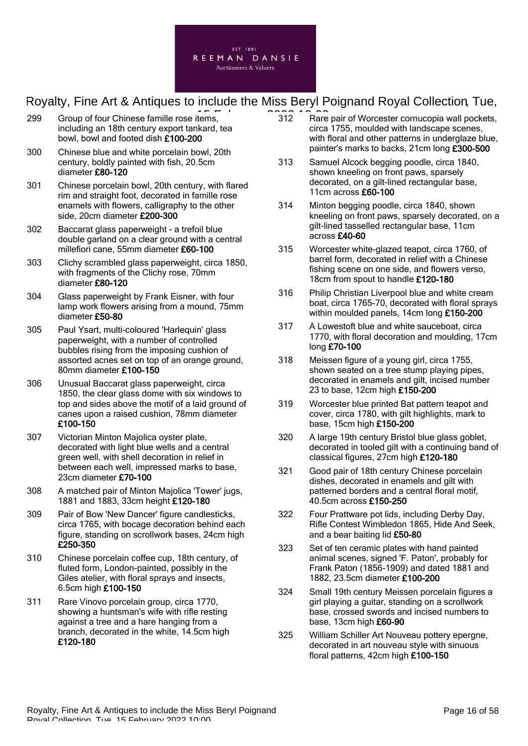299 Group of four Chinese famille rose items, including an 18th century export tankard, tea bowl, bowl and footed dish **£100-200**

300 Chinese blue and white porcelain bowl, 20th century, boldly painted with fish, 20.5cm diameter **£80-120**

301 Chinese porcelain bowl, 20th century, with flared rim and straight foot, decorated in famille rose enamels with flowers, calligraphy to the other side, 20cm diameter **£200-300**

302 Baccarat glass paperweight - a trefoil blue double garland on a clear ground with a central millefiori cane, 55mm diameter **£60-100**

303 Clichy scrambled glass paperweight, circa 1850, with fragments of the Clichy rose, 70mm diameter **£80-120**

304 Glass paperweight by Frank Eisner, with four lamp work flowers arising from a mound, 75mm diameter **£50-80**

305 Paul Ysart, multi-coloured 'Harlequin' glass paperweight, with a number of controlled bubbles rising from the imposing cushion of assorted acnes set on top of an orange ground, 80mm diameter **£100-150**

306 Unusual Baccarat glass paperweight, circa 1850, the clear glass dome with six windows to top and sides above the motif of a laid ground of canes upon a raised cushion, 78mm diameter **£100-150**

307 Victorian Minton Majolica oyster plate, decorated with light blue wells and a central green well, with shell decoration in relief in between each well, impressed marks to base, 23cm diameter **£70-100**

308 A matched pair of Minton Majolica 'Tower' jugs, 1881 and 1883, 33cm height **£120-180**

309 Pair of Bow 'New Dancer' figure candlesticks, circa 1765, with bocage decoration behind each figure, standing on scrollwork bases, 24cm high **£250-350**

310 Chinese porcelain coffee cup, 18th century, of fluted form, London-painted, possibly in the Giles atelier, with floral sprays and insects, 6.5cm high **£100-150**

311 Rare Vinovo porcelain group, circa 1770, showing a huntsman's wife with rifle resting against a tree and a hare hanging from a branch, decorated in the white, 14.5cm high **£120-180**

312 Rare pair of Worcester cornucopia wall pockets, circa 1755, moulded with landscape scenes, with floral and other patterns in underglaze blue, painter's marks to backs, 21cm long **£300-500**

313 Samuel Alcock begging poodle, circa 1840, shown kneeling on front paws, sparsely decorated, on a gilt-lined rectangular base, 11cm across **£60-100**

314 Minton begging poodle, circa 1840, shown kneeling on front paws, sparsely decorated, on a gilt-lined tasselled rectangular base, 11cm across **£40-60**

315 Worcester white-glazed teapot, circa 1760, of barrel form, decorated in relief with a Chinese fishing scene on one side, and flowers verso, 18cm from spout to handle **£120-180**

316 Philip Christian Liverpool blue and white cream boat, circa 1765-70, decorated with floral sprays within moulded panels, 14cm long **£150-200**

317 A Lowestoft blue and white sauceboat, circa 1770, with floral decoration and moulding, 17cm long **£70-100**

318 Meissen figure of a young girl, circa 1755, shown seated on a tree stump playing pipes, decorated in enamels and gilt, incised number 23 to base, 12cm high **£150-200**

319 Worcester blue printed Bat pattern teapot and cover, circa 1780, with gilt highlights, mark to base, 15cm high **£150-200**

320 A large 19th century Bristol blue glass goblet, decorated in tooled gilt with a continuing band of classical figures, 27cm high **£120-180**

321 Good pair of 18th century Chinese porcelain dishes, decorated in enamels and gilt with patterned borders and a central floral motif, 40.5cm across **£150-250**

322 Four Prattware pot lids, including Derby Day, Rifle Contest Wimbledon 1865, Hide And Seek, and a bear baiting lid **£50-80**

323 Set of ten ceramic plates with hand painted animal scenes, signed 'F. Paton', probably for Frank Paton (1856-1909) and dated 1881 and 1882, 23.5cm diameter **£100-200**

324 Small 19th century Meissen porcelain figures a girl playing a guitar, standing on a scrollwork base, crossed swords and incised numbers to base, 13cm high **£60-90**

325 William Schiller Art Nouveau pottery epergne, decorated in art nouveau style with sinuous floral patterns, 42cm high **£100-150**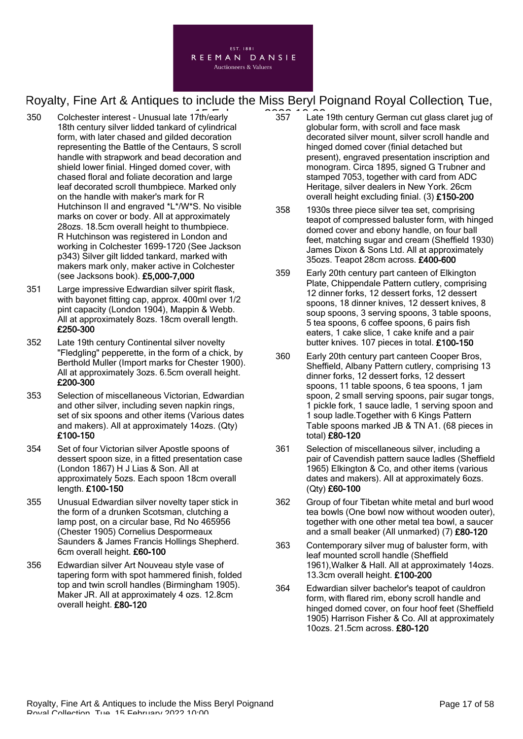350 Colchester interest - Unusual late 17th/early 18th century silver lidded tankard of cylindrical form, with later chased and gilded decoration representing the Battle of the Centaurs, S scroll handle with strapwork and bead decoration and shield lower finial. Hinged domed cover, with chased floral and foliate decoration and large leaf decorated scroll thumbpiece. Marked only on the handle with maker's mark for R Hutchinson II and engraved *L*/W*S. No visible marks on cover or body. All at approximately 28ozs. 18.5cm overall height to thumbpiece. R Hutchinson was registered in London and working in Colchester 1699-1720 (See Jackson p343) Silver gilt lidded tankard, marked with makers mark only, maker active in Colchester (see Jacksons book). **£5,000-7,000**

351 Large impressive Edwardian silver spirit flask, with bayonet fitting cap, approx. 400ml over 1/2 pint capacity (London 1904), Mappin & Webb. All at approximately 8ozs. 18cm overall length. **£250-300**

352 Late 19th century Continental silver novelty "Fledgling" pepperette, in the form of a chick, by Berthold Muller (Import marks for Chester 1900). All at approximately 3ozs. 6.5cm overall height. **£200-300**

353 Selection of miscellaneous Victorian, Edwardian and other silver, including seven napkin rings, set of six spoons and other items (Various dates and makers). All at approximately 14ozs. (Qty) **£100-150**

354 Set of four Victorian silver Apostle spoons of dessert spoon size, in a fitted presentation case (London 1867) H J Lias & Son. All at approximately 5ozs. Each spoon 18cm overall length. **£100-150**

355 Unusual Edwardian silver novelty taper stick in the form of a drunken Scotsman, clutching a lamp post, on a circular base, Rd No 465956 (Chester 1905) Cornelius Desportmeaux Saunders & James Francis Hollings Shepherd. 6cm overall height. **£60-100**

356 Edwardian silver Art Nouveau style vase of tapering form with spot hammered finish, folded top and twin scroll handles (Birmingham 1905). Maker JR. All at approximately 4 ozs. 12.8cm overall height. **£80-120**

357 Late 19th century German cut glass claret jug of globular form, with scroll and face mask decorated silver mount, silver scroll handle and hinged domed cover (finial detached but present), engraved presentation inscription and monogram. Circa 1895, signed G Trubner and stamped 7053, together with card from ADC Heritage, silver dealers in New York. 26cm overall height excluding finial. (3) **£150-200**

358 1930s three piece silver tea set, comprising teapot of compressed baluster form, with hinged domed cover and ebony handle, on four ball feet, matching sugar and cream (Sheffield 1930) James Dixon & Sons Ltd. All at approximately 35ozs. Teapot 28cm across. **£400-600**

359 Early 20th century part canteen of Elkington Plate, Chippendale Pattern cutlery, comprising 12 dinner forks, 12 dessert forks, 12 dessert spoons, 18 dinner knives, 12 dessert knives, 8 soup spoons, 3 serving spoons, 3 table spoons, 5 tea spoons, 6 coffee spoons, 6 pairs fish eaters, 1 cake slice, 1 cake knife and a pair butter knives. 107 pieces in total. **£100-150**

360 Early 20th century part canteen Cooper Bros, Sheffield, Albany Pattern cutlery, comprising 13 dinner forks, 12 dessert forks, 12 dessert spoons, 11 table spoons, 6 tea spoons, 1 jam spoon, 2 small serving spoons, pair sugar tongs, 1 pickle fork, 1 sauce ladle, 1 serving spoon and 1 soup ladle.Together with 6 Kings Pattern Table spoons marked JB & TN A1. (68 pieces in total) **£80-120**

361 Selection of miscellaneous silver, including a pair of Cavendish pattern sauce ladles (Sheffield 1965) Elkington & Co, and other items (various dates and makers). All at approximately 6ozs. (Qty) **£60-100**

362 Group of four Tibetan white metal and burl wood tea bowls (One bowl now without wooden outer), together with one other metal tea bowl, a saucer and a small beaker (All unmarked) (7) **£80-120**

363 Contemporary silver mug of baluster form, with leaf mounted scroll handle (Sheffield 1961),Walker & Hall. All at approximately 14ozs. 13.3cm overall height. **£100-200**

364 Edwardian silver bachelor's teapot of cauldron form, with flared rim, ebony scroll handle and hinged domed cover, on four hoof feet (Sheffield 1905) Harrison Fisher & Co. All at approximately 10ozs. 21.5cm across. **£80-120**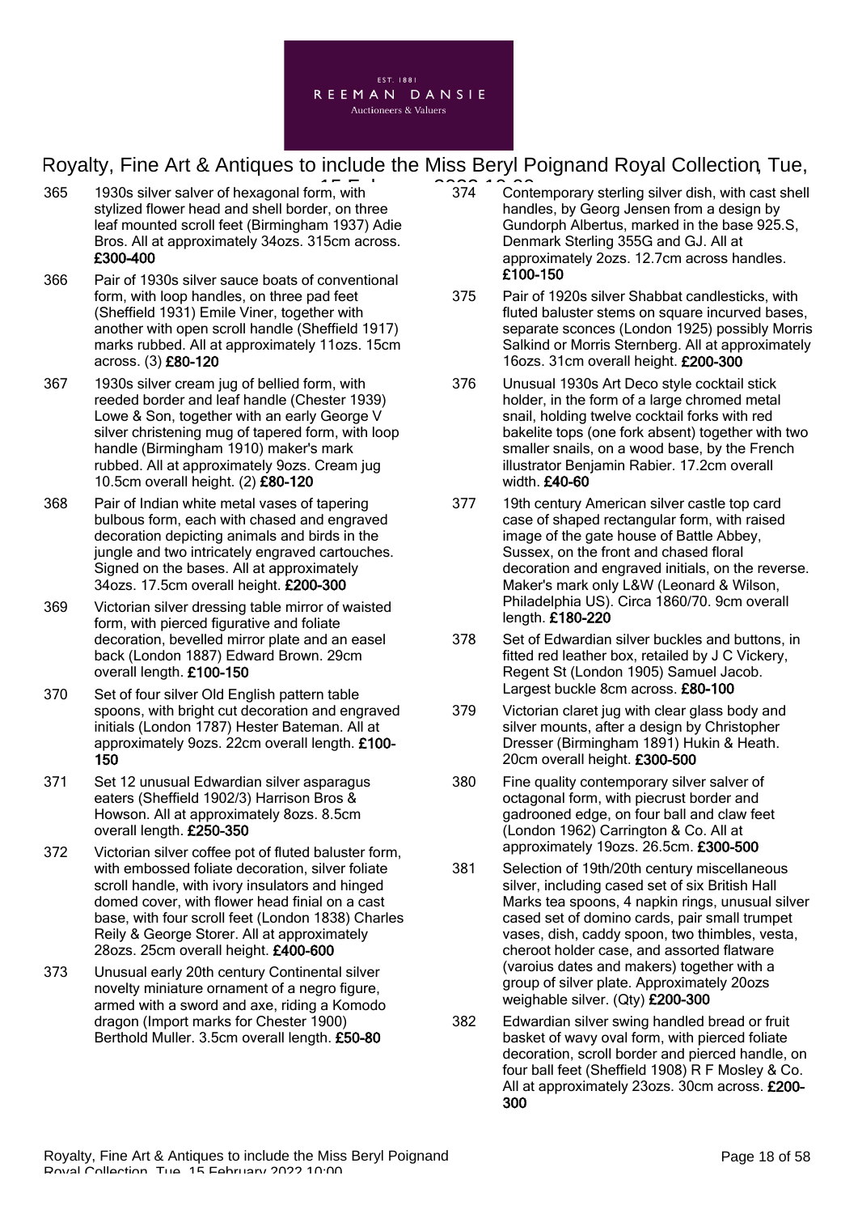365 1930s silver salver of hexagonal form, with stylized flower head and shell border, on three leaf mounted scroll feet (Birmingham 1937) Adie Bros. All at approximately 34ozs. 315cm across. **£300-400**

366 Pair of 1930s silver sauce boats of conventional form, with loop handles, on three pad feet (Sheffield 1931) Emile Viner, together with another with open scroll handle (Sheffield 1917) marks rubbed. All at approximately 11ozs. 15cm across. (3) **£80-120**

367 1930s silver cream jug of bellied form, with reeded border and leaf handle (Chester 1939) Lowe & Son, together with an early George V silver christening mug of tapered form, with loop handle (Birmingham 1910) maker's mark rubbed. All at approximately 9ozs. Cream jug 10.5cm overall height. (2) **£80-120**

368 Pair of Indian white metal vases of tapering bulbous form, each with chased and engraved decoration depicting animals and birds in the jungle and two intricately engraved cartouches. Signed on the bases. All at approximately 34ozs. 17.5cm overall height. **£200-300**

369 Victorian silver dressing table mirror of waisted form, with pierced figurative and foliate decoration, bevelled mirror plate and an easel back (London 1887) Edward Brown. 29cm overall length. **£100-150**

370 Set of four silver Old English pattern table spoons, with bright cut decoration and engraved initials (London 1787) Hester Bateman. All at approximately 9ozs. 22cm overall length. **£100-150**

371 Set 12 unusual Edwardian silver asparagus eaters (Sheffield 1902/3) Harrison Bros & Howson. All at approximately 8ozs. 8.5cm overall length. **£250-350**

372 Victorian silver coffee pot of fluted baluster form, with embossed foliate decoration, silver foliate scroll handle, with ivory insulators and hinged domed cover, with flower head finial on a cast base, with four scroll feet (London 1838) Charles Reily & George Storer. All at approximately 28ozs. 25cm overall height. **£400-600**

373 Unusual early 20th century Continental silver novelty miniature ornament of a negro figure, armed with a sword and axe, riding a Komodo dragon (Import marks for Chester 1900) Berthold Muller. 3.5cm overall length. **£50-80**

374 Contemporary sterling silver dish, with cast shell handles, by Georg Jensen from a design by Gundorph Albertus, marked in the base 925.S, Denmark Sterling 355G and GJ. All at approximately 2ozs. 12.7cm across handles. **£100-150**

375 Pair of 1920s silver Shabbat candlesticks, with fluted baluster stems on square incurved bases, separate sconces (London 1925) possibly Morris Salkind or Morris Sternberg. All at approximately 16ozs. 31cm overall height. **£200-300**

376 Unusual 1930s Art Deco style cocktail stick holder, in the form of a large chromed metal snail, holding twelve cocktail forks with red bakelite tops (one fork absent) together with two smaller snails, on a wood base, by the French illustrator Benjamin Rabier. 17.2cm overall width. **£40-60**

377 19th century American silver castle top card case of shaped rectangular form, with raised image of the gate house of Battle Abbey, Sussex, on the front and chased floral decoration and engraved initials, on the reverse. Maker's mark only L&W (Leonard & Wilson, Philadelphia US). Circa 1860/70. 9cm overall length. **£180-220**

378 Set of Edwardian silver buckles and buttons, in fitted red leather box, retailed by J C Vickery, Regent St (London 1905) Samuel Jacob. Largest buckle 8cm across. **£80-100**

379 Victorian claret jug with clear glass body and silver mounts, after a design by Christopher Dresser (Birmingham 1891) Hukin & Heath. 20cm overall height. **£300-500**

380 Fine quality contemporary silver salver of octagonal form, with piecrust border and gadrooned edge, on four ball and claw feet (London 1962) Carrington & Co. All at approximately 19ozs. 26.5cm. **£300-500**

381 Selection of 19th/20th century miscellaneous silver, including cased set of six British Hall Marks tea spoons, 4 napkin rings, unusual silver cased set of domino cards, pair small trumpet vases, dish, caddy spoon, two thimbles, vesta, cheroot holder case, and assorted flatware (varoius dates and makers) together with a group of silver plate. Approximately 20ozs weighable silver. (Qty) **£200-300**

382 Edwardian silver swing handled bread or fruit basket of wavy oval form, with pierced foliate decoration, scroll border and pierced handle, on four ball feet (Sheffield 1908) R F Mosley & Co. All at approximately 23ozs. 30cm across. **£200-300**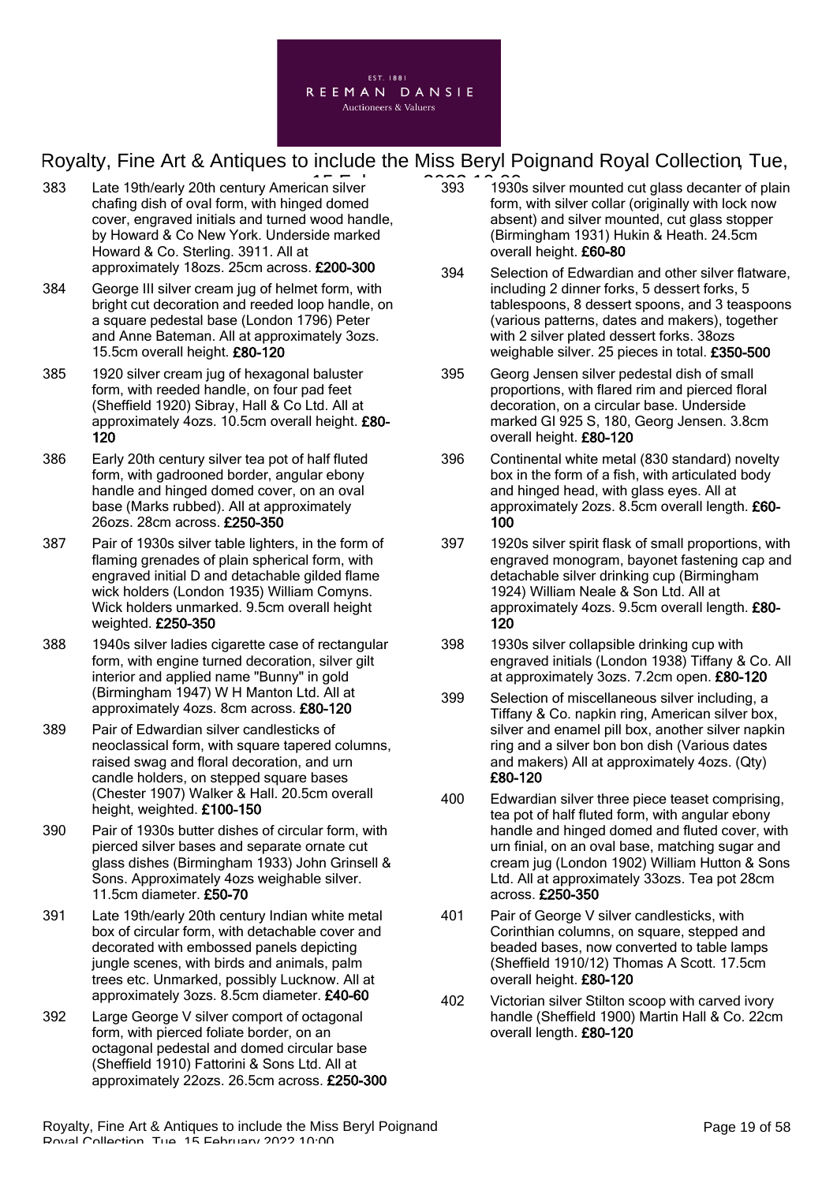383 Late 19th/early 20th century American silver chafing dish of oval form, with hinged domed cover, engraved initials and turned wood handle, by Howard & Co New York. Underside marked Howard & Co. Sterling. 3911. All at approximately 18ozs. 25cm across. **£200-300**

384 George III silver cream jug of helmet form, with bright cut decoration and reeded loop handle, on a square pedestal base (London 1796) Peter and Anne Bateman. All at approximately 3ozs. 15.5cm overall height. **£80-120**

385 1920 silver cream jug of hexagonal baluster form, with reeded handle, on four pad feet (Sheffield 1920) Sibray, Hall & Co Ltd. All at approximately 4ozs. 10.5cm overall height. **£80-120**

386 Early 20th century silver tea pot of half fluted form, with gadrooned border, angular ebony handle and hinged domed cover, on an oval base (Marks rubbed). All at approximately 26ozs. 28cm across. **£250-350**

387 Pair of 1930s silver table lighters, in the form of flaming grenades of plain spherical form, with engraved initial D and detachable gilded flame wick holders (London 1935) William Comyns. Wick holders unmarked. 9.5cm overall height weighted. **£250-350**

388 1940s silver ladies cigarette case of rectangular form, with engine turned decoration, silver gilt interior and applied name "Bunny" in gold (Birmingham 1947) W H Manton Ltd. All at approximately 4ozs. 8cm across. **£80-120**

389 Pair of Edwardian silver candlesticks of neoclassical form, with square tapered columns, raised swag and floral decoration, and urn candle holders, on stepped square bases (Chester 1907) Walker & Hall. 20.5cm overall height, weighted. **£100-150**

390 Pair of 1930s butter dishes of circular form, with pierced silver bases and separate ornate cut glass dishes (Birmingham 1933) John Grinsell & Sons. Approximately 4ozs weighable silver. 11.5cm diameter. **£50-70**

391 Late 19th/early 20th century Indian white metal box of circular form, with detachable cover and decorated with embossed panels depicting jungle scenes, with birds and animals, palm trees etc. Unmarked, possibly Lucknow. All at approximately 3ozs. 8.5cm diameter. **£40-60**

392 Large George V silver comport of octagonal form, with pierced foliate border, on an octagonal pedestal and domed circular base (Sheffield 1910) Fattorini & Sons Ltd. All at approximately 22ozs. 26.5cm across. **£250-300**

393 1930s silver mounted cut glass decanter of plain form, with silver collar (originally with lock now absent) and silver mounted, cut glass stopper (Birmingham 1931) Hukin & Heath. 24.5cm overall height. **£60-80**

394 Selection of Edwardian and other silver flatware, including 2 dinner forks, 5 dessert forks, 5 tablespoons, 8 dessert spoons, and 3 teaspoons (various patterns, dates and makers), together with 2 silver plated dessert forks. 38ozs weighable silver. 25 pieces in total. **£350-500**

395 Georg Jensen silver pedestal dish of small proportions, with flared rim and pierced floral decoration, on a circular base. Underside marked GI 925 S, 180, Georg Jensen. 3.8cm overall height. **£80-120**

396 Continental white metal (830 standard) novelty box in the form of a fish, with articulated body and hinged head, with glass eyes. All at approximately 2ozs. 8.5cm overall length. **£60-100**

397 1920s silver spirit flask of small proportions, with engraved monogram, bayonet fastening cap and detachable silver drinking cup (Birmingham 1924) William Neale & Son Ltd. All at approximately 4ozs. 9.5cm overall length. **£80-120**

398 1930s silver collapsible drinking cup with engraved initials (London 1938) Tiffany & Co. All at approximately 3ozs. 7.2cm open. **£80-120**

399 Selection of miscellaneous silver including, a Tiffany & Co. napkin ring, American silver box, silver and enamel pill box, another silver napkin ring and a silver bon bon dish (Various dates and makers) All at approximately 4ozs. (Qty) **£80-120**

400 Edwardian silver three piece teaset comprising, tea pot of half fluted form, with angular ebony handle and hinged domed and fluted cover, with urn finial, on an oval base, matching sugar and cream jug (London 1902) William Hutton & Sons Ltd. All at approximately 33ozs. Tea pot 28cm across. **£250-350**

401 Pair of George V silver candlesticks, with Corinthian columns, on square, stepped and beaded bases, now converted to table lamps (Sheffield 1910/12) Thomas A Scott. 17.5cm overall height. **£80-120**

402 Victorian silver Stilton scoop with carved ivory handle (Sheffield 1900) Martin Hall & Co. 22cm overall length. **£80-120**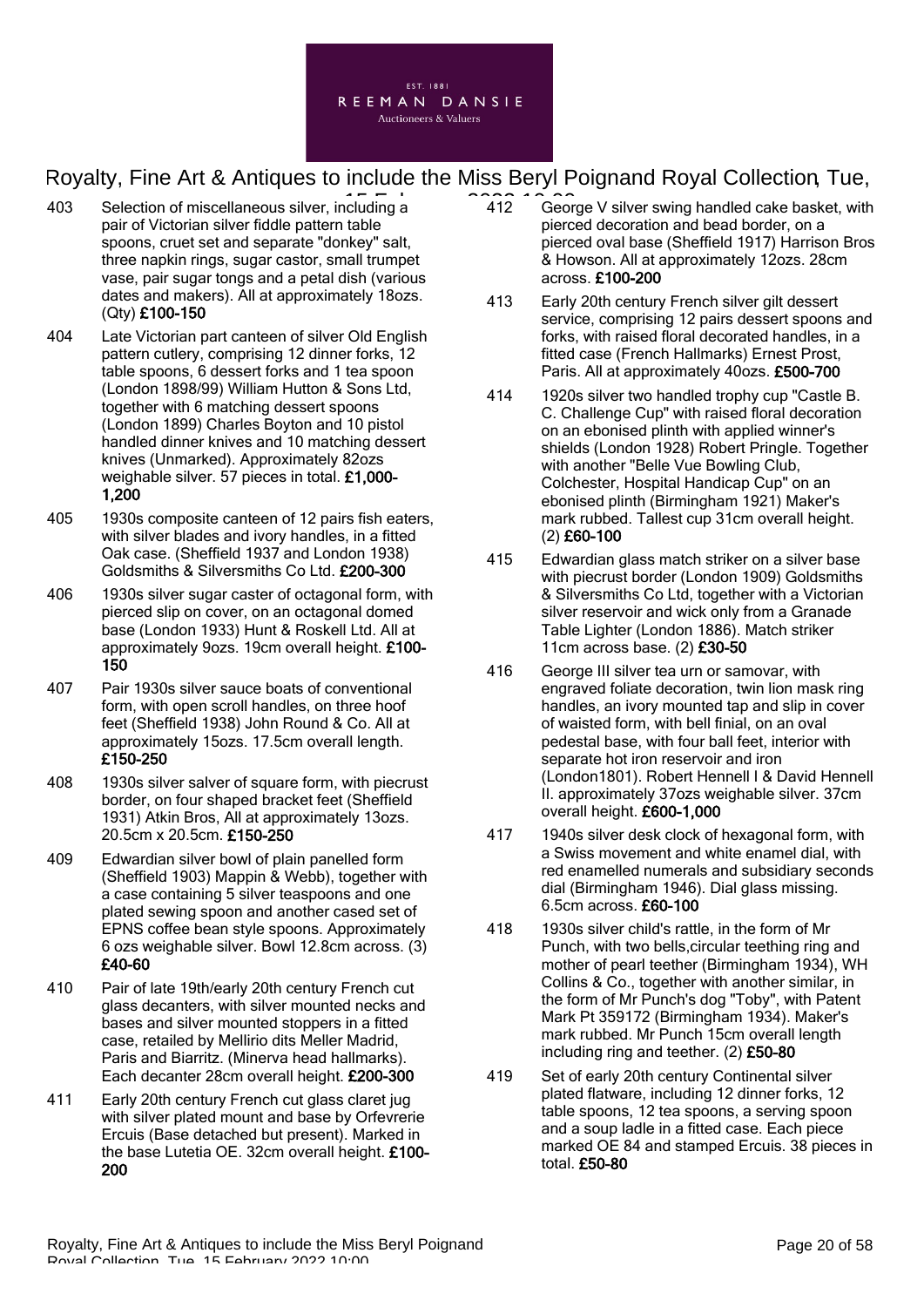403 Selection of miscellaneous silver, including a pair of Victorian silver fiddle pattern table spoons, cruet set and separate "donkey" salt, three napkin rings, sugar castor, small trumpet vase, pair sugar tongs and a petal dish (various dates and makers). All at approximately 18ozs. (Qty) **£100-150**

404 Late Victorian part canteen of silver Old English pattern cutlery, comprising 12 dinner forks, 12 table spoons, 6 dessert forks and 1 tea spoon (London 1898/99) William Hutton & Sons Ltd, together with 6 matching dessert spoons (London 1899) Charles Boyton and 10 pistol handled dinner knives and 10 matching dessert knives (Unmarked). Approximately 82ozs weighable silver. 57 pieces in total. **£1,000-1,200**

405 1930s composite canteen of 12 pairs fish eaters, with silver blades and ivory handles, in a fitted Oak case. (Sheffield 1937 and London 1938) Goldsmiths & Silversmiths Co Ltd. **£200-300**

406 1930s silver sugar caster of octagonal form, with pierced slip on cover, on an octagonal domed base (London 1933) Hunt & Roskell Ltd. All at approximately 9ozs. 19cm overall height. **£100-150**

407 Pair 1930s silver sauce boats of conventional form, with open scroll handles, on three hoof feet (Sheffield 1938) John Round & Co. All at approximately 15ozs. 17.5cm overall length. **£150-250**

408 1930s silver salver of square form, with piecrust border, on four shaped bracket feet (Sheffield 1931) Atkin Bros, All at approximately 13ozs. 20.5cm x 20.5cm. **£150-250**

409 Edwardian silver bowl of plain panelled form (Sheffield 1903) Mappin & Webb), together with a case containing 5 silver teaspoons and one plated sewing spoon and another cased set of EPNS coffee bean style spoons. Approximately 6 ozs weighable silver. Bowl 12.8cm across. (3) **£40-60**

410 Pair of late 19th/early 20th century French cut glass decanters, with silver mounted necks and bases and silver mounted stoppers in a fitted case, retailed by Mellirio dits Meller Madrid, Paris and Biarritz. (Minerva head hallmarks). Each decanter 28cm overall height. **£200-300**

411 Early 20th century French cut glass claret jug with silver plated mount and base by Orfevrerie Ercuis (Base detached but present). Marked in the base Lutetia OE. 32cm overall height. **£100-200**

412 George V silver swing handled cake basket, with pierced decoration and bead border, on a pierced oval base (Sheffield 1917) Harrison Bros & Howson. All at approximately 12ozs. 28cm across. **£100-200**

413 Early 20th century French silver gilt dessert service, comprising 12 pairs dessert spoons and forks, with raised floral decorated handles, in a fitted case (French Hallmarks) Ernest Prost, Paris. All at approximately 40ozs. **£500-700**

414 1920s silver two handled trophy cup "Castle B. C. Challenge Cup" with raised floral decoration on an ebonised plinth with applied winner's shields (London 1928) Robert Pringle. Together with another "Belle Vue Bowling Club, Colchester, Hospital Handicap Cup" on an ebonised plinth (Birmingham 1921) Maker's mark rubbed. Tallest cup 31cm overall height. (2) **£60-100**

415 Edwardian glass match striker on a silver base with piecrust border (London 1909) Goldsmiths & Silversmiths Co Ltd, together with a Victorian silver reservoir and wick only from a Granade Table Lighter (London 1886). Match striker 11cm across base. (2) **£30-50**

416 George III silver tea urn or samovar, with engraved foliate decoration, twin lion mask ring handles, an ivory mounted tap and slip in cover of waisted form, with bell finial, on an oval pedestal base, with four ball feet, interior with separate hot iron reservoir and iron (London1801). Robert Hennell I & David Hennell II. approximately 37ozs weighable silver. 37cm overall height. **£600-1,000**

417 1940s silver desk clock of hexagonal form, with a Swiss movement and white enamel dial, with red enamelled numerals and subsidiary seconds dial (Birmingham 1946). Dial glass missing. 6.5cm across. **£60-100**

418 1930s silver child's rattle, in the form of Mr Punch, with two bells,circular teething ring and mother of pearl teether (Birmingham 1934), WH Collins & Co., together with another similar, in the form of Mr Punch's dog "Toby", with Patent Mark Pt 359172 (Birmingham 1934). Maker's mark rubbed. Mr Punch 15cm overall length including ring and teether. (2) **£50-80**

419 Set of early 20th century Continental silver plated flatware, including 12 dinner forks, 12 table spoons, 12 tea spoons, a serving spoon and a soup ladle in a fitted case. Each piece marked OE 84 and stamped Ercuis. 38 pieces in total. **£50-80**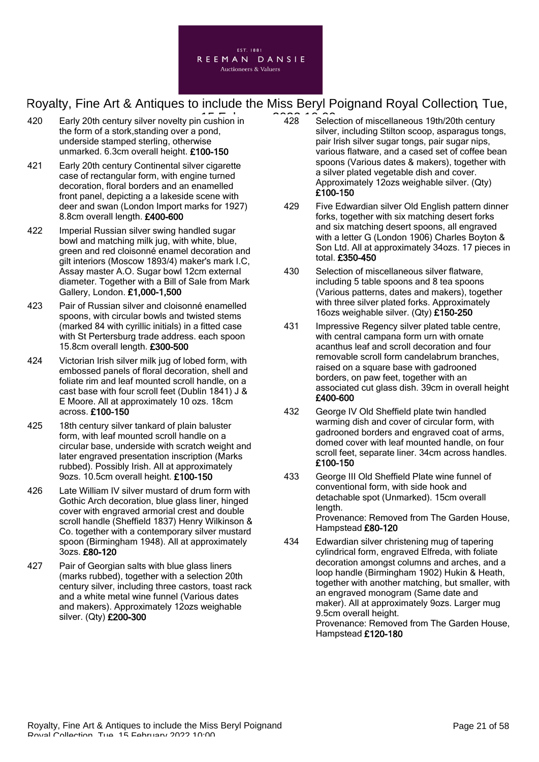420 Early 20th century silver novelty pin cushion in the form of a stork,standing over a pond, underside stamped sterling, otherwise unmarked. 6.3cm overall height. **£100-150**

421 Early 20th century Continental silver cigarette case of rectangular form, with engine turned decoration, floral borders and an enamelled front panel, depicting a a lakeside scene with deer and swan (London Import marks for 1927) 8.8cm overall length. **£400-600**

422 Imperial Russian silver swing handled sugar bowl and matching milk jug, with white, blue, green and red cloisonné enamel decoration and gilt interiors (Moscow 1893/4) maker's mark I.C, Assay master A.O. Sugar bowl 12cm external diameter. Together with a Bill of Sale from Mark Gallery, London. **£1,000-1,500**

423 Pair of Russian silver and cloisonné enamelled spoons, with circular bowls and twisted stems (marked 84 with cyrillic initials) in a fitted case with St Pertersburg trade address. each spoon 15.8cm overall length. **£300-500**

424 Victorian Irish silver milk jug of lobed form, with embossed panels of floral decoration, shell and foliate rim and leaf mounted scroll handle, on a cast base with four scroll feet (Dublin 1841) J & E Moore. All at approximately 10 ozs. 18cm across. **£100-150**

425 18th century silver tankard of plain baluster form, with leaf mounted scroll handle on a circular base, underside with scratch weight and later engraved presentation inscription (Marks rubbed). Possibly Irish. All at approximately 9ozs. 10.5cm overall height. **£100-150**

426 Late William IV silver mustard of drum form with Gothic Arch decoration, blue glass liner, hinged cover with engraved armorial crest and double scroll handle (Sheffield 1837) Henry Wilkinson & Co. together with a contemporary silver mustard spoon (Birmingham 1948). All at approximately 3ozs. **£80-120**

427 Pair of Georgian salts with blue glass liners (marks rubbed), together with a selection 20th century silver, including three castors, toast rack and a white metal wine funnel (Various dates and makers). Approximately 12ozs weighable silver. (Qty) **£200-300**

428 Selection of miscellaneous 19th/20th century silver, including Stilton scoop, asparagus tongs, pair Irish silver sugar tongs, pair sugar nips, various flatware, and a cased set of coffee bean spoons (Various dates & makers), together with a silver plated vegetable dish and cover. Approximately 12ozs weighable silver. (Qty) **£100-150**

429 Five Edwardian silver Old English pattern dinner forks, together with six matching desert forks and six matching desert spoons, all engraved with a letter G (London 1906) Charles Boyton & Son Ltd. All at approximately 34ozs. 17 pieces in total. **£350-450**

430 Selection of miscellaneous silver flatware, including 5 table spoons and 8 tea spoons (Various patterns, dates and makers), together with three silver plated forks. Approximately 16ozs weighable silver. (Qty) **£150-250**

431 Impressive Regency silver plated table centre, with central campana form urn with ornate acanthus leaf and scroll decoration and four removable scroll form candelabrum branches, raised on a square base with gadrooned borders, on paw feet, together with an associated cut glass dish. 39cm in overall height **£400-600**

432 George IV Old Sheffield plate twin handled warming dish and cover of circular form, with gadrooned borders and engraved coat of arms, domed cover with leaf mounted handle, on four scroll feet, separate liner. 34cm across handles. **£100-150**

433 George III Old Sheffield Plate wine funnel of conventional form, with side hook and detachable spot (Unmarked). 15cm overall length.
Provenance: Removed from The Garden House, Hampstead **£80-120**

434 Edwardian silver christening mug of tapering cylindrical form, engraved Elfreda, with foliate decoration amongst columns and arches, and a loop handle (Birmingham 1902) Hukin & Heath, together with another matching, but smaller, with an engraved monogram (Same date and maker). All at approximately 9ozs. Larger mug 9.5cm overall height.
Provenance: Removed from The Garden House, Hampstead **£120-180**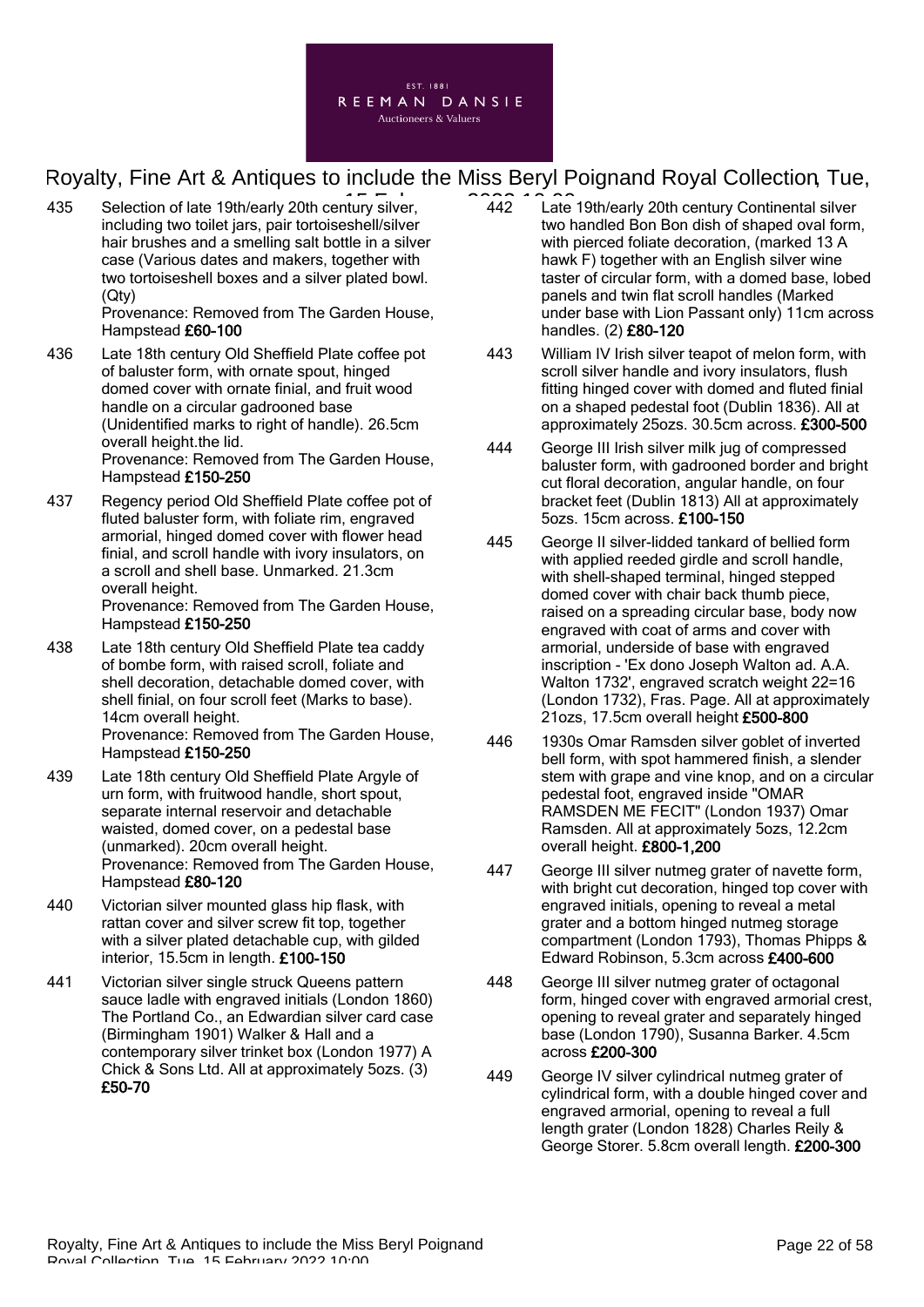435 Selection of late 19th/early 20th century silver, including two toilet jars, pair tortoiseshell/silver hair brushes and a smelling salt bottle in a silver case (Various dates and makers, together with two tortoiseshell boxes and a silver plated bowl. (Qty)
Provenance: Removed from The Garden House, Hampstead **£60-100**

436 Late 18th century Old Sheffield Plate coffee pot of baluster form, with ornate spout, hinged domed cover with ornate finial, and fruit wood handle on a circular gadrooned base (Unidentified marks to right of handle). 26.5cm overall height.the lid.
Provenance: Removed from The Garden House, Hampstead **£150-250**

437 Regency period Old Sheffield Plate coffee pot of fluted baluster form, with foliate rim, engraved armorial, hinged domed cover with flower head finial, and scroll handle with ivory insulators, on a scroll and shell base. Unmarked. 21.3cm overall height.
Provenance: Removed from The Garden House, Hampstead **£150-250**

438 Late 18th century Old Sheffield Plate tea caddy of bombe form, with raised scroll, foliate and shell decoration, detachable domed cover, with shell finial, on four scroll feet (Marks to base). 14cm overall height.
Provenance: Removed from The Garden House, Hampstead **£150-250**

439 Late 18th century Old Sheffield Plate Argyle of urn form, with fruitwood handle, short spout, separate internal reservoir and detachable waisted, domed cover, on a pedestal base (unmarked). 20cm overall height.
Provenance: Removed from The Garden House, Hampstead **£80-120**

440 Victorian silver mounted glass hip flask, with rattan cover and silver screw fit top, together with a silver plated detachable cup, with gilded interior, 15.5cm in length. **£100-150**

441 Victorian silver single struck Queens pattern sauce ladle with engraved initials (London 1860) The Portland Co., an Edwardian silver card case (Birmingham 1901) Walker & Hall and a contemporary silver trinket box (London 1977) A Chick & Sons Ltd. All at approximately 5ozs. (3) **£50-70**

442 Late 19th/early 20th century Continental silver two handled Bon Bon dish of shaped oval form, with pierced foliate decoration, (marked 13 A hawk F) together with an English silver wine taster of circular form, with a domed base, lobed panels and twin flat scroll handles (Marked under base with Lion Passant only) 11cm across handles. (2) **£80-120**

443 William IV Irish silver teapot of melon form, with scroll silver handle and ivory insulators, flush fitting hinged cover with domed and fluted finial on a shaped pedestal foot (Dublin 1836). All at approximately 25ozs. 30.5cm across. **£300-500**

444 George III Irish silver milk jug of compressed baluster form, with gadrooned border and bright cut floral decoration, angular handle, on four bracket feet (Dublin 1813) All at approximately 5ozs. 15cm across. **£100-150**

445 George II silver-lidded tankard of bellied form with applied reeded girdle and scroll handle, with shell-shaped terminal, hinged stepped domed cover with chair back thumb piece, raised on a spreading circular base, body now engraved with coat of arms and cover with armorial, underside of base with engraved inscription - 'Ex dono Joseph Walton ad. A.A. Walton 1732', engraved scratch weight 22=16 (London 1732), Fras. Page. All at approximately 21ozs, 17.5cm overall height **£500-800**

446 1930s Omar Ramsden silver goblet of inverted bell form, with spot hammered finish, a slender stem with grape and vine knop, and on a circular pedestal foot, engraved inside "OMAR RAMSDEN ME FECIT" (London 1937) Omar Ramsden. All at approximately 5ozs, 12.2cm overall height. **£800-1,200**

447 George III silver nutmeg grater of navette form, with bright cut decoration, hinged top cover with engraved initials, opening to reveal a metal grater and a bottom hinged nutmeg storage compartment (London 1793), Thomas Phipps & Edward Robinson, 5.3cm across **£400-600**

448 George III silver nutmeg grater of octagonal form, hinged cover with engraved armorial crest, opening to reveal grater and separately hinged base (London 1790), Susanna Barker. 4.5cm across **£200-300**

449 George IV silver cylindrical nutmeg grater of cylindrical form, with a double hinged cover and engraved armorial, opening to reveal a full length grater (London 1828) Charles Reily & George Storer. 5.8cm overall length. **£200-300**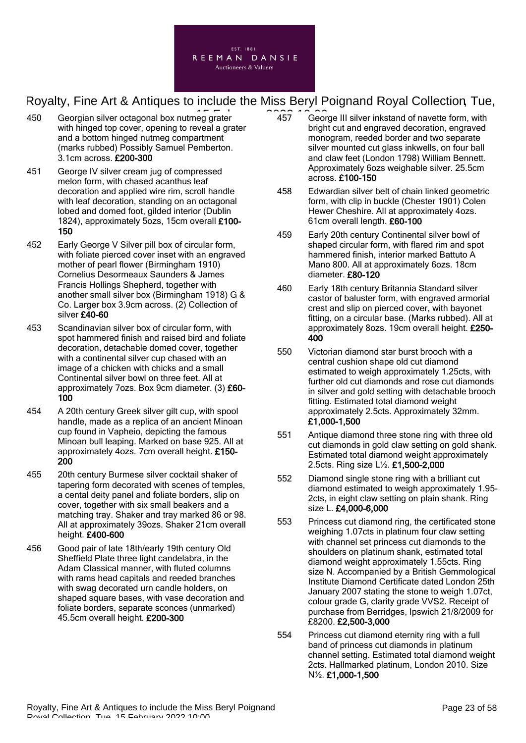450 Georgian silver octagonal box nutmeg grater with hinged top cover, opening to reveal a grater and a bottom hinged nutmeg compartment (marks rubbed) Possibly Samuel Pemberton. 3.1cm across. **£200-300**

451 George IV silver cream jug of compressed melon form, with chased acanthus leaf decoration and applied wire rim, scroll handle with leaf decoration, standing on an octagonal lobed and domed foot, gilded interior (Dublin 1824), approximately 5ozs, 15cm overall **£100-150**

452 Early George V Silver pill box of circular form, with foliate pierced cover inset with an engraved mother of pearl flower (Birmingham 1910) Cornelius Desormeaux Saunders & James Francis Hollings Shepherd, together with another small silver box (Birmingham 1918) G & Co. Larger box 3.9cm across. (2) Collection of silver **£40-60**

453 Scandinavian silver box of circular form, with spot hammered finish and raised bird and foliate decoration, detachable domed cover, together with a continental silver cup chased with an image of a chicken with chicks and a small Continental silver bowl on three feet. All at approximately 7ozs. Box 9cm diameter. (3) **£60-100**

454 A 20th century Greek silver gilt cup, with spool handle, made as a replica of an ancient Minoan cup found in Vapheio, depicting the famous Minoan bull leaping. Marked on base 925. All at approximately 4ozs. 7cm overall height. **£150-200**

455 20th century Burmese silver cocktail shaker of tapering form decorated with scenes of temples, a cental deity panel and foliate borders, slip on cover, together with six small beakers and a matching tray. Shaker and tray marked 86 or 98. All at approximately 39ozs. Shaker 21cm overall height. **£400-600**

456 Good pair of late 18th/early 19th century Old Sheffield Plate three light candelabra, in the Adam Classical manner, with fluted columns with rams head capitals and reeded branches with swag decorated urn candle holders, on shaped square bases, with vase decoration and foliate borders, separate sconces (unmarked) 45.5cm overall height. **£200-300**

457 George III silver inkstand of navette form, with bright cut and engraved decoration, engraved monogram, reeded border and two separate silver mounted cut glass inkwells, on four ball and claw feet (London 1798) William Bennett. Approximately 6ozs weighable silver. 25.5cm across. **£100-150**

458 Edwardian silver belt of chain linked geometric form, with clip in buckle (Chester 1901) Colen Hewer Cheshire. All at approximately 4ozs. 61cm overall length. **£60-100**

459 Early 20th century Continental silver bowl of shaped circular form, with flared rim and spot hammered finish, interior marked Battuto A Mano 800. All at approximately 6ozs. 18cm diameter. **£80-120**

460 Early 18th century Britannia Standard silver castor of baluster form, with engraved armorial crest and slip on pierced cover, with bayonet fitting, on a circular base. (Marks rubbed). All at approximately 8ozs. 19cm overall height. **£250-400**

550 Victorian diamond star burst brooch with a central cushion shape old cut diamond estimated to weigh approximately 1.25cts, with further old cut diamonds and rose cut diamonds in silver and gold setting with detachable brooch fitting. Estimated total diamond weight approximately 2.5cts. Approximately 32mm. **£1,000-1,500**

551 Antique diamond three stone ring with three old cut diamonds in gold claw setting on gold shank. Estimated total diamond weight approximately 2.5cts. Ring size L½. **£1,500-2,000**

552 Diamond single stone ring with a brilliant cut diamond estimated to weigh approximately 1.95-2cts, in eight claw setting on plain shank. Ring size L. **£4,000-6,000**

553 Princess cut diamond ring, the certificated stone weighing 1.07cts in platinum four claw setting with channel set princess cut diamonds to the shoulders on platinum shank, estimated total diamond weight approximately 1.55cts. Ring size N. Accompanied by a British Gemmological Institute Diamond Certificate dated London 25th January 2007 stating the stone to weigh 1.07ct, colour grade G, clarity grade VVS2. Receipt of purchase from Berridges, Ipswich 21/8/2009 for £8200. **£2,500-3,000**

554 Princess cut diamond eternity ring with a full band of princess cut diamonds in platinum channel setting. Estimated total diamond weight 2cts. Hallmarked platinum, London 2010. Size N½. **£1,000-1,500**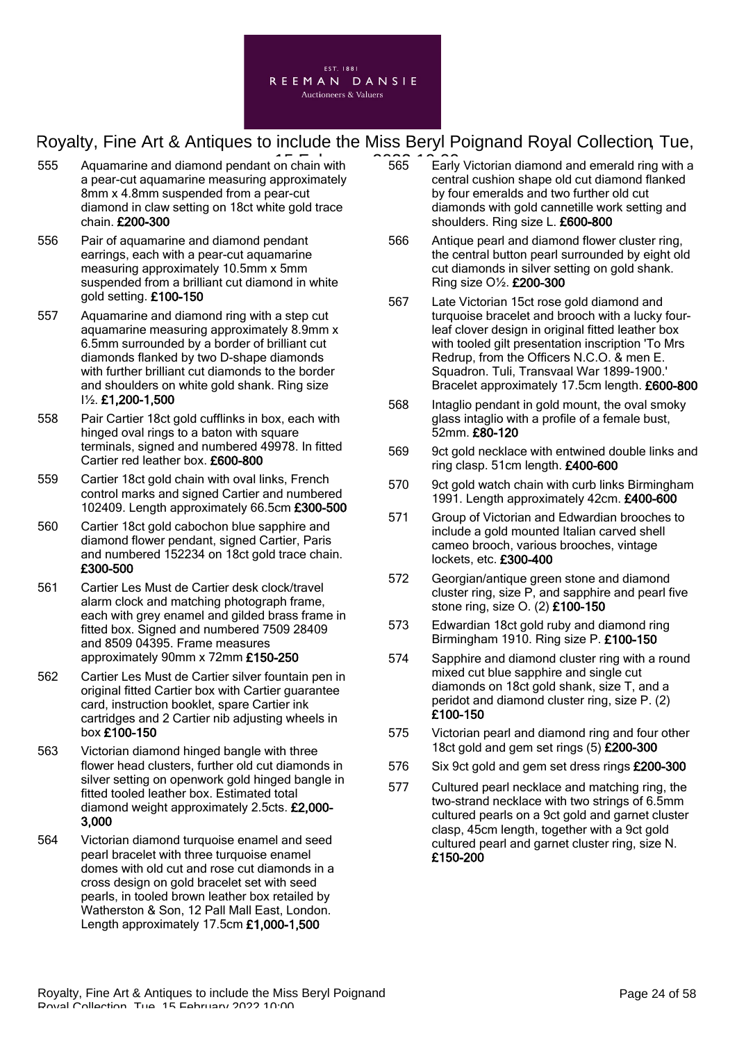555 Aquamarine and diamond pendant on chain with a pear-cut aquamarine measuring approximately 8mm x 4.8mm suspended from a pear-cut diamond in claw setting on 18ct white gold trace chain. **£200-300**

556 Pair of aquamarine and diamond pendant earrings, each with a pear-cut aquamarine measuring approximately 10.5mm x 5mm suspended from a brilliant cut diamond in white gold setting. **£100-150**

557 Aquamarine and diamond ring with a step cut aquamarine measuring approximately 8.9mm x 6.5mm surrounded by a border of brilliant cut diamonds flanked by two D-shape diamonds with further brilliant cut diamonds to the border and shoulders on white gold shank. Ring size I½. **£1,200-1,500**

558 Pair Cartier 18ct gold cufflinks in box, each with hinged oval rings to a baton with square terminals, signed and numbered 49978. In fitted Cartier red leather box. **£600-800**

559 Cartier 18ct gold chain with oval links, French control marks and signed Cartier and numbered 102409. Length approximately 66.5cm **£300-500**

560 Cartier 18ct gold cabochon blue sapphire and diamond flower pendant, signed Cartier, Paris and numbered 152234 on 18ct gold trace chain. **£300-500**

561 Cartier Les Must de Cartier desk clock/travel alarm clock and matching photograph frame, each with grey enamel and gilded brass frame in fitted box. Signed and numbered 7509 28409 and 8509 04395. Frame measures approximately 90mm x 72mm **£150-250**

562 Cartier Les Must de Cartier silver fountain pen in original fitted Cartier box with Cartier guarantee card, instruction booklet, spare Cartier ink cartridges and 2 Cartier nib adjusting wheels in box **£100-150**

563 Victorian diamond hinged bangle with three flower head clusters, further old cut diamonds in silver setting on openwork gold hinged bangle in fitted tooled leather box. Estimated total diamond weight approximately 2.5cts. **£2,000-3,000**

564 Victorian diamond turquoise enamel and seed pearl bracelet with three turquoise enamel domes with old cut and rose cut diamonds in a cross design on gold bracelet set with seed pearls, in tooled brown leather box retailed by Watherston & Son, 12 Pall Mall East, London. Length approximately 17.5cm **£1,000-1,500**

565 Early Victorian diamond and emerald ring with a central cushion shape old cut diamond flanked by four emeralds and two further old cut diamonds with gold cannetille work setting and shoulders. Ring size L. **£600-800**

566 Antique pearl and diamond flower cluster ring, the central button pearl surrounded by eight old cut diamonds in silver setting on gold shank. Ring size O½. **£200-300**

567 Late Victorian 15ct rose gold diamond and turquoise bracelet and brooch with a lucky four-leaf clover design in original fitted leather box with tooled gilt presentation inscription 'To Mrs Redrup, from the Officers N.C.O. & men E. Squadron. Tuli, Transvaal War 1899-1900.' Bracelet approximately 17.5cm length. **£600-800**

568 Intaglio pendant in gold mount, the oval smoky glass intaglio with a profile of a female bust, 52mm. **£80-120**

569 9ct gold necklace with entwined double links and ring clasp. 51cm length. **£400-600**

570 9ct gold watch chain with curb links Birmingham 1991. Length approximately 42cm. **£400-600**

571 Group of Victorian and Edwardian brooches to include a gold mounted Italian carved shell cameo brooch, various brooches, vintage lockets, etc. **£300-400**

572 Georgian/antique green stone and diamond cluster ring, size P, and sapphire and pearl five stone ring, size O. (2) **£100-150**

573 Edwardian 18ct gold ruby and diamond ring Birmingham 1910. Ring size P. **£100-150**

574 Sapphire and diamond cluster ring with a round mixed cut blue sapphire and single cut diamonds on 18ct gold shank, size T, and a peridot and diamond cluster ring, size P. (2) **£100-150**

575 Victorian pearl and diamond ring and four other 18ct gold and gem set rings (5) **£200-300**

576 Six 9ct gold and gem set dress rings **£200-300**

577 Cultured pearl necklace and matching ring, the two-strand necklace with two strings of 6.5mm cultured pearls on a 9ct gold and garnet cluster clasp, 45cm length, together with a 9ct gold cultured pearl and garnet cluster ring, size N. **£150-200**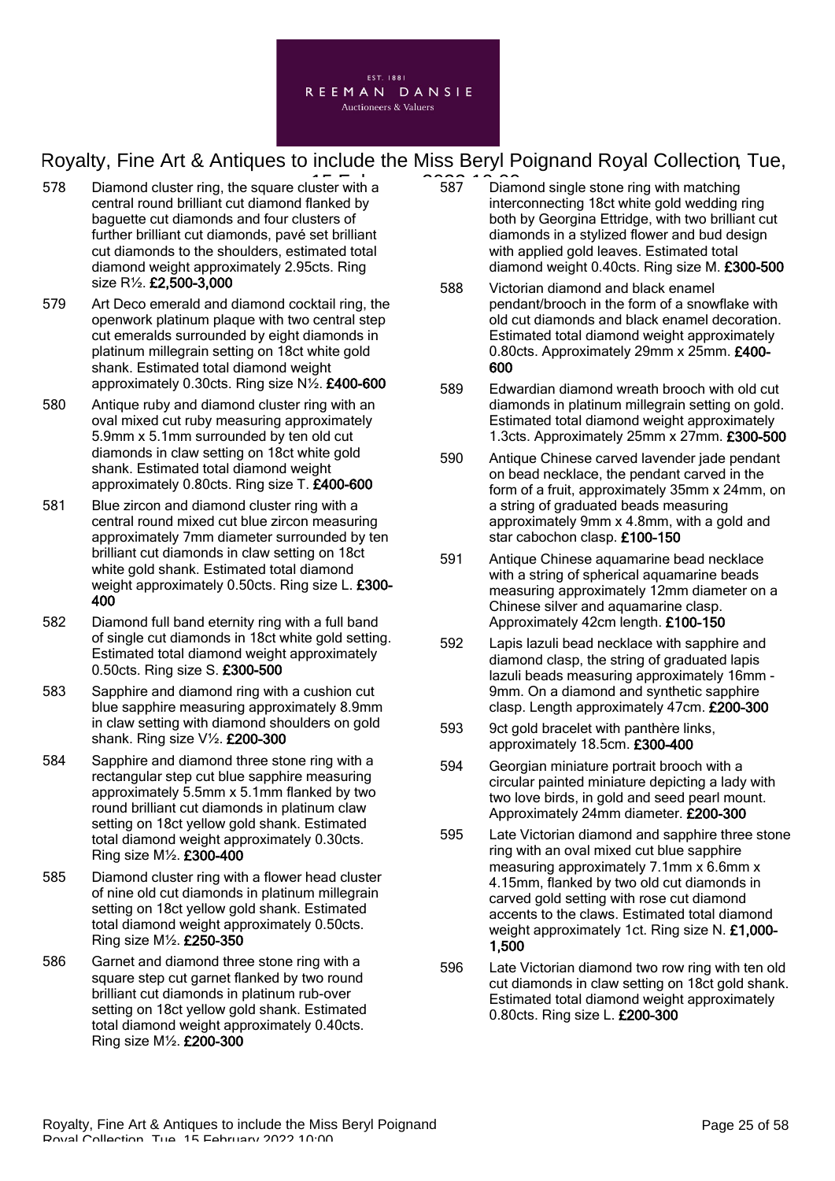578 Diamond cluster ring, the square cluster with a central round brilliant cut diamond flanked by baguette cut diamonds and four clusters of further brilliant cut diamonds, pavé set brilliant cut diamonds to the shoulders, estimated total diamond weight approximately 2.95cts. Ring size R½. **£2,500-3,000**

579 Art Deco emerald and diamond cocktail ring, the openwork platinum plaque with two central step cut emeralds surrounded by eight diamonds in platinum millegrain setting on 18ct white gold shank. Estimated total diamond weight approximately 0.30cts. Ring size N½. **£400-600**

580 Antique ruby and diamond cluster ring with an oval mixed cut ruby measuring approximately 5.9mm x 5.1mm surrounded by ten old cut diamonds in claw setting on 18ct white gold shank. Estimated total diamond weight approximately 0.80cts. Ring size T. **£400-600**

581 Blue zircon and diamond cluster ring with a central round mixed cut blue zircon measuring approximately 7mm diameter surrounded by ten brilliant cut diamonds in claw setting on 18ct white gold shank. Estimated total diamond weight approximately 0.50cts. Ring size L. **£300-400**

582 Diamond full band eternity ring with a full band of single cut diamonds in 18ct white gold setting. Estimated total diamond weight approximately 0.50cts. Ring size S. **£300-500**

583 Sapphire and diamond ring with a cushion cut blue sapphire measuring approximately 8.9mm in claw setting with diamond shoulders on gold shank. Ring size V½. **£200-300**

584 Sapphire and diamond three stone ring with a rectangular step cut blue sapphire measuring approximately 5.5mm x 5.1mm flanked by two round brilliant cut diamonds in platinum claw setting on 18ct yellow gold shank. Estimated total diamond weight approximately 0.30cts. Ring size M½. **£300-400**

585 Diamond cluster ring with a flower head cluster of nine old cut diamonds in platinum millegrain setting on 18ct yellow gold shank. Estimated total diamond weight approximately 0.50cts. Ring size M½. **£250-350**

586 Garnet and diamond three stone ring with a square step cut garnet flanked by two round brilliant cut diamonds in platinum rub-over setting on 18ct yellow gold shank. Estimated total diamond weight approximately 0.40cts. Ring size M½. **£200-300**

587 Diamond single stone ring with matching interconnecting 18ct white gold wedding ring both by Georgina Ettridge, with two brilliant cut diamonds in a stylized flower and bud design with applied gold leaves. Estimated total diamond weight 0.40cts. Ring size M. **£300-500**

588 Victorian diamond and black enamel pendant/brooch in the form of a snowflake with old cut diamonds and black enamel decoration. Estimated total diamond weight approximately 0.80cts. Approximately 29mm x 25mm. **£400-600**

589 Edwardian diamond wreath brooch with old cut diamonds in platinum millegrain setting on gold. Estimated total diamond weight approximately 1.3cts. Approximately 25mm x 27mm. **£300-500**

590 Antique Chinese carved lavender jade pendant on bead necklace, the pendant carved in the form of a fruit, approximately 35mm x 24mm, on a string of graduated beads measuring approximately 9mm x 4.8mm, with a gold and star cabochon clasp. **£100-150**

591 Antique Chinese aquamarine bead necklace with a string of spherical aquamarine beads measuring approximately 12mm diameter on a Chinese silver and aquamarine clasp. Approximately 42cm length. **£100-150**

592 Lapis lazuli bead necklace with sapphire and diamond clasp, the string of graduated lapis lazuli beads measuring approximately 16mm - 9mm. On a diamond and synthetic sapphire clasp. Length approximately 47cm. **£200-300**

593 9ct gold bracelet with panthère links, approximately 18.5cm. **£300-400**

594 Georgian miniature portrait brooch with a circular painted miniature depicting a lady with two love birds, in gold and seed pearl mount. Approximately 24mm diameter. **£200-300**

595 Late Victorian diamond and sapphire three stone ring with an oval mixed cut blue sapphire measuring approximately 7.1mm x 6.6mm x 4.15mm, flanked by two old cut diamonds in carved gold setting with rose cut diamond accents to the claws. Estimated total diamond weight approximately 1ct. Ring size N. **£1,000-1,500**

596 Late Victorian diamond two row ring with ten old cut diamonds in claw setting on 18ct gold shank. Estimated total diamond weight approximately 0.80cts. Ring size L. **£200-300**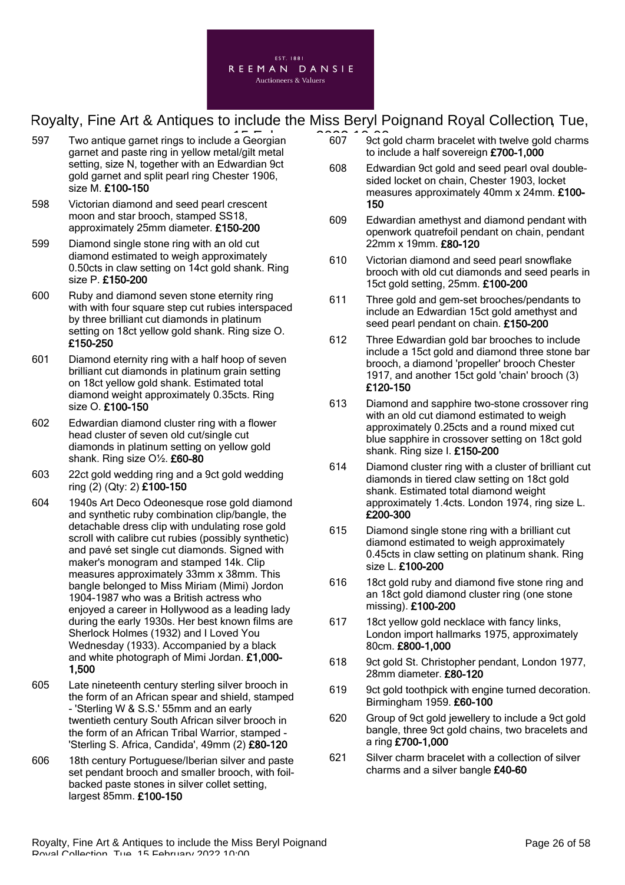597 Two antique garnet rings to include a Georgian garnet and paste ring in yellow metal/gilt metal setting, size N, together with an Edwardian 9ct gold garnet and split pearl ring Chester 1906, size M. **£100-150**

598 Victorian diamond and seed pearl crescent moon and star brooch, stamped SS18, approximately 25mm diameter. **£150-200**

599 Diamond single stone ring with an old cut diamond estimated to weigh approximately 0.50cts in claw setting on 14ct gold shank. Ring size P. **£150-200**

600 Ruby and diamond seven stone eternity ring with with four square step cut rubies interspaced by three brilliant cut diamonds in platinum setting on 18ct yellow gold shank. Ring size O. **£150-250**

601 Diamond eternity ring with a half hoop of seven brilliant cut diamonds in platinum grain setting on 18ct yellow gold shank. Estimated total diamond weight approximately 0.35cts. Ring size O. **£100-150**

602 Edwardian diamond cluster ring with a flower head cluster of seven old cut/single cut diamonds in platinum setting on yellow gold shank. Ring size O½. **£60-80**

603 22ct gold wedding ring and a 9ct gold wedding ring (2) (Qty: 2) **£100-150**

604 1940s Art Deco Odeonesque rose gold diamond and synthetic ruby combination clip/bangle, the detachable dress clip with undulating rose gold scroll with calibre cut rubies (possibly synthetic) and pavé set single cut diamonds. Signed with maker's monogram and stamped 14k. Clip measures approximately 33mm x 38mm. This bangle belonged to Miss Miriam (Mimi) Jordon 1904-1987 who was a British actress who enjoyed a career in Hollywood as a leading lady during the early 1930s. Her best known films are Sherlock Holmes (1932) and I Loved You Wednesday (1933). Accompanied by a black and white photograph of Mimi Jordan. **£1,000-1,500**

605 Late nineteenth century sterling silver brooch in the form of an African spear and shield, stamped - 'Sterling W & S.S.' 55mm and an early twentieth century South African silver brooch in the form of an African Tribal Warrior, stamped - 'Sterling S. Africa, Candida', 49mm (2) **£80-120**

606 18th century Portuguese/Iberian silver and paste set pendant brooch and smaller brooch, with foil-backed paste stones in silver collet setting, largest 85mm. **£100-150**

607 9ct gold charm bracelet with twelve gold charms to include a half sovereign **£700-1,000**

608 Edwardian 9ct gold and seed pearl oval double-sided locket on chain, Chester 1903, locket measures approximately 40mm x 24mm. **£100-150**

609 Edwardian amethyst and diamond pendant with openwork quatrefoil pendant on chain, pendant 22mm x 19mm. **£80-120**

610 Victorian diamond and seed pearl snowflake brooch with old cut diamonds and seed pearls in 15ct gold setting, 25mm. **£100-200**

611 Three gold and gem-set brooches/pendants to include an Edwardian 15ct gold amethyst and seed pearl pendant on chain. **£150-200**

612 Three Edwardian gold bar brooches to include include a 15ct gold and diamond three stone bar brooch, a diamond 'propeller' brooch Chester 1917, and another 15ct gold 'chain' brooch (3) **£120-150**

613 Diamond and sapphire two-stone crossover ring with an old cut diamond estimated to weigh approximately 0.25cts and a round mixed cut blue sapphire in crossover setting on 18ct gold shank. Ring size I. **£150-200**

614 Diamond cluster ring with a cluster of brilliant cut diamonds in tiered claw setting on 18ct gold shank. Estimated total diamond weight approximately 1.4cts. London 1974, ring size L. **£200-300**

615 Diamond single stone ring with a brilliant cut diamond estimated to weigh approximately 0.45cts in claw setting on platinum shank. Ring size L. **£100-200**

616 18ct gold ruby and diamond five stone ring and an 18ct gold diamond cluster ring (one stone missing). **£100-200**

617 18ct yellow gold necklace with fancy links, London import hallmarks 1975, approximately 80cm. **£800-1,000**

618 9ct gold St. Christopher pendant, London 1977, 28mm diameter. **£80-120**

619 9ct gold toothpick with engine turned decoration. Birmingham 1959. **£60-100**

620 Group of 9ct gold jewellery to include a 9ct gold bangle, three 9ct gold chains, two bracelets and a ring **£700-1,000**

621 Silver charm bracelet with a collection of silver charms and a silver bangle **£40-60**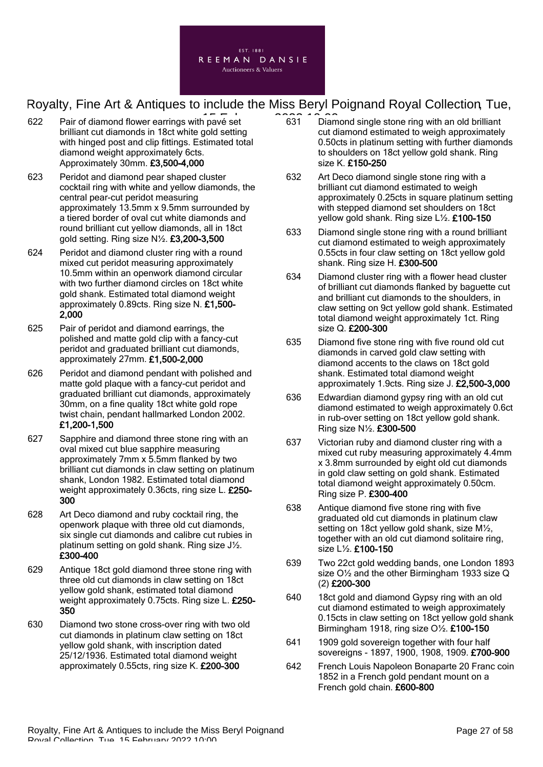622 Pair of diamond flower earrings with pavé set brilliant cut diamonds in 18ct white gold setting with hinged post and clip fittings. Estimated total diamond weight approximately 6cts. Approximately 30mm. **£3,500-4,000**

623 Peridot and diamond pear shaped cluster cocktail ring with white and yellow diamonds, the central pear-cut peridot measuring approximately 13.5mm x 9.5mm surrounded by a tiered border of oval cut white diamonds and round brilliant cut yellow diamonds, all in 18ct gold setting. Ring size N½. **£3,200-3,500**

624 Peridot and diamond cluster ring with a round mixed cut peridot measuring approximately 10.5mm within an openwork diamond circular with two further diamond circles on 18ct white gold shank. Estimated total diamond weight approximately 0.89cts. Ring size N. **£1,500-2,000**

625 Pair of peridot and diamond earrings, the polished and matte gold clip with a fancy-cut peridot and graduated brilliant cut diamonds, approximately 27mm. **£1,500-2,000**

626 Peridot and diamond pendant with polished and matte gold plaque with a fancy-cut peridot and graduated brilliant cut diamonds, approximately 30mm, on a fine quality 18ct white gold rope twist chain, pendant hallmarked London 2002. **£1,200-1,500**

627 Sapphire and diamond three stone ring with an oval mixed cut blue sapphire measuring approximately 7mm x 5.5mm flanked by two brilliant cut diamonds in claw setting on platinum shank, London 1982. Estimated total diamond weight approximately 0.36cts, ring size L. **£250-300**

628 Art Deco diamond and ruby cocktail ring, the openwork plaque with three old cut diamonds, six single cut diamonds and calibre cut rubies in platinum setting on gold shank. Ring size J½. **£300-400**

629 Antique 18ct gold diamond three stone ring with three old cut diamonds in claw setting on 18ct yellow gold shank, estimated total diamond weight approximately 0.75cts. Ring size L. **£250-350**

630 Diamond two stone cross-over ring with two old cut diamonds in platinum claw setting on 18ct yellow gold shank, with inscription dated 25/12/1936. Estimated total diamond weight approximately 0.55cts, ring size K. **£200-300**

631 Diamond single stone ring with an old brilliant cut diamond estimated to weigh approximately 0.50cts in platinum setting with further diamonds to shoulders on 18ct yellow gold shank. Ring size K. **£150-250**

632 Art Deco diamond single stone ring with a brilliant cut diamond estimated to weigh approximately 0.25cts in square platinum setting with stepped diamond set shoulders on 18ct yellow gold shank. Ring size L½. **£100-150**

633 Diamond single stone ring with a round brilliant cut diamond estimated to weigh approximately 0.55cts in four claw setting on 18ct yellow gold shank. Ring size H. **£300-500**

634 Diamond cluster ring with a flower head cluster of brilliant cut diamonds flanked by baguette cut and brilliant cut diamonds to the shoulders, in claw setting on 9ct yellow gold shank. Estimated total diamond weight approximately 1ct. Ring size Q. **£200-300**

635 Diamond five stone ring with five round old cut diamonds in carved gold claw setting with diamond accents to the claws on 18ct gold shank. Estimated total diamond weight approximately 1.9cts. Ring size J. **£2,500-3,000**

636 Edwardian diamond gypsy ring with an old cut diamond estimated to weigh approximately 0.6ct in rub-over setting on 18ct yellow gold shank. Ring size N½. **£300-500**

637 Victorian ruby and diamond cluster ring with a mixed cut ruby measuring approximately 4.4mm x 3.8mm surrounded by eight old cut diamonds in gold claw setting on gold shank. Estimated total diamond weight approximately 0.50cm. Ring size P. **£300-400**

638 Antique diamond five stone ring with five graduated old cut diamonds in platinum claw setting on 18ct yellow gold shank, size M½, together with an old cut diamond solitaire ring, size L½. **£100-150**

639 Two 22ct gold wedding bands, one London 1893 size O½ and the other Birmingham 1933 size Q (2) **£200-300**

640 18ct gold and diamond Gypsy ring with an old cut diamond estimated to weigh approximately 0.15cts in claw setting on 18ct yellow gold shank Birmingham 1918, ring size O½. **£100-150**

641 1909 gold sovereign together with four half sovereigns - 1897, 1900, 1908, 1909. **£700-900**

642 French Louis Napoleon Bonaparte 20 Franc coin 1852 in a French gold pendant mount on a French gold chain. **£600-800**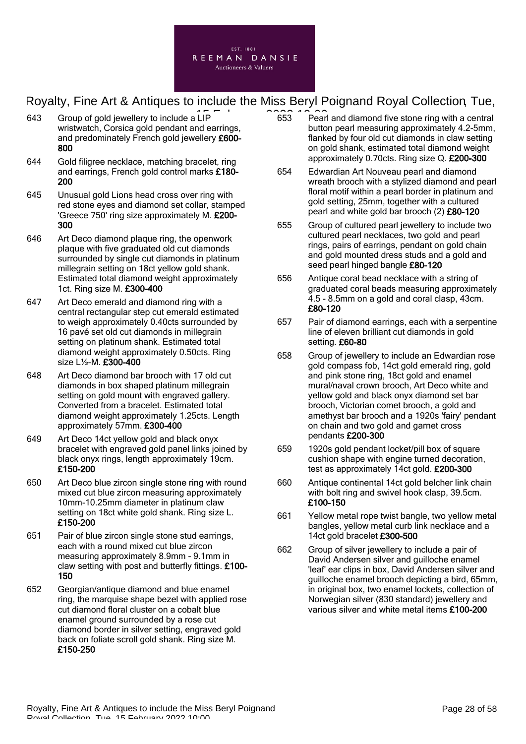643 Group of gold jewellery to include a LIP wristwatch, Corsica gold pendant and earrings, and predominately French gold jewellery **£600-800**

644 Gold filigree necklace, matching bracelet, ring and earrings, French gold control marks **£180-200**

645 Unusual gold Lions head cross over ring with red stone eyes and diamond set collar, stamped 'Greece 750' ring size approximately M. **£200-300**

646 Art Deco diamond plaque ring, the openwork plaque with five graduated old cut diamonds surrounded by single cut diamonds in platinum millegrain setting on 18ct yellow gold shank. Estimated total diamond weight approximately 1ct. Ring size M. **£300-400**

647 Art Deco emerald and diamond ring with a central rectangular step cut emerald estimated to weigh approximately 0.40cts surrounded by 16 pavé set old cut diamonds in millegrain setting on platinum shank. Estimated total diamond weight approximately 0.50cts. Ring size L½-M. **£300-400**

648 Art Deco diamond bar brooch with 17 old cut diamonds in box shaped platinum millegrain setting on gold mount with engraved gallery. Converted from a bracelet. Estimated total diamond weight approximately 1.25cts. Length approximately 57mm. **£300-400**

649 Art Deco 14ct yellow gold and black onyx bracelet with engraved gold panel links joined by black onyx rings, length approximately 19cm. **£150-200**

650 Art Deco blue zircon single stone ring with round mixed cut blue zircon measuring approximately 10mm-10.25mm diameter in platinum claw setting on 18ct white gold shank. Ring size L. **£150-200**

651 Pair of blue zircon single stone stud earrings, each with a round mixed cut blue zircon measuring approximately 8.9mm - 9.1mm in claw setting with post and butterfly fittings. **£100-150**

652 Georgian/antique diamond and blue enamel ring, the marquise shape bezel with applied rose cut diamond floral cluster on a cobalt blue enamel ground surrounded by a rose cut diamond border in silver setting, engraved gold back on foliate scroll gold shank. Ring size M. **£150-250**

653 Pearl and diamond five stone ring with a central button pearl measuring approximately 4.2-5mm, flanked by four old cut diamonds in claw setting on gold shank, estimated total diamond weight approximately 0.70cts. Ring size Q. **£200-300**

654 Edwardian Art Nouveau pearl and diamond wreath brooch with a stylized diamond and pearl floral motif within a pearl border in platinum and gold setting, 25mm, together with a cultured pearl and white gold bar brooch (2) **£80-120**

655 Group of cultured pearl jewellery to include two cultured pearl necklaces, two gold and pearl rings, pairs of earrings, pendant on gold chain and gold mounted dress studs and a gold and seed pearl hinged bangle **£80-120**

656 Antique coral bead necklace with a string of graduated coral beads measuring approximately 4.5 - 8.5mm on a gold and coral clasp, 43cm. **£80-120**

657 Pair of diamond earrings, each with a serpentine line of eleven brilliant cut diamonds in gold setting. **£60-80**

658 Group of jewellery to include an Edwardian rose gold compass fob, 14ct gold emerald ring, gold and pink stone ring, 18ct gold and enamel mural/naval crown brooch, Art Deco white and yellow gold and black onyx diamond set bar brooch, Victorian comet brooch, a gold and amethyst bar brooch and a 1920s 'fairy' pendant on chain and two gold and garnet cross pendants **£200-300**

659 1920s gold pendant locket/pill box of square cushion shape with engine turned decoration, test as approximately 14ct gold. **£200-300**

660 Antique continental 14ct gold belcher link chain with bolt ring and swivel hook clasp, 39.5cm. **£100-150**

661 Yellow metal rope twist bangle, two yellow metal bangles, yellow metal curb link necklace and a 14ct gold bracelet **£300-500**

662 Group of silver jewellery to include a pair of David Andersen silver and guilloche enamel 'leaf' ear clips in box, David Andersen silver and guilloche enamel brooch depicting a bird, 65mm, in original box, two enamel lockets, collection of Norwegian silver (830 standard) jewellery and various silver and white metal items **£100-200**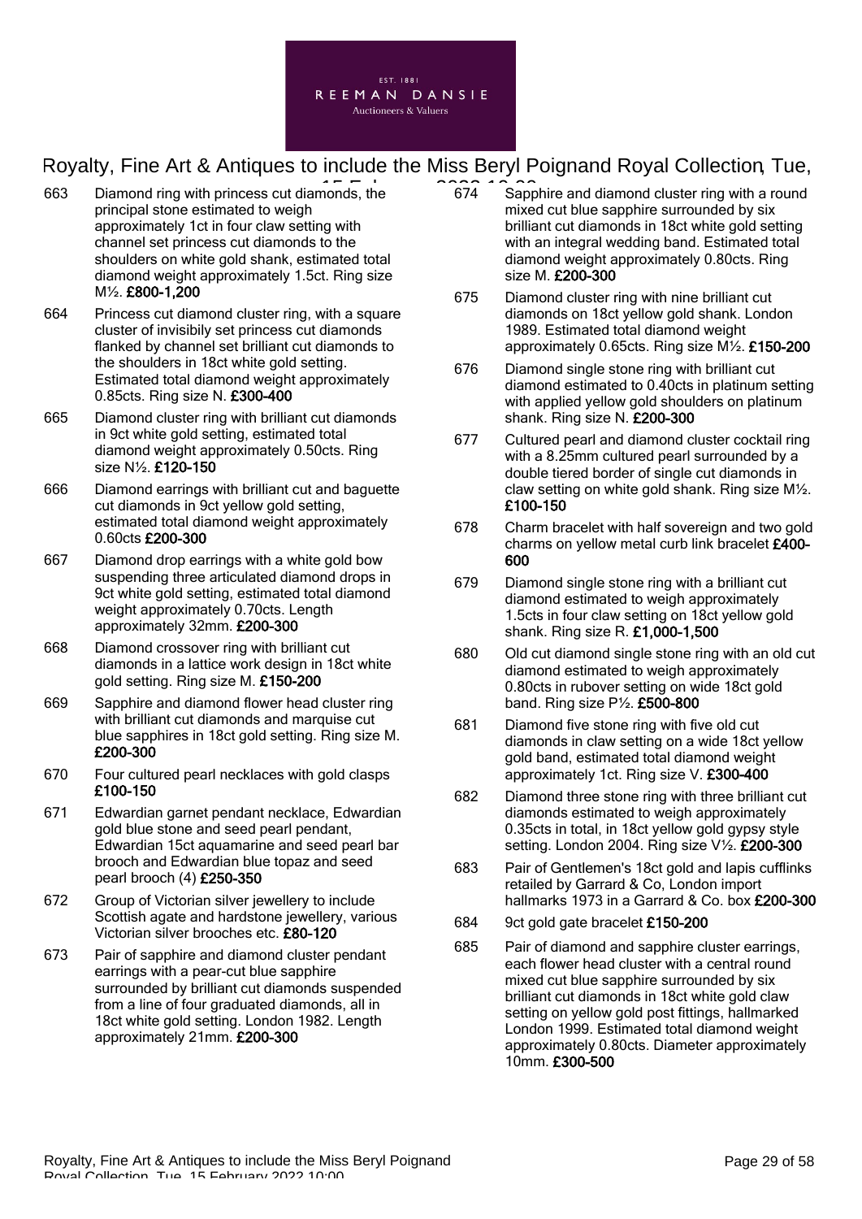663 Diamond ring with princess cut diamonds, the principal stone estimated to weigh approximately 1ct in four claw setting with channel set princess cut diamonds to the shoulders on white gold shank, estimated total diamond weight approximately 1.5ct. Ring size M½. **£800-1,200**

664 Princess cut diamond cluster ring, with a square cluster of invisibily set princess cut diamonds flanked by channel set brilliant cut diamonds to the shoulders in 18ct white gold setting. Estimated total diamond weight approximately 0.85cts. Ring size N. **£300-400**

665 Diamond cluster ring with brilliant cut diamonds in 9ct white gold setting, estimated total diamond weight approximately 0.50cts. Ring size N½. **£120-150**

666 Diamond earrings with brilliant cut and baguette cut diamonds in 9ct yellow gold setting, estimated total diamond weight approximately 0.60cts **£200-300**

667 Diamond drop earrings with a white gold bow suspending three articulated diamond drops in 9ct white gold setting, estimated total diamond weight approximately 0.70cts. Length approximately 32mm. **£200-300**

668 Diamond crossover ring with brilliant cut diamonds in a lattice work design in 18ct white gold setting. Ring size M. **£150-200**

669 Sapphire and diamond flower head cluster ring with brilliant cut diamonds and marquise cut blue sapphires in 18ct gold setting. Ring size M. **£200-300**

670 Four cultured pearl necklaces with gold clasps **£100-150**

671 Edwardian garnet pendant necklace, Edwardian gold blue stone and seed pearl pendant, Edwardian 15ct aquamarine and seed pearl bar brooch and Edwardian blue topaz and seed pearl brooch (4) **£250-350**

672 Group of Victorian silver jewellery to include Scottish agate and hardstone jewellery, various Victorian silver brooches etc. **£80-120**

673 Pair of sapphire and diamond cluster pendant earrings with a pear-cut blue sapphire surrounded by brilliant cut diamonds suspended from a line of four graduated diamonds, all in 18ct white gold setting. London 1982. Length approximately 21mm. **£200-300**

674 Sapphire and diamond cluster ring with a round mixed cut blue sapphire surrounded by six brilliant cut diamonds in 18ct white gold setting with an integral wedding band. Estimated total diamond weight approximately 0.80cts. Ring size M. **£200-300**

675 Diamond cluster ring with nine brilliant cut diamonds on 18ct yellow gold shank. London 1989. Estimated total diamond weight approximately 0.65cts. Ring size M½. **£150-200**

676 Diamond single stone ring with brilliant cut diamond estimated to 0.40cts in platinum setting with applied yellow gold shoulders on platinum shank. Ring size N. **£200-300**

677 Cultured pearl and diamond cluster cocktail ring with a 8.25mm cultured pearl surrounded by a double tiered border of single cut diamonds in claw setting on white gold shank. Ring size M½. **£100-150**

678 Charm bracelet with half sovereign and two gold charms on yellow metal curb link bracelet **£400-600**

679 Diamond single stone ring with a brilliant cut diamond estimated to weigh approximately 1.5cts in four claw setting on 18ct yellow gold shank. Ring size R. **£1,000-1,500**

680 Old cut diamond single stone ring with an old cut diamond estimated to weigh approximately 0.80cts in rubover setting on wide 18ct gold band. Ring size P½. **£500-800**

681 Diamond five stone ring with five old cut diamonds in claw setting on a wide 18ct yellow gold band, estimated total diamond weight approximately 1ct. Ring size V. **£300-400**

682 Diamond three stone ring with three brilliant cut diamonds estimated to weigh approximately 0.35cts in total, in 18ct yellow gold gypsy style setting. London 2004. Ring size V½. **£200-300**

683 Pair of Gentlemen's 18ct gold and lapis cufflinks retailed by Garrard & Co, London import hallmarks 1973 in a Garrard & Co. box **£200-300**

684 9ct gold gate bracelet **£150-200**

685 Pair of diamond and sapphire cluster earrings, each flower head cluster with a central round mixed cut blue sapphire surrounded by six brilliant cut diamonds in 18ct white gold claw setting on yellow gold post fittings, hallmarked London 1999. Estimated total diamond weight approximately 0.80cts. Diameter approximately 10mm. **£300-500**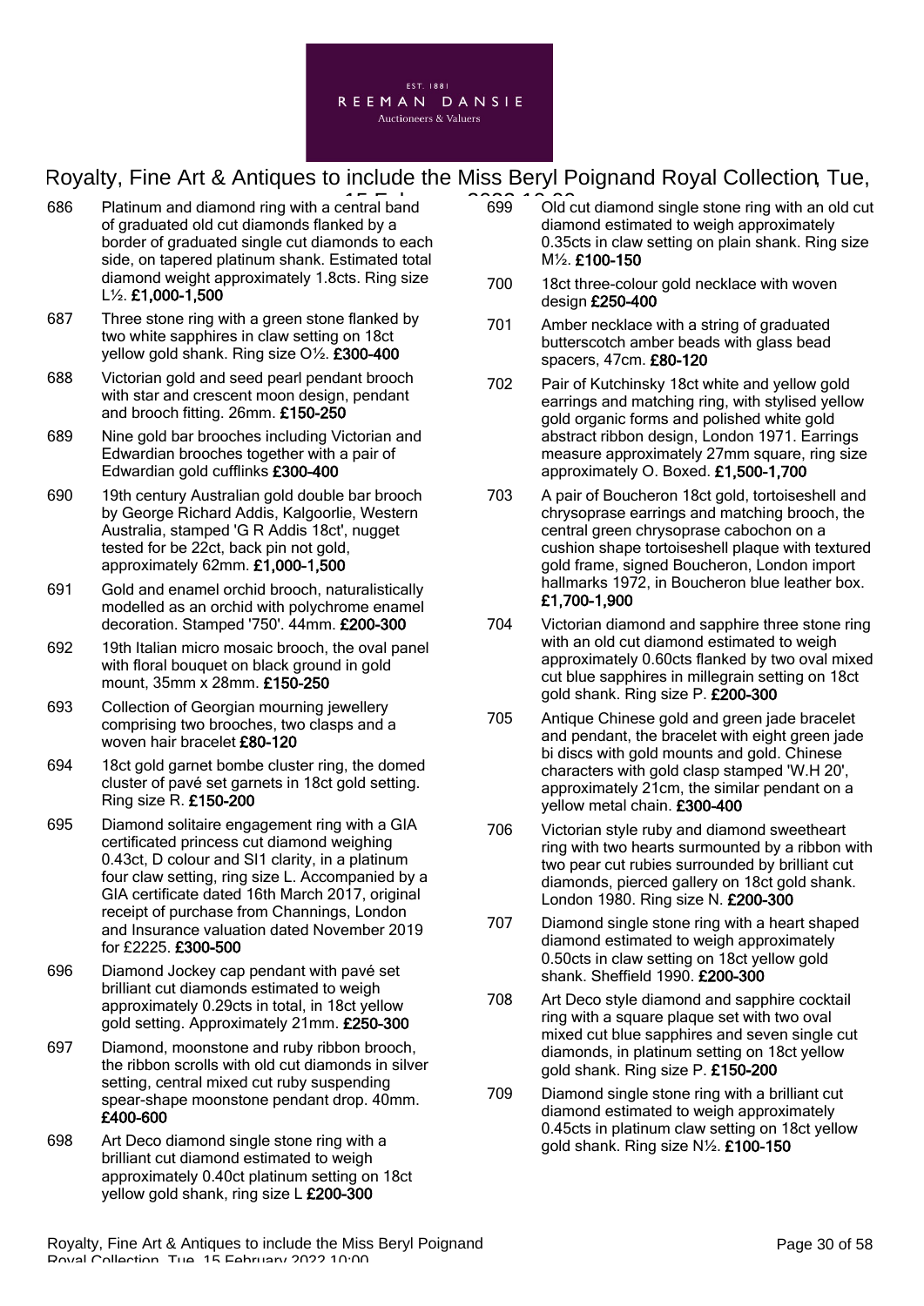686 Platinum and diamond ring with a central band of graduated old cut diamonds flanked by a border of graduated single cut diamonds to each side, on tapered platinum shank. Estimated total diamond weight approximately 1.8cts. Ring size L½. **£1,000-1,500**

687 Three stone ring with a green stone flanked by two white sapphires in claw setting on 18ct yellow gold shank. Ring size O½. **£300-400**

688 Victorian gold and seed pearl pendant brooch with star and crescent moon design, pendant and brooch fitting. 26mm. **£150-250**

689 Nine gold bar brooches including Victorian and Edwardian brooches together with a pair of Edwardian gold cufflinks **£300-400**

690 19th century Australian gold double bar brooch by George Richard Addis, Kalgoorlie, Western Australia, stamped 'G R Addis 18ct', nugget tested for be 22ct, back pin not gold, approximately 62mm. **£1,000-1,500**

691 Gold and enamel orchid brooch, naturalistically modelled as an orchid with polychrome enamel decoration. Stamped '750'. 44mm. **£200-300**

692 19th Italian micro mosaic brooch, the oval panel with floral bouquet on black ground in gold mount, 35mm x 28mm. **£150-250**

693 Collection of Georgian mourning jewellery comprising two brooches, two clasps and a woven hair bracelet **£80-120**

694 18ct gold garnet bombe cluster ring, the domed cluster of pavé set garnets in 18ct gold setting. Ring size R. **£150-200**

695 Diamond solitaire engagement ring with a GIA certificated princess cut diamond weighing 0.43ct, D colour and SI1 clarity, in a platinum four claw setting, ring size L. Accompanied by a GIA certificate dated 16th March 2017, original receipt of purchase from Channings, London and Insurance valuation dated November 2019 for £2225. **£300-500**

696 Diamond Jockey cap pendant with pavé set brilliant cut diamonds estimated to weigh approximately 0.29cts in total, in 18ct yellow gold setting. Approximately 21mm. **£250-300**

697 Diamond, moonstone and ruby ribbon brooch, the ribbon scrolls with old cut diamonds in silver setting, central mixed cut ruby suspending spear-shape moonstone pendant drop. 40mm. **£400-600**

698 Art Deco diamond single stone ring with a brilliant cut diamond estimated to weigh approximately 0.40ct platinum setting on 18ct yellow gold shank, ring size L **£200-300**

699 Old cut diamond single stone ring with an old cut diamond estimated to weigh approximately 0.35cts in claw setting on plain shank. Ring size M½. **£100-150**

700 18ct three-colour gold necklace with woven design **£250-400**

701 Amber necklace with a string of graduated butterscotch amber beads with glass bead spacers, 47cm. **£80-120**

702 Pair of Kutchinsky 18ct white and yellow gold earrings and matching ring, with stylised yellow gold organic forms and polished white gold abstract ribbon design, London 1971. Earrings measure approximately 27mm square, ring size approximately O. Boxed. **£1,500-1,700**

703 A pair of Boucheron 18ct gold, tortoiseshell and chrysoprase earrings and matching brooch, the central green chrysoprase cabochon on a cushion shape tortoiseshell plaque with textured gold frame, signed Boucheron, London import hallmarks 1972, in Boucheron blue leather box. **£1,700-1,900**

704 Victorian diamond and sapphire three stone ring with an old cut diamond estimated to weigh approximately 0.60cts flanked by two oval mixed cut blue sapphires in millegrain setting on 18ct gold shank. Ring size P. **£200-300**

705 Antique Chinese gold and green jade bracelet and pendant, the bracelet with eight green jade bi discs with gold mounts and gold. Chinese characters with gold clasp stamped 'W.H 20', approximately 21cm, the similar pendant on a yellow metal chain. **£300-400**

706 Victorian style ruby and diamond sweetheart ring with two hearts surmounted by a ribbon with two pear cut rubies surrounded by brilliant cut diamonds, pierced gallery on 18ct gold shank. London 1980. Ring size N. **£200-300**

707 Diamond single stone ring with a heart shaped diamond estimated to weigh approximately 0.50cts in claw setting on 18ct yellow gold shank. Sheffield 1990. **£200-300**

708 Art Deco style diamond and sapphire cocktail ring with a square plaque set with two oval mixed cut blue sapphires and seven single cut diamonds, in platinum setting on 18ct yellow gold shank. Ring size P. **£150-200**

709 Diamond single stone ring with a brilliant cut diamond estimated to weigh approximately 0.45cts in platinum claw setting on 18ct yellow gold shank. Ring size N½. **£100-150**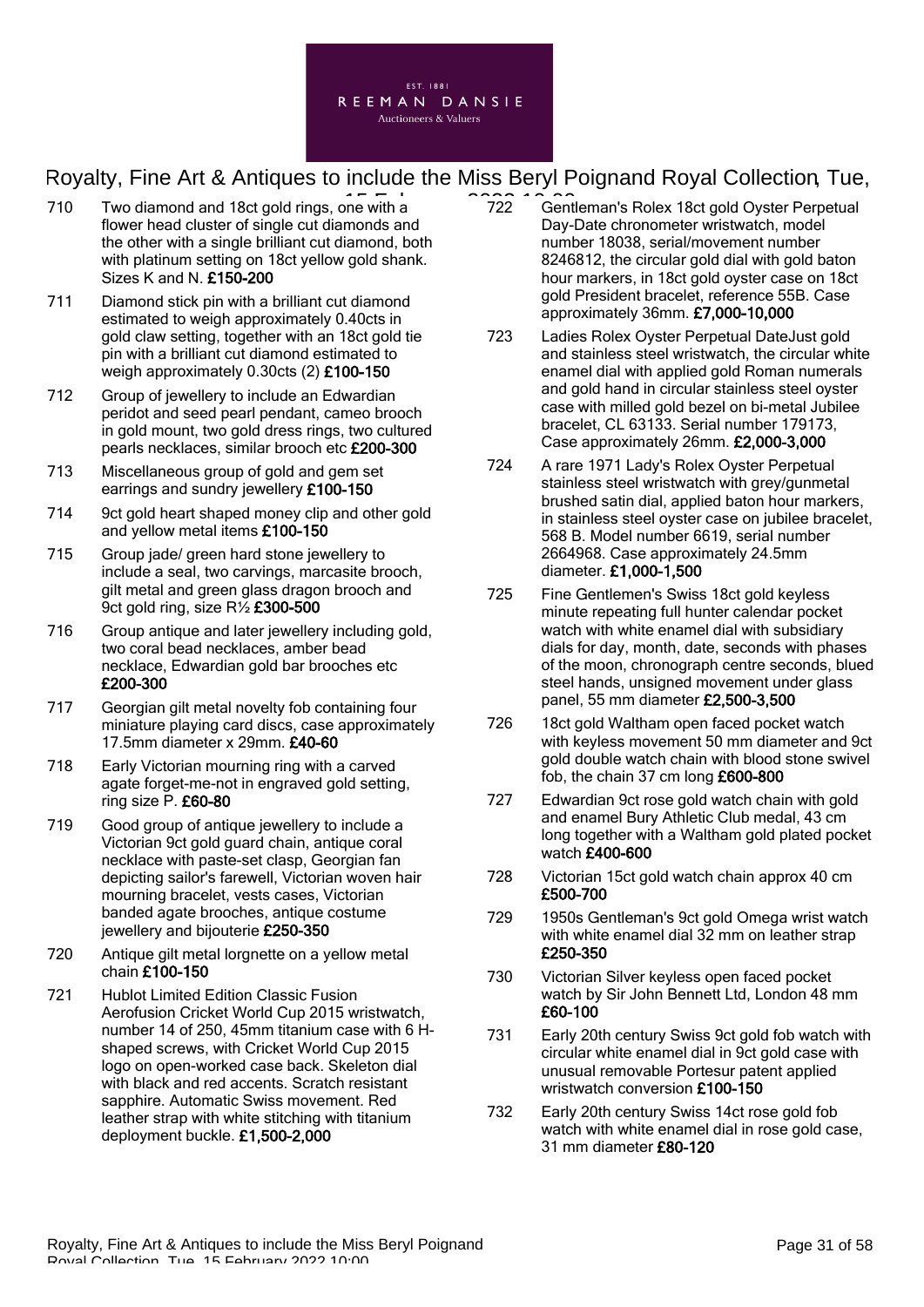710 Two diamond and 18ct gold rings, one with a flower head cluster of single cut diamonds and the other with a single brilliant cut diamond, both with platinum setting on 18ct yellow gold shank. Sizes K and N. **£150-200**

711 Diamond stick pin with a brilliant cut diamond estimated to weigh approximately 0.40cts in gold claw setting, together with an 18ct gold tie pin with a brilliant cut diamond estimated to weigh approximately 0.30cts (2) **£100-150**

712 Group of jewellery to include an Edwardian peridot and seed pearl pendant, cameo brooch in gold mount, two gold dress rings, two cultured pearls necklaces, similar brooch etc **£200-300**

713 Miscellaneous group of gold and gem set earrings and sundry jewellery **£100-150**

714 9ct gold heart shaped money clip and other gold and yellow metal items **£100-150**

715 Group jade/ green hard stone jewellery to include a seal, two carvings, marcasite brooch, gilt metal and green glass dragon brooch and 9ct gold ring, size R½ **£300-500**

716 Group antique and later jewellery including gold, two coral bead necklaces, amber bead necklace, Edwardian gold bar brooches etc **£200-300**

717 Georgian gilt metal novelty fob containing four miniature playing card discs, case approximately 17.5mm diameter x 29mm. **£40-60**

718 Early Victorian mourning ring with a carved agate forget-me-not in engraved gold setting, ring size P. **£60-80**

719 Good group of antique jewellery to include a Victorian 9ct gold guard chain, antique coral necklace with paste-set clasp, Georgian fan depicting sailor's farewell, Victorian woven hair mourning bracelet, vests cases, Victorian banded agate brooches, antique costume jewellery and bijouterie **£250-350**

720 Antique gilt metal lorgnette on a yellow metal chain **£100-150**

721 Hublot Limited Edition Classic Fusion Aerofusion Cricket World Cup 2015 wristwatch, number 14 of 250, 45mm titanium case with 6 H-shaped screws, with Cricket World Cup 2015 logo on open-worked case back. Skeleton dial with black and red accents. Scratch resistant sapphire. Automatic Swiss movement. Red leather strap with white stitching with titanium deployment buckle. **£1,500-2,000**

722 Gentleman's Rolex 18ct gold Oyster Perpetual Day-Date chronometer wristwatch, model number 18038, serial/movement number 8246812, the circular gold dial with gold baton hour markers, in 18ct gold oyster case on 18ct gold President bracelet, reference 55B. Case approximately 36mm. **£7,000-10,000**

723 Ladies Rolex Oyster Perpetual DateJust gold and stainless steel wristwatch, the circular white enamel dial with applied gold Roman numerals and gold hand in circular stainless steel oyster case with milled gold bezel on bi-metal Jubilee bracelet, CL 63133. Serial number 179173, Case approximately 26mm. **£2,000-3,000**

724 A rare 1971 Lady's Rolex Oyster Perpetual stainless steel wristwatch with grey/gunmetal brushed satin dial, applied baton hour markers, in stainless steel oyster case on jubilee bracelet, 568 B. Model number 6619, serial number 2664968. Case approximately 24.5mm diameter. **£1,000-1,500**

725 Fine Gentlemen's Swiss 18ct gold keyless minute repeating full hunter calendar pocket watch with white enamel dial with subsidiary dials for day, month, date, seconds with phases of the moon, chronograph centre seconds, blued steel hands, unsigned movement under glass panel, 55 mm diameter **£2,500-3,500**

726 18ct gold Waltham open faced pocket watch with keyless movement 50 mm diameter and 9ct gold double watch chain with blood stone swivel fob, the chain 37 cm long **£600-800**

727 Edwardian 9ct rose gold watch chain with gold and enamel Bury Athletic Club medal, 43 cm long together with a Waltham gold plated pocket watch **£400-600**

728 Victorian 15ct gold watch chain approx 40 cm **£500-700**

729 1950s Gentleman's 9ct gold Omega wrist watch with white enamel dial 32 mm on leather strap **£250-350**

730 Victorian Silver keyless open faced pocket watch by Sir John Bennett Ltd, London 48 mm **£60-100**

731 Early 20th century Swiss 9ct gold fob watch with circular white enamel dial in 9ct gold case with unusual removable Portesur patent applied wristwatch conversion **£100-150**

732 Early 20th century Swiss 14ct rose gold fob watch with white enamel dial in rose gold case, 31 mm diameter **£80-120**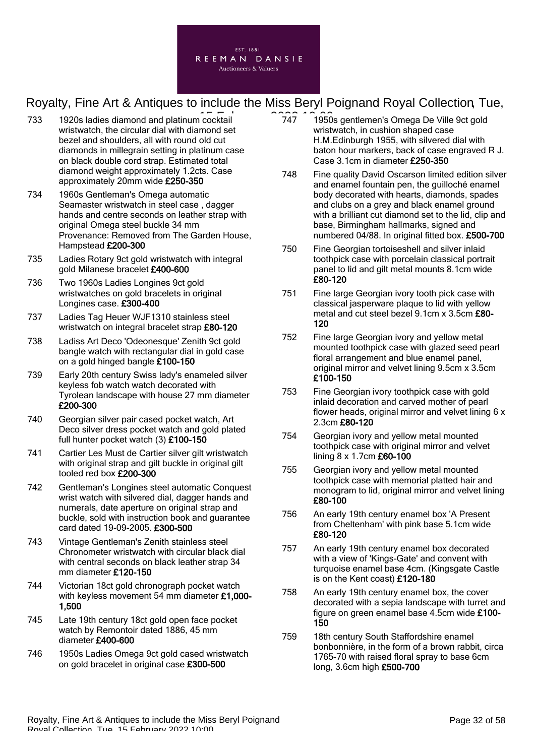733 1920s ladies diamond and platinum cocktail wristwatch, the circular dial with diamond set bezel and shoulders, all with round old cut diamonds in millegrain setting in platinum case on black double cord strap. Estimated total diamond weight approximately 1.2cts. Case approximately 20mm wide **£250-350**

734 1960s Gentleman's Omega automatic Seamaster wristwatch in steel case , dagger hands and centre seconds on leather strap with original Omega steel buckle 34 mm Provenance: Removed from The Garden House, Hampstead **£200-300**

735 Ladies Rotary 9ct gold wristwatch with integral gold Milanese bracelet **£400-600**

736 Two 1960s Ladies Longines 9ct gold wristwatches on gold bracelets in original Longines case. **£300-400**

737 Ladies Tag Heuer WJF1310 stainless steel wristwatch on integral bracelet strap **£80-120**

738 Ladiss Art Deco 'Odeonesque' Zenith 9ct gold bangle watch with rectangular dial in gold case on a gold hinged bangle **£100-150**

739 Early 20th century Swiss lady's enameled silver keyless fob watch watch decorated with Tyrolean landscape with house 27 mm diameter **£200-300**

740 Georgian silver pair cased pocket watch, Art Deco silver dress pocket watch and gold plated full hunter pocket watch (3) **£100-150**

741 Cartier Les Must de Cartier silver gilt wristwatch with original strap and gilt buckle in original gilt tooled red box **£200-300**

742 Gentleman's Longines steel automatic Conquest wrist watch with silvered dial, dagger hands and numerals, date aperture on original strap and buckle, sold with instruction book and guarantee card dated 19-09-2005. **£300-500**

743 Vintage Gentleman's Zenith stainless steel Chronometer wristwatch with circular black dial with central seconds on black leather strap 34 mm diameter **£120-150**

744 Victorian 18ct gold chronograph pocket watch with keyless movement 54 mm diameter **£1,000-1,500**

745 Late 19th century 18ct gold open face pocket watch by Remontoir dated 1886, 45 mm diameter **£400-600**

746 1950s Ladies Omega 9ct gold cased wristwatch on gold bracelet in original case **£300-500**

747 1950s gentlemen's Omega De Ville 9ct gold wristwatch, in cushion shaped case H.M.Edinburgh 1955, with silvered dial with baton hour markers, back of case engraved R J. Case 3.1cm in diameter **£250-350**

748 Fine quality David Oscarson limited edition silver and enamel fountain pen, the guilloché enamel body decorated with hearts, diamonds, spades and clubs on a grey and black enamel ground with a brilliant cut diamond set to the lid, clip and base, Birmingham hallmarks, signed and numbered 04/88. In original fitted box. **£500-700**

750 Fine Georgian tortoiseshell and silver inlaid toothpick case with porcelain classical portrait panel to lid and gilt metal mounts 8.1cm wide **£80-120**

751 Fine large Georgian ivory tooth pick case with classical jasperware plaque to lid with yellow metal and cut steel bezel 9.1cm x 3.5cm **£80-120**

752 Fine large Georgian ivory and yellow metal mounted toothpick case with glazed seed pearl floral arrangement and blue enamel panel, original mirror and velvet lining 9.5cm x 3.5cm **£100-150**

753 Fine Georgian ivory toothpick case with gold inlaid decoration and carved mother of pearl flower heads, original mirror and velvet lining 6 x 2.3cm **£80-120**

754 Georgian ivory and yellow metal mounted toothpick case with original mirror and velvet lining 8 x 1.7cm **£60-100**

755 Georgian ivory and yellow metal mounted toothpick case with memorial platted hair and monogram to lid, original mirror and velvet lining **£80-100**

756 An early 19th century enamel box 'A Present from Cheltenham' with pink base 5.1cm wide **£80-120**

757 An early 19th century enamel box decorated with a view of 'Kings-Gate' and convent with turquoise enamel base 4cm. (Kingsgate Castle is on the Kent coast) **£120-180**

758 An early 19th century enamel box, the cover decorated with a sepia landscape with turret and figure on green enamel base 4.5cm wide **£100-150**

759 18th century South Staffordshire enamel bonbonnière, in the form of a brown rabbit, circa 1765-70 with raised floral spray to base 6cm long, 3.6cm high **£500-700**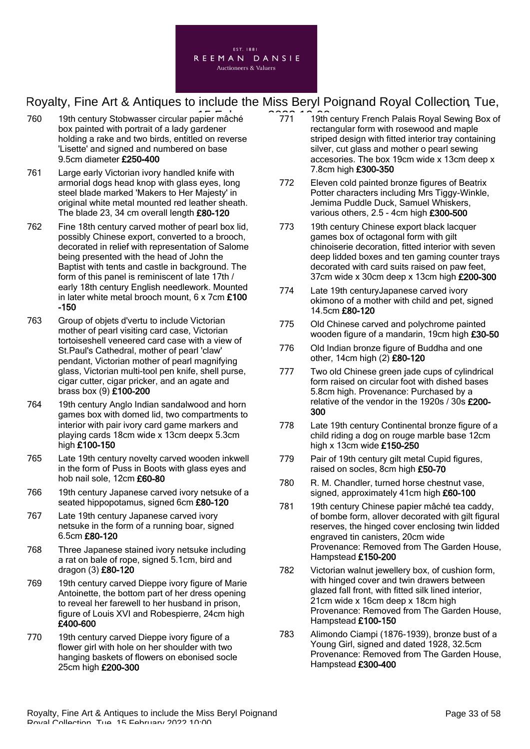760 19th century Stobwasser circular papier mâché box painted with portrait of a lady gardener holding a rake and two birds, entitled on reverse 'Lisette' and signed and numbered on base 9.5cm diameter **£250-400**

761 Large early Victorian ivory handled knife with armorial dogs head knop with glass eyes, long steel blade marked 'Makers to Her Majesty' in original white metal mounted red leather sheath. The blade 23, 34 cm overall length **£80-120**

762 Fine 18th century carved mother of pearl box lid, possibly Chinese export, converted to a brooch, decorated in relief with representation of Salome being presented with the head of John the Baptist with tents and castle in background. The form of this panel is reminiscent of late 17th / early 18th century English needlework. Mounted in later white metal brooch mount, 6 x 7cm **£100-150**

763 Group of objets d'vertu to include Victorian mother of pearl visiting card case, Victorian tortoiseshell veneered card case with a view of St.Paul's Cathedral, mother of pearl 'claw' pendant, Victorian mother of pearl magnifying glass, Victorian multi-tool pen knife, shell purse, cigar cutter, cigar pricker, and an agate and brass box (9) **£100-200**

764 19th century Anglo Indian sandalwood and horn games box with domed lid, two compartments to interior with pair ivory card game markers and playing cards 18cm wide x 13cm deepx 5.3cm high **£100-150**

765 Late 19th century novelty carved wooden inkwell in the form of Puss in Boots with glass eyes and hob nail sole, 12cm **£60-80**

766 19th century Japanese carved ivory netsuke of a seated hippopotamus, signed 6cm **£80-120**

767 Late 19th century Japanese carved ivory netsuke in the form of a running boar, signed 6.5cm **£80-120**

768 Three Japanese stained ivory netsuke including a rat on bale of rope, signed 5.1cm, bird and dragon (3) **£80-120**

769 19th century carved Dieppe ivory figure of Marie Antoinette, the bottom part of her dress opening to reveal her farewell to her husband in prison, figure of Louis XVI and Robespierre, 24cm high **£400-600**

770 19th century carved Dieppe ivory figure of a flower girl with hole on her shoulder with two hanging baskets of flowers on ebonised socle 25cm high **£200-300**

771 19th century French Palais Royal Sewing Box of rectangular form with rosewood and maple striped design with fitted interior tray containing silver, cut glass and mother o pearl sewing accesories. The box 19cm wide x 13cm deep x 7.8cm high **£300-350**

772 Eleven cold painted bronze figures of Beatrix Potter characters including Mrs Tiggy-Winkle, Jemima Puddle Duck, Samuel Whiskers, various others, 2.5 - 4cm high **£300-500**

773 19th century Chinese export black lacquer games box of octagonal form with gilt chinoiserie decoration, fitted interior with seven deep lidded boxes and ten gaming counter trays decorated with card suits raised on paw feet, 37cm wide x 30cm deep x 13cm high **£200-300**

774 Late 19th centuryJapanese carved ivory okimono of a mother with child and pet, signed 14.5cm **£80-120**

775 Old Chinese carved and polychrome painted wooden figure of a mandarin, 19cm high **£30-50**

776 Old Indian bronze figure of Buddha and one other, 14cm high (2) **£80-120**

777 Two old Chinese green jade cups of cylindrical form raised on circular foot with dished bases 5.8cm high. Provenance: Purchased by a relative of the vendor in the 1920s / 30s **£200-300**

778 Late 19th century Continental bronze figure of a child riding a dog on rouge marble base 12cm high x 13cm wide **£150-250**

779 Pair of 19th century gilt metal Cupid figures, raised on socles, 8cm high **£50-70**

780 R. M. Chandler, turned horse chestnut vase, signed, approximately 41cm high **£60-100**

781 19th century Chinese papier mâché tea caddy, of bombe form, allover decorated with gilt figural reserves, the hinged cover enclosing twin lidded engraved tin canisters, 20cm wide
Provenance: Removed from The Garden House, Hampstead **£150-200**

782 Victorian walnut jewellery box, of cushion form, with hinged cover and twin drawers between glazed fall front, with fitted silk lined interior, 21cm wide x 16cm deep x 18cm high
Provenance: Removed from The Garden House, Hampstead **£100-150**

783 Alimondo Ciampi (1876-1939), bronze bust of a Young Girl, signed and dated 1928, 32.5cm
Provenance: Removed from The Garden House, Hampstead **£300-400**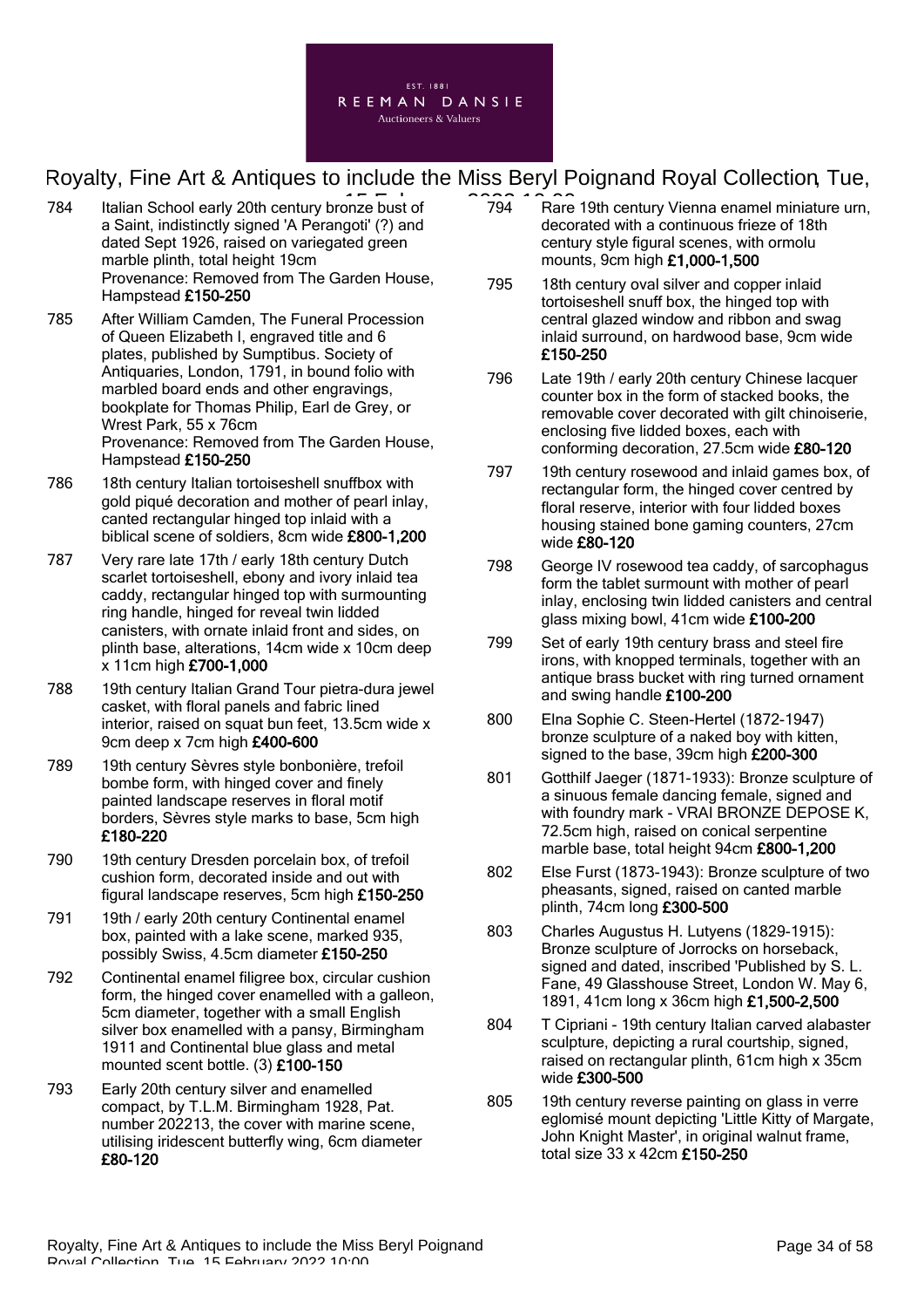784 Italian School early 20th century bronze bust of a Saint, indistinctly signed 'A Perangoti' (?) and dated Sept 1926, raised on variegated green marble plinth, total height 19cm
Provenance: Removed from The Garden House, Hampstead **£150-250**

785 After William Camden, The Funeral Procession of Queen Elizabeth I, engraved title and 6 plates, published by Sumptibus. Society of Antiquaries, London, 1791, in bound folio with marbled board ends and other engravings, bookplate for Thomas Philip, Earl de Grey, or Wrest Park, 55 x 76cm
Provenance: Removed from The Garden House, Hampstead **£150-250**

786 18th century Italian tortoiseshell snuffbox with gold piqué decoration and mother of pearl inlay, canted rectangular hinged top inlaid with a biblical scene of soldiers, 8cm wide **£800-1,200**

787 Very rare late 17th / early 18th century Dutch scarlet tortoiseshell, ebony and ivory inlaid tea caddy, rectangular hinged top with surmounting ring handle, hinged for reveal twin lidded canisters, with ornate inlaid front and sides, on plinth base, alterations, 14cm wide x 10cm deep x 11cm high **£700-1,000**

788 19th century Italian Grand Tour pietra-dura jewel casket, with floral panels and fabric lined interior, raised on squat bun feet, 13.5cm wide x 9cm deep x 7cm high **£400-600**

789 19th century Sèvres style bonbonière, trefoil bombe form, with hinged cover and finely painted landscape reserves in floral motif borders, Sèvres style marks to base, 5cm high **£180-220**

790 19th century Dresden porcelain box, of trefoil cushion form, decorated inside and out with figural landscape reserves, 5cm high **£150-250**

791 19th / early 20th century Continental enamel box, painted with a lake scene, marked 935, possibly Swiss, 4.5cm diameter **£150-250**

792 Continental enamel filigree box, circular cushion form, the hinged cover enamelled with a galleon, 5cm diameter, together with a small English silver box enamelled with a pansy, Birmingham 1911 and Continental blue glass and metal mounted scent bottle. (3) **£100-150**

793 Early 20th century silver and enamelled compact, by T.L.M. Birmingham 1928, Pat. number 202213, the cover with marine scene, utilising iridescent butterfly wing, 6cm diameter **£80-120**

794 Rare 19th century Vienna enamel miniature urn, decorated with a continuous frieze of 18th century style figural scenes, with ormolu mounts, 9cm high **£1,000-1,500**

795 18th century oval silver and copper inlaid tortoiseshell snuff box, the hinged top with central glazed window and ribbon and swag inlaid surround, on hardwood base, 9cm wide **£150-250**

796 Late 19th / early 20th century Chinese lacquer counter box in the form of stacked books, the removable cover decorated with gilt chinoiserie, enclosing five lidded boxes, each with conforming decoration, 27.5cm wide **£80-120**

797 19th century rosewood and inlaid games box, of rectangular form, the hinged cover centred by floral reserve, interior with four lidded boxes housing stained bone gaming counters, 27cm wide **£80-120**

798 George IV rosewood tea caddy, of sarcophagus form the tablet surmount with mother of pearl inlay, enclosing twin lidded canisters and central glass mixing bowl, 41cm wide **£100-200**

799 Set of early 19th century brass and steel fire irons, with knopped terminals, together with an antique brass bucket with ring turned ornament and swing handle **£100-200**

800 Elna Sophie C. Steen-Hertel (1872-1947) bronze sculpture of a naked boy with kitten, signed to the base, 39cm high **£200-300**

801 Gotthilf Jaeger (1871-1933): Bronze sculpture of a sinuous female dancing female, signed and with foundry mark - VRAI BRONZE DEPOSE K, 72.5cm high, raised on conical serpentine marble base, total height 94cm **£800-1,200**

802 Else Furst (1873-1943): Bronze sculpture of two pheasants, signed, raised on canted marble plinth, 74cm long **£300-500**

803 Charles Augustus H. Lutyens (1829-1915): Bronze sculpture of Jorrocks on horseback, signed and dated, inscribed 'Published by S. L. Fane, 49 Glasshouse Street, London W. May 6, 1891, 41cm long x 36cm high **£1,500-2,500**

804 T Cipriani - 19th century Italian carved alabaster sculpture, depicting a rural courtship, signed, raised on rectangular plinth, 61cm high x 35cm wide **£300-500**

805 19th century reverse painting on glass in verre eglomisé mount depicting 'Little Kitty of Margate, John Knight Master', in original walnut frame, total size 33 x 42cm **£150-250**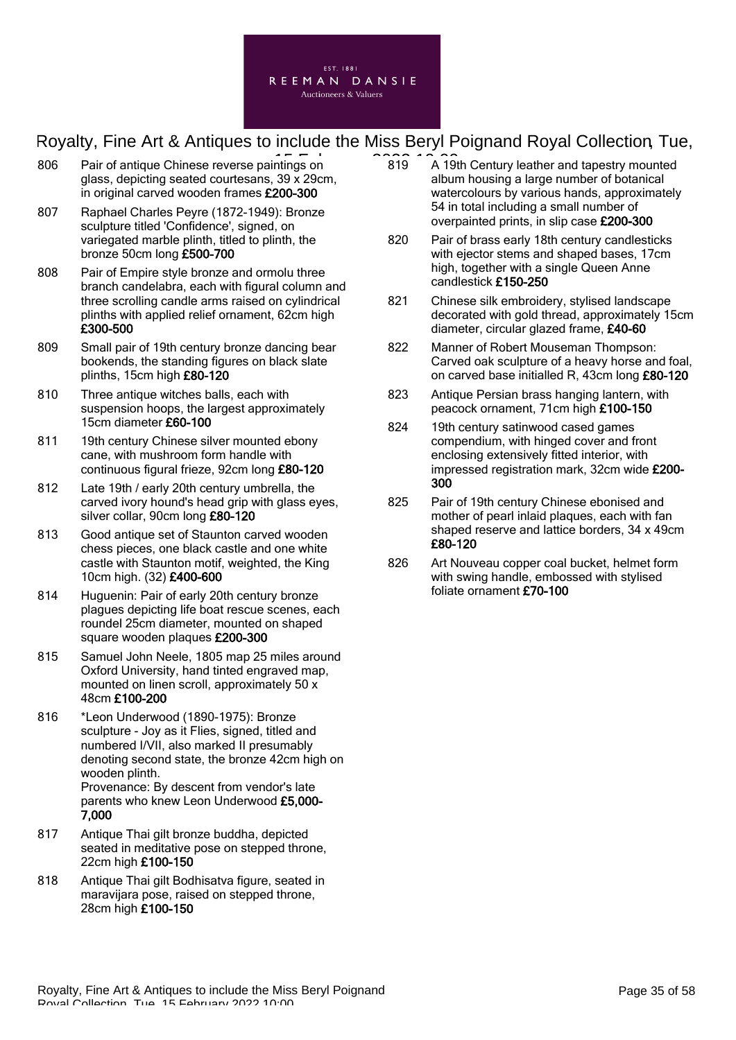806 Pair of antique Chinese reverse paintings on glass, depicting seated courtesans, 39 x 29cm, in original carved wooden frames **£200-300**

807 Raphael Charles Peyre (1872-1949): Bronze sculpture titled 'Confidence', signed, on variegated marble plinth, titled to plinth, the bronze 50cm long **£500-700**

808 Pair of Empire style bronze and ormolu three branch candelabra, each with figural column and three scrolling candle arms raised on cylindrical plinths with applied relief ornament, 62cm high **£300-500**

809 Small pair of 19th century bronze dancing bear bookends, the standing figures on black slate plinths, 15cm high **£80-120**

810 Three antique witches balls, each with suspension hoops, the largest approximately 15cm diameter **£60-100**

811 19th century Chinese silver mounted ebony cane, with mushroom form handle with continuous figural frieze, 92cm long **£80-120**

812 Late 19th / early 20th century umbrella, the carved ivory hound's head grip with glass eyes, silver collar, 90cm long **£80-120**

813 Good antique set of Staunton carved wooden chess pieces, one black castle and one white castle with Staunton motif, weighted, the King 10cm high. (32) **£400-600**

814 Huguenin: Pair of early 20th century bronze plaques depicting life boat rescue scenes, each roundel 25cm diameter, mounted on shaped square wooden plaques **£200-300**

815 Samuel John Neele, 1805 map 25 miles around Oxford University, hand tinted engraved map, mounted on linen scroll, approximately 50 x 48cm **£100-200**

816 *Leon Underwood (1890-1975): Bronze sculpture - Joy as it Flies, signed, titled and numbered I/VII, also marked II presumably denoting second state, the bronze 42cm high on wooden plinth.
Provenance: By descent from vendor's late parents who knew Leon Underwood **£5,000-7,000**

817 Antique Thai gilt bronze buddha, depicted seated in meditative pose on stepped throne, 22cm high **£100-150**

818 Antique Thai gilt Bodhisatva figure, seated in maravijara pose, raised on stepped throne, 28cm high **£100-150**

819 A 19th Century leather and tapestry mounted album housing a large number of botanical watercolours by various hands, approximately 54 in total including a small number of overpainted prints, in slip case **£200-300**

820 Pair of brass early 18th century candlesticks with ejector stems and shaped bases, 17cm high, together with a single Queen Anne candlestick **£150-250**

821 Chinese silk embroidery, stylised landscape decorated with gold thread, approximately 15cm diameter, circular glazed frame, **£40-60**

822 Manner of Robert Mouseman Thompson: Carved oak sculpture of a heavy horse and foal, on carved base initialled R, 43cm long **£80-120**

823 Antique Persian brass hanging lantern, with peacock ornament, 71cm high **£100-150**

824 19th century satinwood cased games compendium, with hinged cover and front enclosing extensively fitted interior, with impressed registration mark, 32cm wide **£200-300**

825 Pair of 19th century Chinese ebonised and mother of pearl inlaid plaques, each with fan shaped reserve and lattice borders, 34 x 49cm **£80-120**

826 Art Nouveau copper coal bucket, helmet form with swing handle, embossed with stylised foliate ornament **£70-100**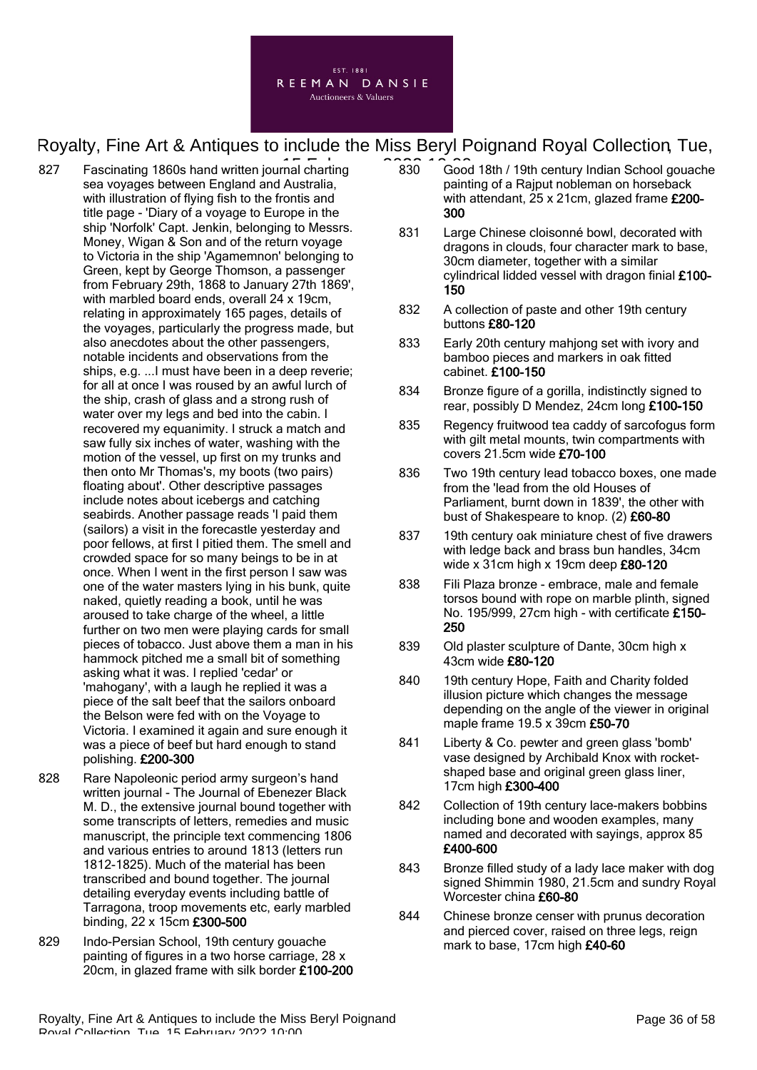827 Fascinating 1860s hand written journal charting sea voyages between England and Australia, with illustration of flying fish to the frontis and title page - 'Diary of a voyage to Europe in the ship 'Norfolk' Capt. Jenkin, belonging to Messrs. Money, Wigan & Son and of the return voyage to Victoria in the ship 'Agamemnon' belonging to Green, kept by George Thomson, a passenger from February 29th, 1868 to January 27th 1869', with marbled board ends, overall 24 x 19cm, relating in approximately 165 pages, details of the voyages, particularly the progress made, but also anecdotes about the other passengers, notable incidents and observations from the ships, e.g. ...I must have been in a deep reverie; for all at once I was roused by an awful lurch of the ship, crash of glass and a strong rush of water over my legs and bed into the cabin. I recovered my equanimity. I struck a match and saw fully six inches of water, washing with the motion of the vessel, up first on my trunks and then onto Mr Thomas's, my boots (two pairs) floating about'. Other descriptive passages include notes about icebergs and catching seabirds. Another passage reads 'I paid them (sailors) a visit in the forecastle yesterday and poor fellows, at first I pitied them. The smell and crowded space for so many beings to be in at once. When I went in the first person I saw was one of the water masters lying in his bunk, quite naked, quietly reading a book, until he was aroused to take charge of the wheel, a little further on two men were playing cards for small pieces of tobacco. Just above them a man in his hammock pitched me a small bit of something asking what it was. I replied 'cedar' or 'mahogany', with a laugh he replied it was a piece of the salt beef that the sailors onboard the Belson were fed with on the Voyage to Victoria. I examined it again and sure enough it was a piece of beef but hard enough to stand polishing. **£200-300**

828 Rare Napoleonic period army surgeon's hand written journal - The Journal of Ebenezer Black M. D., the extensive journal bound together with some transcripts of letters, remedies and music manuscript, the principle text commencing 1806 and various entries to around 1813 (letters run 1812-1825). Much of the material has been transcribed and bound together. The journal detailing everyday events including battle of Tarragona, troop movements etc, early marbled binding, 22 x 15cm **£300-500**

829 Indo-Persian School, 19th century gouache painting of figures in a two horse carriage, 28 x 20cm, in glazed frame with silk border **£100-200**

830 Good 18th / 19th century Indian School gouache painting of a Rajput nobleman on horseback with attendant, 25 x 21cm, glazed frame **£200-300**

831 Large Chinese cloisonné bowl, decorated with dragons in clouds, four character mark to base, 30cm diameter, together with a similar cylindrical lidded vessel with dragon finial **£100-150**

832 A collection of paste and other 19th century buttons **£80-120**

833 Early 20th century mahjong set with ivory and bamboo pieces and markers in oak fitted cabinet. **£100-150**

834 Bronze figure of a gorilla, indistinctly signed to rear, possibly D Mendez, 24cm long **£100-150**

835 Regency fruitwood tea caddy of sarcofogus form with gilt metal mounts, twin compartments with covers 21.5cm wide **£70-100**

836 Two 19th century lead tobacco boxes, one made from the 'lead from the old Houses of Parliament, burnt down in 1839', the other with bust of Shakespeare to knop. (2) **£60-80**

837 19th century oak miniature chest of five drawers with ledge back and brass bun handles, 34cm wide x 31cm high x 19cm deep **£80-120**

838 Fili Plaza bronze - embrace, male and female torsos bound with rope on marble plinth, signed No. 195/999, 27cm high - with certificate **£150-250**

839 Old plaster sculpture of Dante, 30cm high x 43cm wide **£80-120**

840 19th century Hope, Faith and Charity folded illusion picture which changes the message depending on the angle of the viewer in original maple frame 19.5 x 39cm **£50-70**

841 Liberty & Co. pewter and green glass 'bomb' vase designed by Archibald Knox with rocket-shaped base and original green glass liner, 17cm high **£300-400**

842 Collection of 19th century lace-makers bobbins including bone and wooden examples, many named and decorated with sayings, approx 85 **£400-600**

843 Bronze filled study of a lady lace maker with dog signed Shimmin 1980, 21.5cm and sundry Royal Worcester china **£60-80**

844 Chinese bronze censer with prunus decoration and pierced cover, raised on three legs, reign mark to base, 17cm high **£40-60**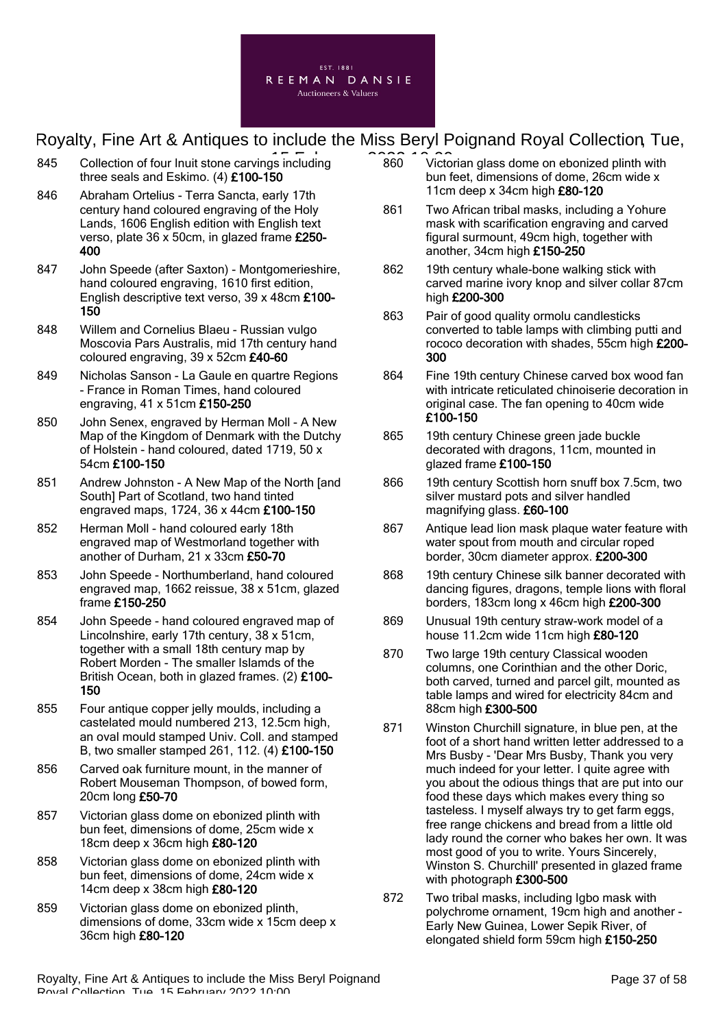845 Collection of four Inuit stone carvings including three seals and Eskimo. (4) **£100-150**

846 Abraham Ortelius - Terra Sancta, early 17th century hand coloured engraving of the Holy Lands, 1606 English edition with English text verso, plate 36 x 50cm, in glazed frame **£250-400**

847 John Speede (after Saxton) - Montgomerieshire, hand coloured engraving, 1610 first edition, English descriptive text verso, 39 x 48cm **£100-150**

848 Willem and Cornelius Blaeu - Russian vulgo Moscovia Pars Australis, mid 17th century hand coloured engraving, 39 x 52cm **£40-60**

849 Nicholas Sanson - La Gaule en quartre Regions - France in Roman Times, hand coloured engraving, 41 x 51cm **£150-250**

850 John Senex, engraved by Herman Moll - A New Map of the Kingdom of Denmark with the Dutchy of Holstein - hand coloured, dated 1719, 50 x 54cm **£100-150**

851 Andrew Johnston - A New Map of the North [and South] Part of Scotland, two hand tinted engraved maps, 1724, 36 x 44cm **£100-150**

852 Herman Moll - hand coloured early 18th engraved map of Westmorland together with another of Durham, 21 x 33cm **£50-70**

853 John Speede - Northumberland, hand coloured engraved map, 1662 reissue, 38 x 51cm, glazed frame **£150-250**

854 John Speede - hand coloured engraved map of Lincolnshire, early 17th century, 38 x 51cm, together with a small 18th century map by Robert Morden - The smaller Islamds of the British Ocean, both in glazed frames. (2) **£100-150**

855 Four antique copper jelly moulds, including a castelated mould numbered 213, 12.5cm high, an oval mould stamped Univ. Coll. and stamped B, two smaller stamped 261, 112. (4) **£100-150**

856 Carved oak furniture mount, in the manner of Robert Mouseman Thompson, of bowed form, 20cm long **£50-70**

857 Victorian glass dome on ebonized plinth with bun feet, dimensions of dome, 25cm wide x 18cm deep x 36cm high **£80-120**

858 Victorian glass dome on ebonized plinth with bun feet, dimensions of dome, 24cm wide x 14cm deep x 38cm high **£80-120**

859 Victorian glass dome on ebonized plinth, dimensions of dome, 33cm wide x 15cm deep x 36cm high **£80-120**

860 Victorian glass dome on ebonized plinth with bun feet, dimensions of dome, 26cm wide x 11cm deep x 34cm high **£80-120**

861 Two African tribal masks, including a Yohure mask with scarification engraving and carved figural surmount, 49cm high, together with another, 34cm high **£150-250**

862 19th century whale-bone walking stick with carved marine ivory knop and silver collar 87cm high **£200-300**

863 Pair of good quality ormolu candlesticks converted to table lamps with climbing putti and rococo decoration with shades, 55cm high **£200-300**

864 Fine 19th century Chinese carved box wood fan with intricate reticulated chinoiserie decoration in original case. The fan opening to 40cm wide **£100-150**

865 19th century Chinese green jade buckle decorated with dragons, 11cm, mounted in glazed frame **£100-150**

866 19th century Scottish horn snuff box 7.5cm, two silver mustard pots and silver handled magnifying glass. **£60-100**

867 Antique lead lion mask plaque water feature with water spout from mouth and circular roped border, 30cm diameter approx. **£200-300**

868 19th century Chinese silk banner decorated with dancing figures, dragons, temple lions with floral borders, 183cm long x 46cm high **£200-300**

869 Unusual 19th century straw-work model of a house 11.2cm wide 11cm high **£80-120**

870 Two large 19th century Classical wooden columns, one Corinthian and the other Doric, both carved, turned and parcel gilt, mounted as table lamps and wired for electricity 84cm and 88cm high **£300-500**

871 Winston Churchill signature, in blue pen, at the foot of a short hand written letter addressed to a Mrs Busby - 'Dear Mrs Busby, Thank you very much indeed for your letter. I quite agree with you about the odious things that are put into our food these days which makes every thing so tasteless. I myself always try to get farm eggs, free range chickens and bread from a little old lady round the corner who bakes her own. It was most good of you to write. Yours Sincerely, Winston S. Churchill' presented in glazed frame with photograph **£300-500**

872 Two tribal masks, including Igbo mask with polychrome ornament, 19cm high and another - Early New Guinea, Lower Sepik River, of elongated shield form 59cm high **£150-250**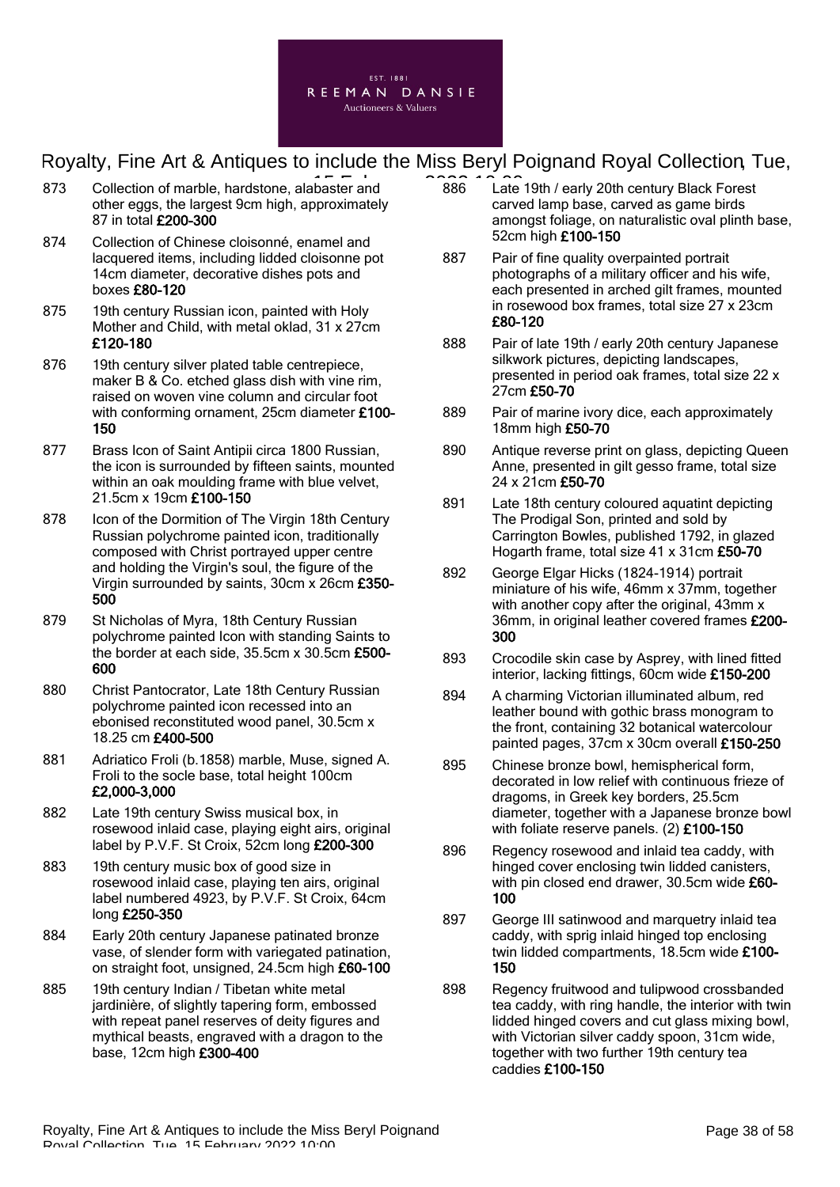873 Collection of marble, hardstone, alabaster and other eggs, the largest 9cm high, approximately 87 in total **£200-300**

874 Collection of Chinese cloisonné, enamel and lacquered items, including lidded cloisonne pot 14cm diameter, decorative dishes pots and boxes **£80-120**

875 19th century Russian icon, painted with Holy Mother and Child, with metal oklad, 31 x 27cm **£120-180**

876 19th century silver plated table centrepiece, maker B & Co. etched glass dish with vine rim, raised on woven vine column and circular foot with conforming ornament, 25cm diameter **£100-150**

877 Brass Icon of Saint Antipii circa 1800 Russian, the icon is surrounded by fifteen saints, mounted within an oak moulding frame with blue velvet, 21.5cm x 19cm **£100-150**

878 Icon of the Dormition of The Virgin 18th Century Russian polychrome painted icon, traditionally composed with Christ portrayed upper centre and holding the Virgin's soul, the figure of the Virgin surrounded by saints, 30cm x 26cm **£350-500**

879 St Nicholas of Myra, 18th Century Russian polychrome painted Icon with standing Saints to the border at each side, 35.5cm x 30.5cm **£500-600**

880 Christ Pantocrator, Late 18th Century Russian polychrome painted icon recessed into an ebonised reconstituted wood panel, 30.5cm x 18.25 cm **£400-500**

881 Adriatico Froli (b.1858) marble, Muse, signed A. Froli to the socle base, total height 100cm **£2,000-3,000**

882 Late 19th century Swiss musical box, in rosewood inlaid case, playing eight airs, original label by P.V.F. St Croix, 52cm long **£200-300**

883 19th century music box of good size in rosewood inlaid case, playing ten airs, original label numbered 4923, by P.V.F. St Croix, 64cm long **£250-350**

884 Early 20th century Japanese patinated bronze vase, of slender form with variegated patination, on straight foot, unsigned, 24.5cm high **£60-100**

885 19th century Indian / Tibetan white metal jardinière, of slightly tapering form, embossed with repeat panel reserves of deity figures and mythical beasts, engraved with a dragon to the base, 12cm high **£300-400**

886 Late 19th / early 20th century Black Forest carved lamp base, carved as game birds amongst foliage, on naturalistic oval plinth base, 52cm high **£100-150**

887 Pair of fine quality overpainted portrait photographs of a military officer and his wife, each presented in arched gilt frames, mounted in rosewood box frames, total size 27 x 23cm **£80-120**

888 Pair of late 19th / early 20th century Japanese silkwork pictures, depicting landscapes, presented in period oak frames, total size 22 x 27cm **£50-70**

889 Pair of marine ivory dice, each approximately 18mm high **£50-70**

890 Antique reverse print on glass, depicting Queen Anne, presented in gilt gesso frame, total size 24 x 21cm **£50-70**

891 Late 18th century coloured aquatint depicting The Prodigal Son, printed and sold by Carrington Bowles, published 1792, in glazed Hogarth frame, total size 41 x 31cm **£50-70**

892 George Elgar Hicks (1824-1914) portrait miniature of his wife, 46mm x 37mm, together with another copy after the original, 43mm x 36mm, in original leather covered frames **£200-300**

893 Crocodile skin case by Asprey, with lined fitted interior, lacking fittings, 60cm wide **£150-200**

894 A charming Victorian illuminated album, red leather bound with gothic brass monogram to the front, containing 32 botanical watercolour painted pages, 37cm x 30cm overall **£150-250**

895 Chinese bronze bowl, hemispherical form, decorated in low relief with continuous frieze of dragons, in Greek key borders, 25.5cm diameter, together with a Japanese bronze bowl with foliate reserve panels. (2) **£100-150**

896 Regency rosewood and inlaid tea caddy, with hinged cover enclosing twin lidded canisters, with pin closed end drawer, 30.5cm wide **£60-100**

897 George III satinwood and marquetry inlaid tea caddy, with sprig inlaid hinged top enclosing twin lidded compartments, 18.5cm wide **£100-150**

898 Regency fruitwood and tulipwood crossbanded tea caddy, with ring handle, the interior with twin lidded hinged covers and cut glass mixing bowl, with Victorian silver caddy spoon, 31cm wide, together with two further 19th century tea caddies **£100-150**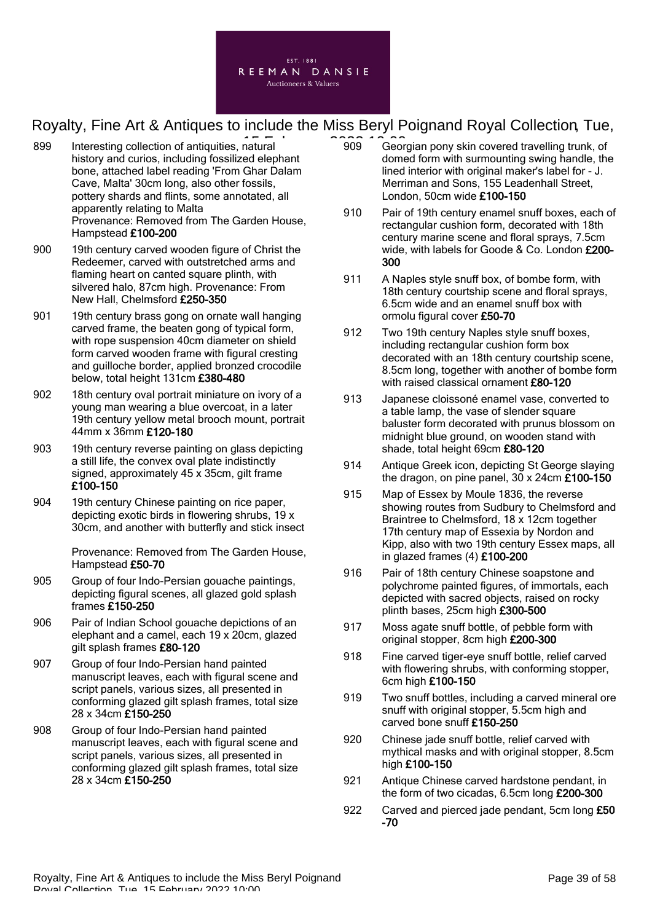899 Interesting collection of antiquities, natural history and curios, including fossilized elephant bone, attached label reading 'From Ghar Dalam Cave, Malta' 30cm long, also other fossils, pottery shards and flints, some annotated, all apparently relating to Malta
Provenance: Removed from The Garden House, Hampstead **£100-200**

900 19th century carved wooden figure of Christ the Redeemer, carved with outstretched arms and flaming heart on canted square plinth, with silvered halo, 87cm high. Provenance: From New Hall, Chelmsford **£250-350**

901 19th century brass gong on ornate wall hanging carved frame, the beaten gong of typical form, with rope suspension 40cm diameter on shield form carved wooden frame with figural cresting and guilloche border, applied bronzed crocodile below, total height 131cm **£380-480**

902 18th century oval portrait miniature on ivory of a young man wearing a blue overcoat, in a later 19th century yellow metal brooch mount, portrait 44mm x 36mm **£120-180**

903 19th century reverse painting on glass depicting a still life, the convex oval plate indistinctly signed, approximately 45 x 35cm, gilt frame **£100-150**

904 19th century Chinese painting on rice paper, depicting exotic birds in flowering shrubs, 19 x 30cm, and another with butterfly and stick insect

Provenance: Removed from The Garden House, Hampstead **£50-70**

905 Group of four Indo-Persian gouache paintings, depicting figural scenes, all glazed gold splash frames **£150-250**

906 Pair of Indian School gouache depictions of an elephant and a camel, each 19 x 20cm, glazed gilt splash frames **£80-120**

907 Group of four Indo-Persian hand painted manuscript leaves, each with figural scene and script panels, various sizes, all presented in conforming glazed gilt splash frames, total size 28 x 34cm **£150-250**

908 Group of four Indo-Persian hand painted manuscript leaves, each with figural scene and script panels, various sizes, all presented in conforming glazed gilt splash frames, total size 28 x 34cm **£150-250**

909 Georgian pony skin covered travelling trunk, of domed form with surmounting swing handle, the lined interior with original maker's label for - J. Merriman and Sons, 155 Leadenhall Street, London, 50cm wide **£100-150**

910 Pair of 19th century enamel snuff boxes, each of rectangular cushion form, decorated with 18th century marine scene and floral sprays, 7.5cm wide, with labels for Goode & Co. London **£200-300**

911 A Naples style snuff box, of bombe form, with 18th century courtship scene and floral sprays, 6.5cm wide and an enamel snuff box with ormolu figural cover **£50-70**

912 Two 19th century Naples style snuff boxes, including rectangular cushion form box decorated with an 18th century courtship scene, 8.5cm long, together with another of bombe form with raised classical ornament **£80-120**

913 Japanese cloissoné enamel vase, converted to a table lamp, the vase of slender square baluster form decorated with prunus blossom on midnight blue ground, on wooden stand with shade, total height 69cm **£80-120**

914 Antique Greek icon, depicting St George slaying the dragon, on pine panel, 30 x 24cm **£100-150**

915 Map of Essex by Moule 1836, the reverse showing routes from Sudbury to Chelmsford and Braintree to Chelmsford, 18 x 12cm together 17th century map of Essexia by Nordon and Kipp, also with two 19th century Essex maps, all in glazed frames (4) **£100-200**

916 Pair of 18th century Chinese soapstone and polychrome painted figures, of immortals, each depicted with sacred objects, raised on rocky plinth bases, 25cm high **£300-500**

917 Moss agate snuff bottle, of pebble form with original stopper, 8cm high **£200-300**

918 Fine carved tiger-eye snuff bottle, relief carved with flowering shrubs, with conforming stopper, 6cm high **£100-150**

919 Two snuff bottles, including a carved mineral ore snuff with original stopper, 5.5cm high and carved bone snuff **£150-250**

920 Chinese jade snuff bottle, relief carved with mythical masks and with original stopper, 8.5cm high **£100-150**

921 Antique Chinese carved hardstone pendant, in the form of two cicadas, 6.5cm long **£200-300**

922 Carved and pierced jade pendant, 5cm long **£50-70**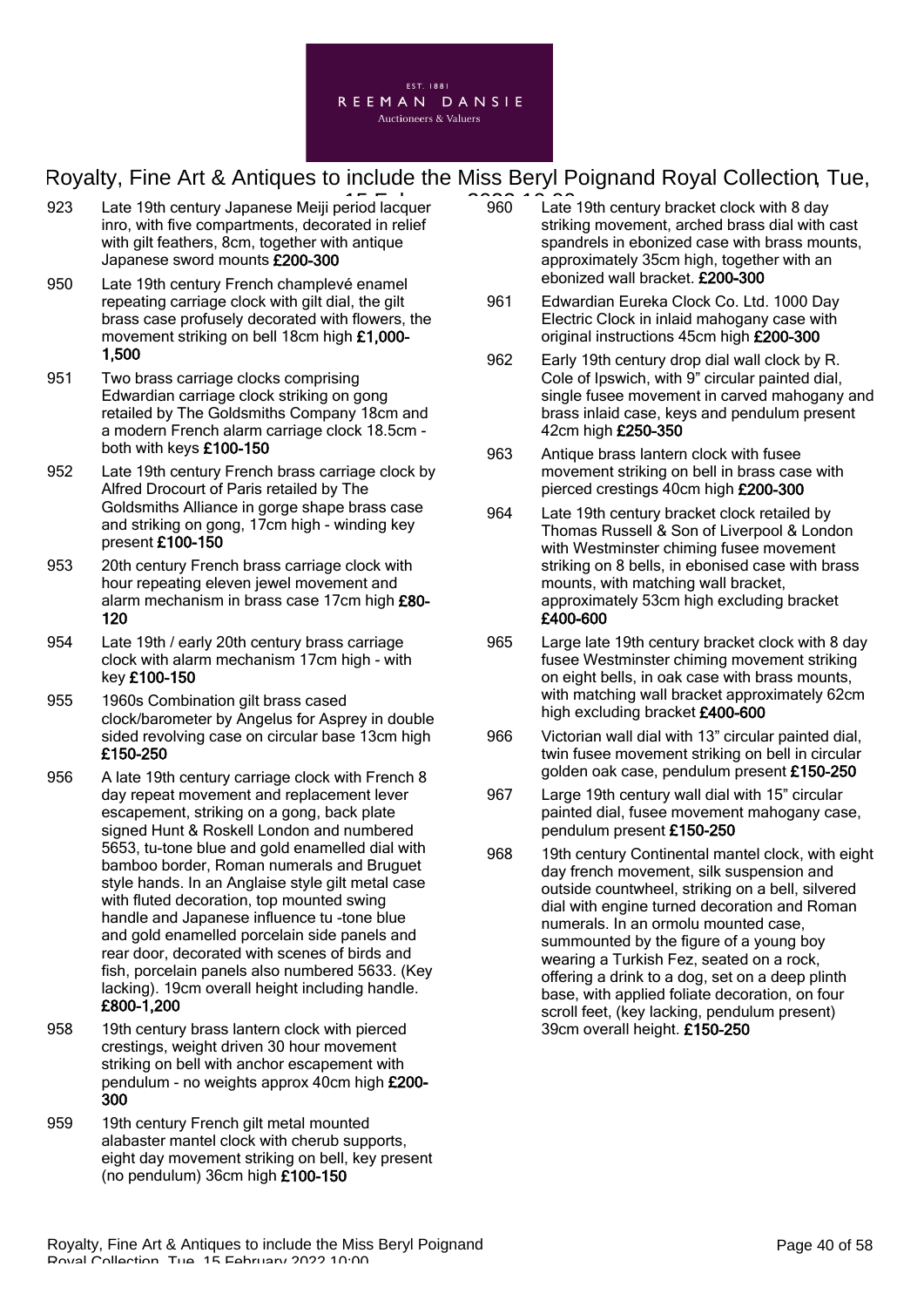923 Late 19th century Japanese Meiji period lacquer inro, with five compartments, decorated in relief with gilt feathers, 8cm, together with antique Japanese sword mounts **£200-300**

950 Late 19th century French champlevé enamel repeating carriage clock with gilt dial, the gilt brass case profusely decorated with flowers, the movement striking on bell 18cm high **£1,000-1,500**

951 Two brass carriage clocks comprising Edwardian carriage clock striking on gong retailed by The Goldsmiths Company 18cm and a modern French alarm carriage clock 18.5cm - both with keys **£100-150**

952 Late 19th century French brass carriage clock by Alfred Drocourt of Paris retailed by The Goldsmiths Alliance in gorge shape brass case and striking on gong, 17cm high - winding key present **£100-150**

953 20th century French brass carriage clock with hour repeating eleven jewel movement and alarm mechanism in brass case 17cm high **£80-120**

954 Late 19th / early 20th century brass carriage clock with alarm mechanism 17cm high - with key **£100-150**

955 1960s Combination gilt brass cased clock/barometer by Angelus for Asprey in double sided revolving case on circular base 13cm high **£150-250**

956 A late 19th century carriage clock with French 8 day repeat movement and replacement lever escapement, striking on a gong, back plate signed Hunt & Roskell London and numbered 5653, tu-tone blue and gold enamelled dial with bamboo border, Roman numerals and Bruguet style hands. In an Anglaise style gilt metal case with fluted decoration, top mounted swing handle and Japanese influence tu -tone blue and gold enamelled porcelain side panels and rear door, decorated with scenes of birds and fish, porcelain panels also numbered 5633. (Key lacking). 19cm overall height including handle. **£800-1,200**

958 19th century brass lantern clock with pierced crestings, weight driven 30 hour movement striking on bell with anchor escapement with pendulum - no weights approx 40cm high **£200-300**

959 19th century French gilt metal mounted alabaster mantel clock with cherub supports, eight day movement striking on bell, key present (no pendulum) 36cm high **£100-150**

960 Late 19th century bracket clock with 8 day striking movement, arched brass dial with cast spandrels in ebonized case with brass mounts, approximately 35cm high, together with an ebonized wall bracket. **£200-300**

961 Edwardian Eureka Clock Co. Ltd. 1000 Day Electric Clock in inlaid mahogany case with original instructions 45cm high **£200-300**

962 Early 19th century drop dial wall clock by R. Cole of Ipswich, with 9" circular painted dial, single fusee movement in carved mahogany and brass inlaid case, keys and pendulum present 42cm high **£250-350**

963 Antique brass lantern clock with fusee movement striking on bell in brass case with pierced crestings 40cm high **£200-300**

964 Late 19th century bracket clock retailed by Thomas Russell & Son of Liverpool & London with Westminster chiming fusee movement striking on 8 bells, in ebonised case with brass mounts, with matching wall bracket, approximately 53cm high excluding bracket **£400-600**

965 Large late 19th century bracket clock with 8 day fusee Westminster chiming movement striking on eight bells, in oak case with brass mounts, with matching wall bracket approximately 62cm high excluding bracket **£400-600**

966 Victorian wall dial with 13" circular painted dial, twin fusee movement striking on bell in circular golden oak case, pendulum present **£150-250**

967 Large 19th century wall dial with 15" circular painted dial, fusee movement mahogany case, pendulum present **£150-250**

968 19th century Continental mantel clock, with eight day french movement, silk suspension and outside countwheel, striking on a bell, silvered dial with engine turned decoration and Roman numerals. In an ormolu mounted case, summounted by the figure of a young boy wearing a Turkish Fez, seated on a rock, offering a drink to a dog, set on a deep plinth base, with applied foliate decoration, on four scroll feet, (key lacking, pendulum present) 39cm overall height. **£150-250**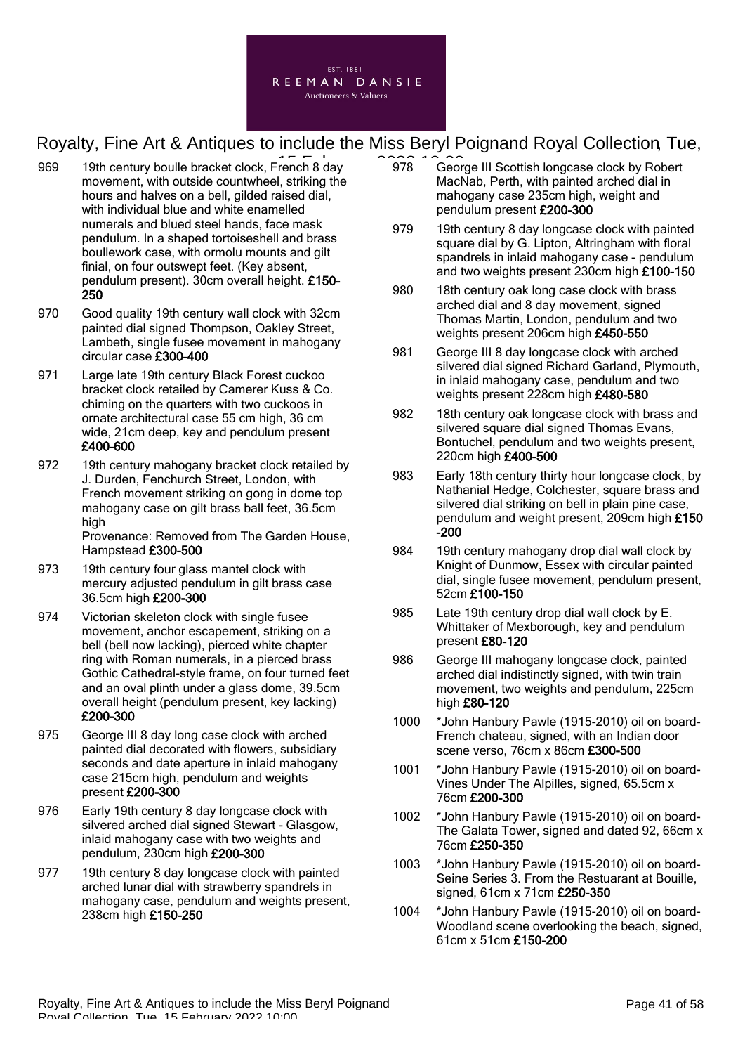969 19th century boulle bracket clock, French 8 day movement, with outside countwheel, striking the hours and halves on a bell, gilded raised dial, with individual blue and white enamelled numerals and blued steel hands, face mask pendulum. In a shaped tortoiseshell and brass boullework case, with ormolu mounts and gilt finial, on four outswept feet. (Key absent, pendulum present). 30cm overall height. **£150-250**

970 Good quality 19th century wall clock with 32cm painted dial signed Thompson, Oakley Street, Lambeth, single fusee movement in mahogany circular case **£300-400**

971 Large late 19th century Black Forest cuckoo bracket clock retailed by Camerer Kuss & Co. chiming on the quarters with two cuckoos in ornate architectural case 55 cm high, 36 cm wide, 21cm deep, key and pendulum present **£400-600**

972 19th century mahogany bracket clock retailed by J. Durden, Fenchurch Street, London, with French movement striking on gong in dome top mahogany case on gilt brass ball feet, 36.5cm high
Provenance: Removed from The Garden House, Hampstead **£300-500**

973 19th century four glass mantel clock with mercury adjusted pendulum in gilt brass case 36.5cm high **£200-300**

974 Victorian skeleton clock with single fusee movement, anchor escapement, striking on a bell (bell now lacking), pierced white chapter ring with Roman numerals, in a pierced brass Gothic Cathedral-style frame, on four turned feet and an oval plinth under a glass dome, 39.5cm overall height (pendulum present, key lacking) **£200-300**

975 George III 8 day long case clock with arched painted dial decorated with flowers, subsidiary seconds and date aperture in inlaid mahogany case 215cm high, pendulum and weights present **£200-300**

976 Early 19th century 8 day longcase clock with silvered arched dial signed Stewart - Glasgow, inlaid mahogany case with two weights and pendulum, 230cm high **£200-300**

977 19th century 8 day longcase clock with painted arched lunar dial with strawberry spandrels in mahogany case, pendulum and weights present, 238cm high **£150-250**

978 George III Scottish longcase clock by Robert MacNab, Perth, with painted arched dial in mahogany case 235cm high, weight and pendulum present **£200-300**

979 19th century 8 day longcase clock with painted square dial by G. Lipton, Altringham with floral spandrels in inlaid mahogany case - pendulum and two weights present 230cm high **£100-150**

980 18th century oak long case clock with brass arched dial and 8 day movement, signed Thomas Martin, London, pendulum and two weights present 206cm high **£450-550**

981 George III 8 day longcase clock with arched silvered dial signed Richard Garland, Plymouth, in inlaid mahogany case, pendulum and two weights present 228cm high **£480-580**

982 18th century oak longcase clock with brass and silvered square dial signed Thomas Evans, Bontuchel, pendulum and two weights present, 220cm high **£400-500**

983 Early 18th century thirty hour longcase clock, by Nathanial Hedge, Colchester, square brass and silvered dial striking on bell in plain pine case, pendulum and weight present, 209cm high **£150-200**

984 19th century mahogany drop dial wall clock by Knight of Dunmow, Essex with circular painted dial, single fusee movement, pendulum present, 52cm **£100-150**

985 Late 19th century drop dial wall clock by E. Whittaker of Mexborough, key and pendulum present **£80-120**

986 George III mahogany longcase clock, painted arched dial indistinctly signed, with twin train movement, two weights and pendulum, 225cm high **£80-120**

1000 *John Hanbury Pawle (1915-2010) oil on board- French chateau, signed, with an Indian door scene verso, 76cm x 86cm **£300-500**

1001 *John Hanbury Pawle (1915-2010) oil on board- Vines Under The Alpilles, signed, 65.5cm x 76cm **£200-300**

1002 *John Hanbury Pawle (1915-2010) oil on board- The Galata Tower, signed and dated 92, 66cm x 76cm **£250-350**

1003 *John Hanbury Pawle (1915-2010) oil on board- Seine Series 3. From the Restuarant at Bouille, signed, 61cm x 71cm **£250-350**

1004 *John Hanbury Pawle (1915-2010) oil on board- Woodland scene overlooking the beach, signed, 61cm x 51cm **£150-200**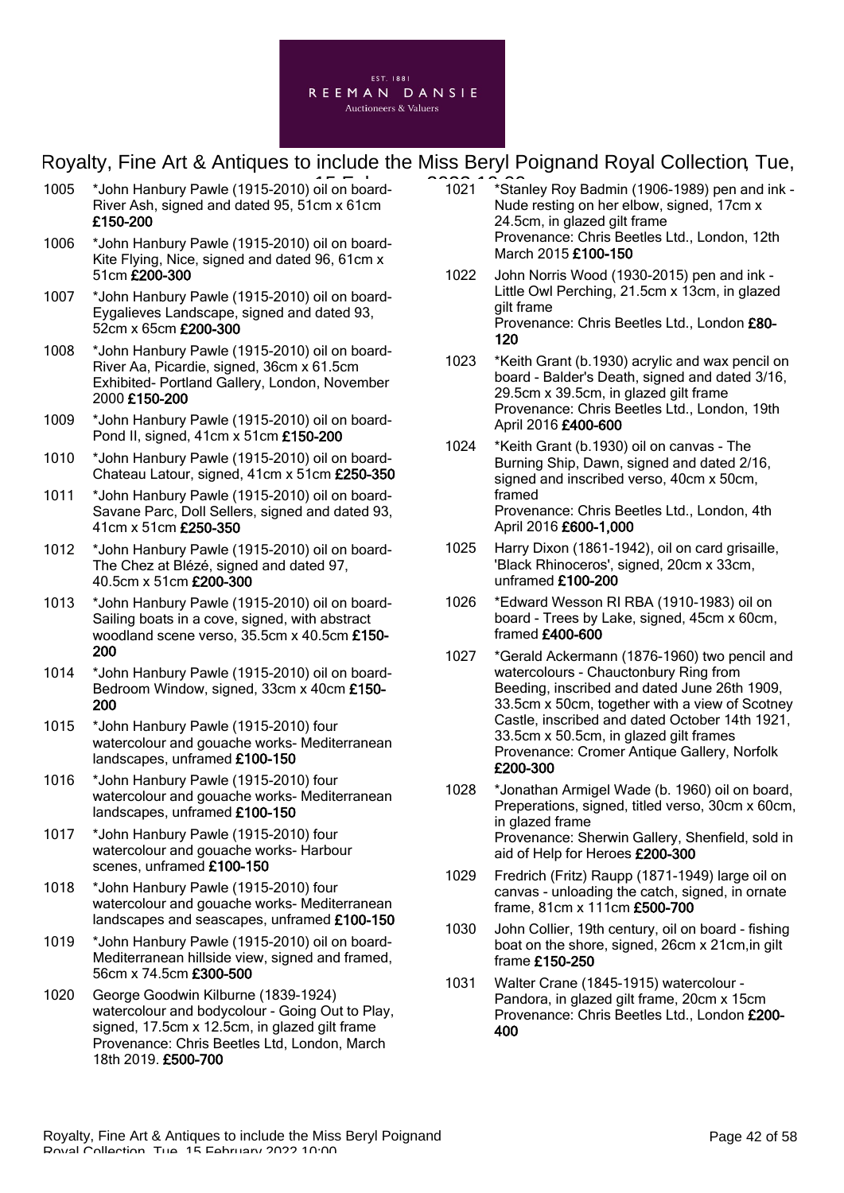1005 *John Hanbury Pawle (1915-2010) oil on board- River Ash, signed and dated 95, 51cm x 61cm **£150-200**

1006 *John Hanbury Pawle (1915-2010) oil on board- Kite Flying, Nice, signed and dated 96, 61cm x 51cm **£200-300**

1007 *John Hanbury Pawle (1915-2010) oil on board- Eygalieves Landscape, signed and dated 93, 52cm x 65cm **£200-300**

1008 *John Hanbury Pawle (1915-2010) oil on board- River Aa, Picardie, signed, 36cm x 61.5cm Exhibited- Portland Gallery, London, November 2000 **£150-200**

1009 *John Hanbury Pawle (1915-2010) oil on board- Pond II, signed, 41cm x 51cm **£150-200**

1010 *John Hanbury Pawle (1915-2010) oil on board- Chateau Latour, signed, 41cm x 51cm **£250-350**

1011 *John Hanbury Pawle (1915-2010) oil on board- Savane Parc, Doll Sellers, signed and dated 93, 41cm x 51cm **£250-350**

1012 *John Hanbury Pawle (1915-2010) oil on board- The Chez at Blézé, signed and dated 97, 40.5cm x 51cm **£200-300**

1013 *John Hanbury Pawle (1915-2010) oil on board- Sailing boats in a cove, signed, with abstract woodland scene verso, 35.5cm x 40.5cm **£150-200**

1014 *John Hanbury Pawle (1915-2010) oil on board- Bedroom Window, signed, 33cm x 40cm **£150-200**

1015 *John Hanbury Pawle (1915-2010) four watercolour and gouache works- Mediterranean landscapes, unframed **£100-150**

1016 *John Hanbury Pawle (1915-2010) four watercolour and gouache works- Mediterranean landscapes, unframed **£100-150**

1017 *John Hanbury Pawle (1915-2010) four watercolour and gouache works- Harbour scenes, unframed **£100-150**

1018 *John Hanbury Pawle (1915-2010) four watercolour and gouache works- Mediterranean landscapes and seascapes, unframed **£100-150**

1019 *John Hanbury Pawle (1915-2010) oil on board- Mediterranean hillside view, signed and framed, 56cm x 74.5cm **£300-500**

1020 George Goodwin Kilburne (1839-1924) watercolour and bodycolour - Going Out to Play, signed, 17.5cm x 12.5cm, in glazed gilt frame Provenance: Chris Beetles Ltd, London, March 18th 2019. **£500-700**

1021 *Stanley Roy Badmin (1906-1989) pen and ink - Nude resting on her elbow, signed, 17cm x 24.5cm, in glazed gilt frame Provenance: Chris Beetles Ltd., London, 12th March 2015 **£100-150**

1022 John Norris Wood (1930-2015) pen and ink - Little Owl Perching, 21.5cm x 13cm, in glazed gilt frame Provenance: Chris Beetles Ltd., London **£80-120**

1023 *Keith Grant (b.1930) acrylic and wax pencil on board - Balder's Death, signed and dated 3/16, 29.5cm x 39.5cm, in glazed gilt frame Provenance: Chris Beetles Ltd., London, 19th April 2016 **£400-600**

1024 *Keith Grant (b.1930) oil on canvas - The Burning Ship, Dawn, signed and dated 2/16, signed and inscribed verso, 40cm x 50cm, framed Provenance: Chris Beetles Ltd., London, 4th April 2016 **£600-1,000**

1025 Harry Dixon (1861-1942), oil on card grisaille, 'Black Rhinoceros', signed, 20cm x 33cm, unframed **£100-200**

1026 *Edward Wesson RI RBA (1910-1983) oil on board - Trees by Lake, signed, 45cm x 60cm, framed **£400-600**

1027 *Gerald Ackermann (1876-1960) two pencil and watercolours - Chauctonbury Ring from Beeding, inscribed and dated June 26th 1909, 33.5cm x 50cm, together with a view of Scotney Castle, inscribed and dated October 14th 1921, 33.5cm x 50.5cm, in glazed gilt frames Provenance: Cromer Antique Gallery, Norfolk **£200-300**

1028 *Jonathan Armigel Wade (b. 1960) oil on board, Preperations, signed, titled verso, 30cm x 60cm, in glazed frame Provenance: Sherwin Gallery, Shenfield, sold in aid of Help for Heroes **£200-300**

1029 Fredrich (Fritz) Raupp (1871-1949) large oil on canvas - unloading the catch, signed, in ornate frame, 81cm x 111cm **£500-700**

1030 John Collier, 19th century, oil on board - fishing boat on the shore, signed, 26cm x 21cm,in gilt frame **£150-250**

1031 Walter Crane (1845-1915) watercolour - Pandora, in glazed gilt frame, 20cm x 15cm Provenance: Chris Beetles Ltd., London **£200-400**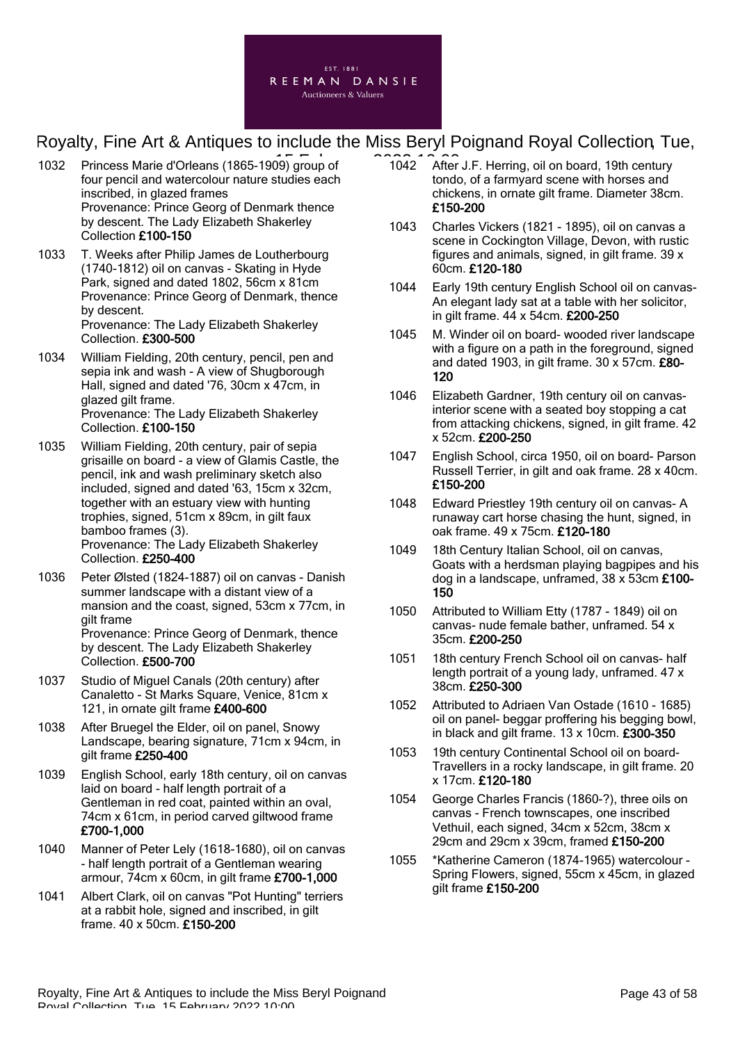1032 Princess Marie d'Orleans (1865-1909) group of four pencil and watercolour nature studies each inscribed, in glazed frames
Provenance: Prince Georg of Denmark thence by descent. The Lady Elizabeth Shakerley Collection **£100-150**

1033 T. Weeks after Philip James de Loutherbourg (1740-1812) oil on canvas - Skating in Hyde Park, signed and dated 1802, 56cm x 81cm
Provenance: Prince Georg of Denmark, thence by descent.
Provenance: The Lady Elizabeth Shakerley Collection. **£300-500**

1034 William Fielding, 20th century, pencil, pen and sepia ink and wash - A view of Shugborough Hall, signed and dated '76, 30cm x 47cm, in glazed gilt frame.
Provenance: The Lady Elizabeth Shakerley Collection. **£100-150**

1035 William Fielding, 20th century, pair of sepia grisaille on board - a view of Glamis Castle, the pencil, ink and wash preliminary sketch also included, signed and dated '63, 15cm x 32cm, together with an estuary view with hunting trophies, signed, 51cm x 89cm, in gilt faux bamboo frames (3).
Provenance: The Lady Elizabeth Shakerley Collection. **£250-400**

1036 Peter Ølsted (1824-1887) oil on canvas - Danish summer landscape with a distant view of a mansion and the coast, signed, 53cm x 77cm, in gilt frame
Provenance: Prince Georg of Denmark, thence by descent. The Lady Elizabeth Shakerley Collection. **£500-700**

1037 Studio of Miguel Canals (20th century) after Canaletto - St Marks Square, Venice, 81cm x 121, in ornate gilt frame **£400-600**

1038 After Bruegel the Elder, oil on panel, Snowy Landscape, bearing signature, 71cm x 94cm, in gilt frame **£250-400**

1039 English School, early 18th century, oil on canvas laid on board - half length portrait of a Gentleman in red coat, painted within an oval, 74cm x 61cm, in period carved giltwood frame **£700-1,000**

1040 Manner of Peter Lely (1618-1680), oil on canvas - half length portrait of a Gentleman wearing armour, 74cm x 60cm, in gilt frame **£700-1,000**

1041 Albert Clark, oil on canvas "Pot Hunting" terriers at a rabbit hole, signed and inscribed, in gilt frame. 40 x 50cm. **£150-200**

1042 After J.F. Herring, oil on board, 19th century tondo, of a farmyard scene with horses and chickens, in ornate gilt frame. Diameter 38cm. **£150-200**

1043 Charles Vickers (1821 - 1895), oil on canvas a scene in Cockington Village, Devon, with rustic figures and animals, signed, in gilt frame. 39 x 60cm. **£120-180**

1044 Early 19th century English School oil on canvas- An elegant lady sat at a table with her solicitor, in gilt frame. 44 x 54cm. **£200-250**

1045 M. Winder oil on board- wooded river landscape with a figure on a path in the foreground, signed and dated 1903, in gilt frame. 30 x 57cm. **£80-120**

1046 Elizabeth Gardner, 19th century oil on canvas- interior scene with a seated boy stopping a cat from attacking chickens, signed, in gilt frame. 42 x 52cm. **£200-250**

1047 English School, circa 1950, oil on board- Parson Russell Terrier, in gilt and oak frame. 28 x 40cm. **£150-200**

1048 Edward Priestley 19th century oil on canvas- A runaway cart horse chasing the hunt, signed, in oak frame. 49 x 75cm. **£120-180**

1049 18th Century Italian School, oil on canvas, Goats with a herdsman playing bagpipes and his dog in a landscape, unframed, 38 x 53cm **£100-150**

1050 Attributed to William Etty (1787 - 1849) oil on canvas- nude female bather, unframed. 54 x 35cm. **£200-250**

1051 18th century French School oil on canvas- half length portrait of a young lady, unframed. 47 x 38cm. **£250-300**

1052 Attributed to Adriaen Van Ostade (1610 - 1685) oil on panel- beggar proffering his begging bowl, in black and gilt frame. 13 x 10cm. **£300-350**

1053 19th century Continental School oil on board- Travellers in a rocky landscape, in gilt frame. 20 x 17cm. **£120-180**

1054 George Charles Francis (1860-?), three oils on canvas - French townscapes, one inscribed Vethuil, each signed, 34cm x 52cm, 38cm x 29cm and 29cm x 39cm, framed **£150-200**

1055 *Katherine Cameron (1874-1965) watercolour - Spring Flowers, signed, 55cm x 45cm, in glazed gilt frame **£150-200**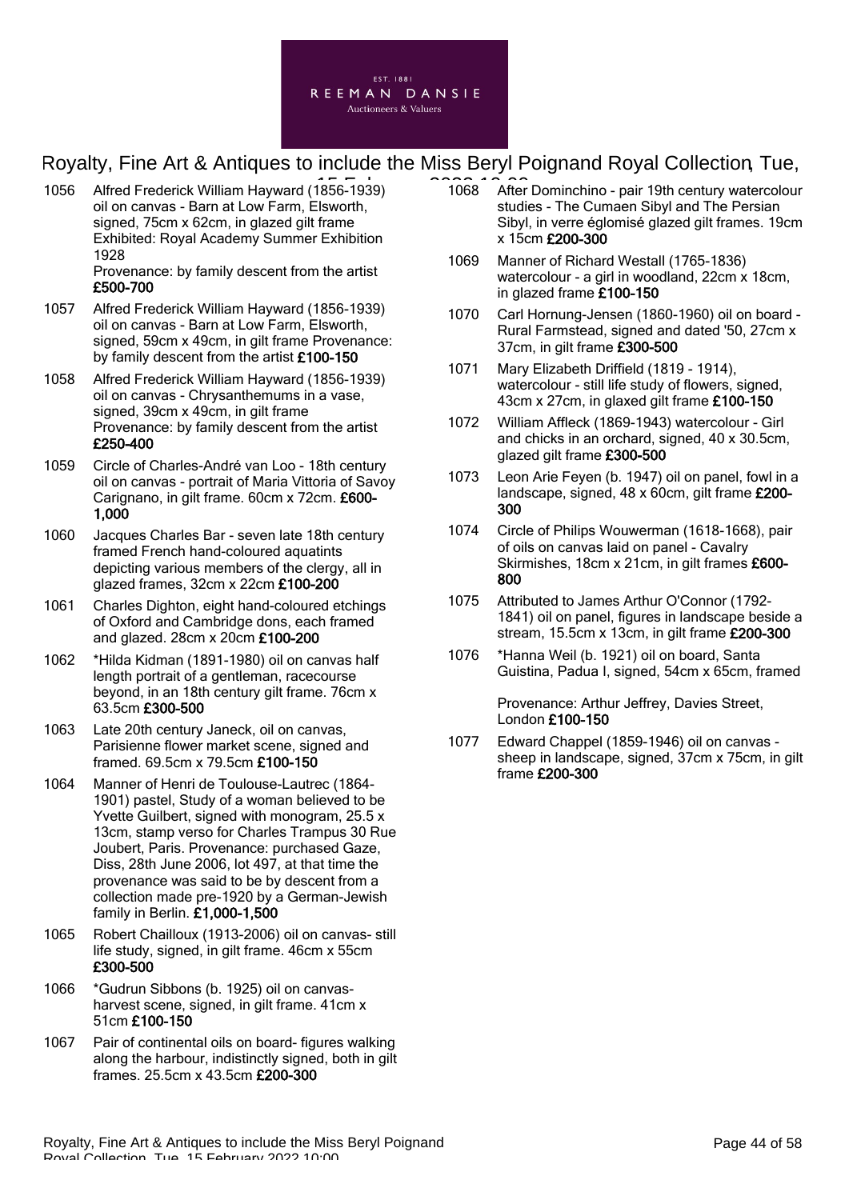1056 Alfred Frederick William Hayward (1856-1939) oil on canvas - Barn at Low Farm, Elsworth, signed, 75cm x 62cm, in glazed gilt frame Exhibited: Royal Academy Summer Exhibition 1928
Provenance: by family descent from the artist **£500-700**

1057 Alfred Frederick William Hayward (1856-1939) oil on canvas - Barn at Low Farm, Elsworth, signed, 59cm x 49cm, in gilt frame Provenance: by family descent from the artist **£100-150**

1058 Alfred Frederick William Hayward (1856-1939) oil on canvas - Chrysanthemums in a vase, signed, 39cm x 49cm, in gilt frame
Provenance: by family descent from the artist **£250-400**

1059 Circle of Charles-André van Loo - 18th century oil on canvas - portrait of Maria Vittoria of Savoy Carignano, in gilt frame. 60cm x 72cm. **£600-1,000**

1060 Jacques Charles Bar - seven late 18th century framed French hand-coloured aquatints depicting various members of the clergy, all in glazed frames, 32cm x 22cm **£100-200**

1061 Charles Dighton, eight hand-coloured etchings of Oxford and Cambridge dons, each framed and glazed. 28cm x 20cm **£100-200**

1062 *Hilda Kidman (1891-1980) oil on canvas half length portrait of a gentleman, racecourse beyond, in an 18th century gilt frame. 76cm x 63.5cm **£300-500**

1063 Late 20th century Janeck, oil on canvas, Parisienne flower market scene, signed and framed. 69.5cm x 79.5cm **£100-150**

1064 Manner of Henri de Toulouse-Lautrec (1864-1901) pastel, Study of a woman believed to be Yvette Guilbert, signed with monogram, 25.5 x 13cm, stamp verso for Charles Trampus 30 Rue Joubert, Paris. Provenance: purchased Gaze, Diss, 28th June 2006, lot 497, at that time the provenance was said to be by descent from a collection made pre-1920 by a German-Jewish family in Berlin. **£1,000-1,500**

1065 Robert Chailloux (1913-2006) oil on canvas- still life study, signed, in gilt frame. 46cm x 55cm **£300-500**

1066 *Gudrun Sibbons (b. 1925) oil on canvas- harvest scene, signed, in gilt frame. 41cm x 51cm **£100-150**

1067 Pair of continental oils on board- figures walking along the harbour, indistinctly signed, both in gilt frames. 25.5cm x 43.5cm **£200-300**

1068 After Dominchino - pair 19th century watercolour studies - The Cumaen Sibyl and The Persian Sibyl, in verre églomisé glazed gilt frames. 19cm x 15cm **£200-300**

1069 Manner of Richard Westall (1765-1836) watercolour - a girl in woodland, 22cm x 18cm, in glazed frame **£100-150**

1070 Carl Hornung-Jensen (1860-1960) oil on board - Rural Farmstead, signed and dated '50, 27cm x 37cm, in gilt frame **£300-500**

1071 Mary Elizabeth Driffield (1819 - 1914), watercolour - still life study of flowers, signed, 43cm x 27cm, in glaxed gilt frame **£100-150**

1072 William Affleck (1869-1943) watercolour - Girl and chicks in an orchard, signed, 40 x 30.5cm, glazed gilt frame **£300-500**

1073 Leon Arie Feyen (b. 1947) oil on panel, fowl in a landscape, signed, 48 x 60cm, gilt frame **£200-300**

1074 Circle of Philips Wouwerman (1618-1668), pair of oils on canvas laid on panel - Cavalry Skirmishes, 18cm x 21cm, in gilt frames **£600-800**

1075 Attributed to James Arthur O'Connor (1792-1841) oil on panel, figures in landscape beside a stream, 15.5cm x 13cm, in gilt frame **£200-300**

1076 *Hanna Weil (b. 1921) oil on board, Santa Guistina, Padua I, signed, 54cm x 65cm, framed

Provenance: Arthur Jeffrey, Davies Street, London **£100-150**

1077 Edward Chappel (1859-1946) oil on canvas - sheep in landscape, signed, 37cm x 75cm, in gilt frame **£200-300**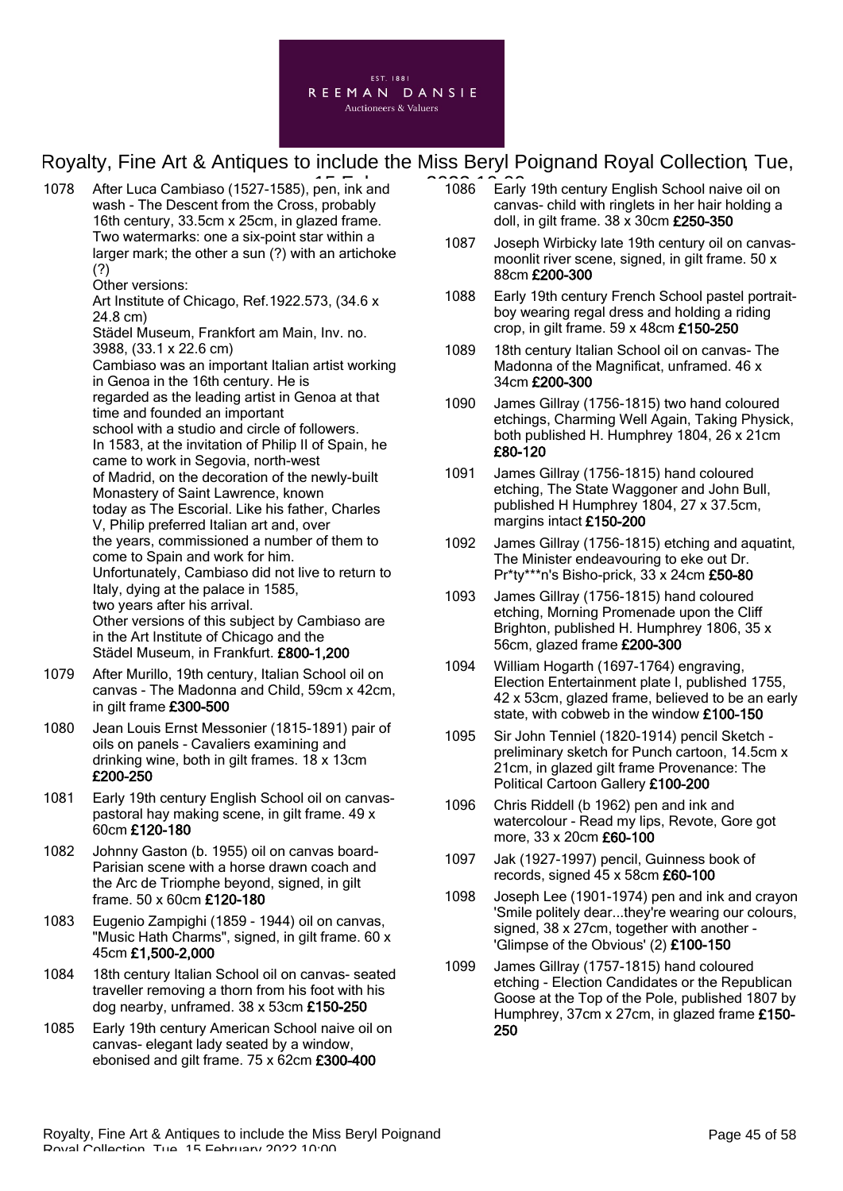1078 After Luca Cambiaso (1527-1585), pen, ink and wash - The Descent from the Cross, probably 16th century, 33.5cm x 25cm, in glazed frame. Two watermarks: one a six-point star within a larger mark; the other a sun (?) with an artichoke (?)
Other versions:
Art Institute of Chicago, Ref.1922.573, (34.6 x 24.8 cm)
Städel Museum, Frankfort am Main, Inv. no. 3988, (33.1 x 22.6 cm)
Cambiaso was an important Italian artist working in Genoa in the 16th century. He is regarded as the leading artist in Genoa at that time and founded an important school with a studio and circle of followers.
In 1583, at the invitation of Philip II of Spain, he came to work in Segovia, north-west of Madrid, on the decoration of the newly-built Monastery of Saint Lawrence, known today as The Escorial. Like his father, Charles V, Philip preferred Italian art and, over the years, commissioned a number of them to come to Spain and work for him.
Unfortunately, Cambiaso did not live to return to Italy, dying at the palace in 1585, two years after his arrival.
Other versions of this subject by Cambiaso are in the Art Institute of Chicago and the Städel Museum, in Frankfurt. **£800-1,200**

1079 After Murillo, 19th century, Italian School oil on canvas - The Madonna and Child, 59cm x 42cm, in gilt frame **£300-500**

1080 Jean Louis Ernst Messonier (1815-1891) pair of oils on panels - Cavaliers examining and drinking wine, both in gilt frames. 18 x 13cm **£200-250**

1081 Early 19th century English School oil on canvas- pastoral hay making scene, in gilt frame. 49 x 60cm **£120-180**

1082 Johnny Gaston (b. 1955) oil on canvas board- Parisian scene with a horse drawn coach and the Arc de Triomphe beyond, signed, in gilt frame. 50 x 60cm **£120-180**

1083 Eugenio Zampighi (1859 - 1944) oil on canvas, "Music Hath Charms", signed, in gilt frame. 60 x 45cm **£1,500-2,000**

1084 18th century Italian School oil on canvas- seated traveller removing a thorn from his foot with his dog nearby, unframed. 38 x 53cm **£150-250**

1085 Early 19th century American School naive oil on canvas- elegant lady seated by a window, ebonised and gilt frame. 75 x 62cm **£300-400**

1086 Early 19th century English School naive oil on canvas- child with ringlets in her hair holding a doll, in gilt frame. 38 x 30cm **£250-350**

1087 Joseph Wirbicky late 19th century oil on canvas- moonlit river scene, signed, in gilt frame. 50 x 88cm **£200-300**

1088 Early 19th century French School pastel portrait- boy wearing regal dress and holding a riding crop, in gilt frame. 59 x 48cm **£150-250**

1089 18th century Italian School oil on canvas- The Madonna of the Magnificat, unframed. 46 x 34cm **£200-300**

1090 James Gillray (1756-1815) two hand coloured etchings, Charming Well Again, Taking Physick, both published H. Humphrey 1804, 26 x 21cm **£80-120**

1091 James Gillray (1756-1815) hand coloured etching, The State Waggoner and John Bull, published H Humphrey 1804, 27 x 37.5cm, margins intact **£150-200**

1092 James Gillray (1756-1815) etching and aquatint, The Minister endeavouring to eke out Dr. Pr*ty***n's Bisho-prick, 33 x 24cm **£50-80**

1093 James Gillray (1756-1815) hand coloured etching, Morning Promenade upon the Cliff Brighton, published H. Humphrey 1806, 35 x 56cm, glazed frame **£200-300**

1094 William Hogarth (1697-1764) engraving, Election Entertainment plate I, published 1755, 42 x 53cm, glazed frame, believed to be an early state, with cobweb in the window **£100-150**

1095 Sir John Tenniel (1820-1914) pencil Sketch - preliminary sketch for Punch cartoon, 14.5cm x 21cm, in glazed gilt frame Provenance: The Political Cartoon Gallery **£100-200**

1096 Chris Riddell (b 1962) pen and ink and watercolour - Read my lips, Revote, Gore got more, 33 x 20cm **£60-100**

1097 Jak (1927-1997) pencil, Guinness book of records, signed 45 x 58cm **£60-100**

1098 Joseph Lee (1901-1974) pen and ink and crayon 'Smile politely dear...they're wearing our colours, signed, 38 x 27cm, together with another - 'Glimpse of the Obvious' (2) **£100-150**

1099 James Gillray (1757-1815) hand coloured etching - Election Candidates or the Republican Goose at the Top of the Pole, published 1807 by Humphrey, 37cm x 27cm, in glazed frame **£150-250**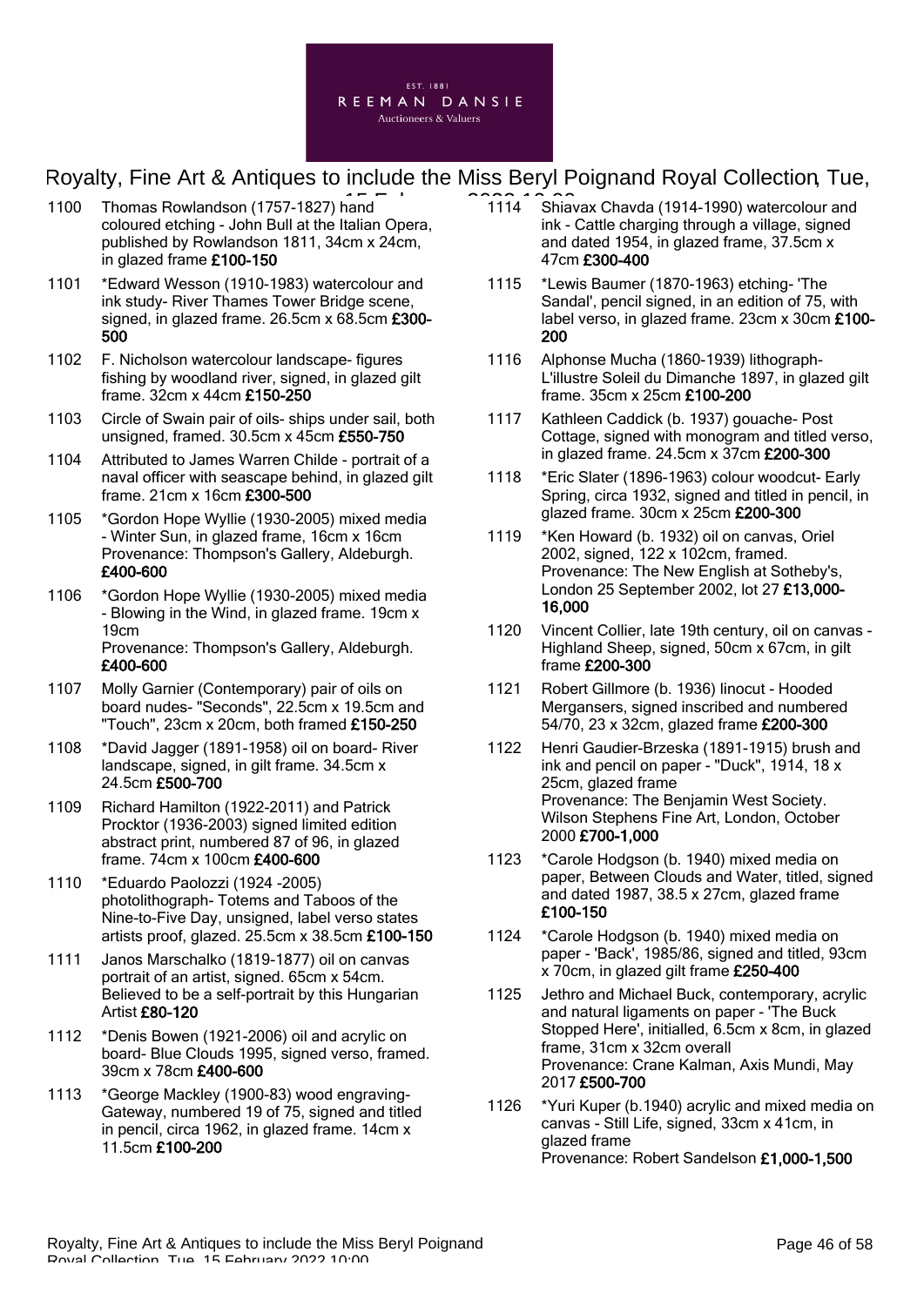1100 Thomas Rowlandson (1757-1827) hand coloured etching - John Bull at the Italian Opera, published by Rowlandson 1811, 34cm x 24cm, in glazed frame **£100-150**

1101 *Edward Wesson (1910-1983) watercolour and ink study- River Thames Tower Bridge scene, signed, in glazed frame. 26.5cm x 68.5cm **£300-500**

1102 F. Nicholson watercolour landscape- figures fishing by woodland river, signed, in glazed gilt frame. 32cm x 44cm **£150-250**

1103 Circle of Swain pair of oils- ships under sail, both unsigned, framed. 30.5cm x 45cm **£550-750**

1104 Attributed to James Warren Childe - portrait of a naval officer with seascape behind, in glazed gilt frame. 21cm x 16cm **£300-500**

1105 *Gordon Hope Wyllie (1930-2005) mixed media - Winter Sun, in glazed frame, 16cm x 16cm
Provenance: Thompson's Gallery, Aldeburgh. **£400-600**

1106 *Gordon Hope Wyllie (1930-2005) mixed media - Blowing in the Wind, in glazed frame. 19cm x 19cm
Provenance: Thompson's Gallery, Aldeburgh. **£400-600**

1107 Molly Garnier (Contemporary) pair of oils on board nudes- "Seconds", 22.5cm x 19.5cm and "Touch", 23cm x 20cm, both framed **£150-250**

1108 *David Jagger (1891-1958) oil on board- River landscape, signed, in gilt frame. 34.5cm x 24.5cm **£500-700**

1109 Richard Hamilton (1922-2011) and Patrick Procktor (1936-2003) signed limited edition abstract print, numbered 87 of 96, in glazed frame. 74cm x 100cm **£400-600**

1110 *Eduardo Paolozzi (1924 -2005) photolithograph- Totems and Taboos of the Nine-to-Five Day, unsigned, label verso states artists proof, glazed. 25.5cm x 38.5cm **£100-150**

1111 Janos Marschalko (1819-1877) oil on canvas portrait of an artist, signed. 65cm x 54cm. Believed to be a self-portrait by this Hungarian Artist **£80-120**

1112 *Denis Bowen (1921-2006) oil and acrylic on board- Blue Clouds 1995, signed verso, framed. 39cm x 78cm **£400-600**

1113 *George Mackley (1900-83) wood engraving- Gateway, numbered 19 of 75, signed and titled in pencil, circa 1962, in glazed frame. 14cm x 11.5cm **£100-200**

1114 Shiavax Chavda (1914-1990) watercolour and ink - Cattle charging through a village, signed and dated 1954, in glazed frame, 37.5cm x 47cm **£300-400**

1115 *Lewis Baumer (1870-1963) etching- 'The Sandal', pencil signed, in an edition of 75, with label verso, in glazed frame. 23cm x 30cm **£100-200**

1116 Alphonse Mucha (1860-1939) lithograph- L'illustre Soleil du Dimanche 1897, in glazed gilt frame. 35cm x 25cm **£100-200**

1117 Kathleen Caddick (b. 1937) gouache- Post Cottage, signed with monogram and titled verso, in glazed frame. 24.5cm x 37cm **£200-300**

1118 *Eric Slater (1896-1963) colour woodcut- Early Spring, circa 1932, signed and titled in pencil, in glazed frame. 30cm x 25cm **£200-300**

1119 *Ken Howard (b. 1932) oil on canvas, Oriel 2002, signed, 122 x 102cm, framed.
Provenance: The New English at Sotheby's, London 25 September 2002, lot 27 **£13,000-16,000**

1120 Vincent Collier, late 19th century, oil on canvas - Highland Sheep, signed, 50cm x 67cm, in gilt frame **£200-300**

1121 Robert Gillmore (b. 1936) linocut - Hooded Mergansers, signed inscribed and numbered 54/70, 23 x 32cm, glazed frame **£200-300**

1122 Henri Gaudier-Brzeska (1891-1915) brush and ink and pencil on paper - "Duck", 1914, 18 x 25cm, glazed frame
Provenance: The Benjamin West Society. Wilson Stephens Fine Art, London, October 2000 **£700-1,000**

1123 *Carole Hodgson (b. 1940) mixed media on paper, Between Clouds and Water, titled, signed and dated 1987, 38.5 x 27cm, glazed frame **£100-150**

1124 *Carole Hodgson (b. 1940) mixed media on paper - 'Back', 1985/86, signed and titled, 93cm x 70cm, in glazed gilt frame **£250-400**

1125 Jethro and Michael Buck, contemporary, acrylic and natural ligaments on paper - 'The Buck Stopped Here', initialled, 6.5cm x 8cm, in glazed frame, 31cm x 32cm overall
Provenance: Crane Kalman, Axis Mundi, May 2017 **£500-700**

1126 *Yuri Kuper (b.1940) acrylic and mixed media on canvas - Still Life, signed, 33cm x 41cm, in glazed frame
Provenance: Robert Sandelson **£1,000-1,500**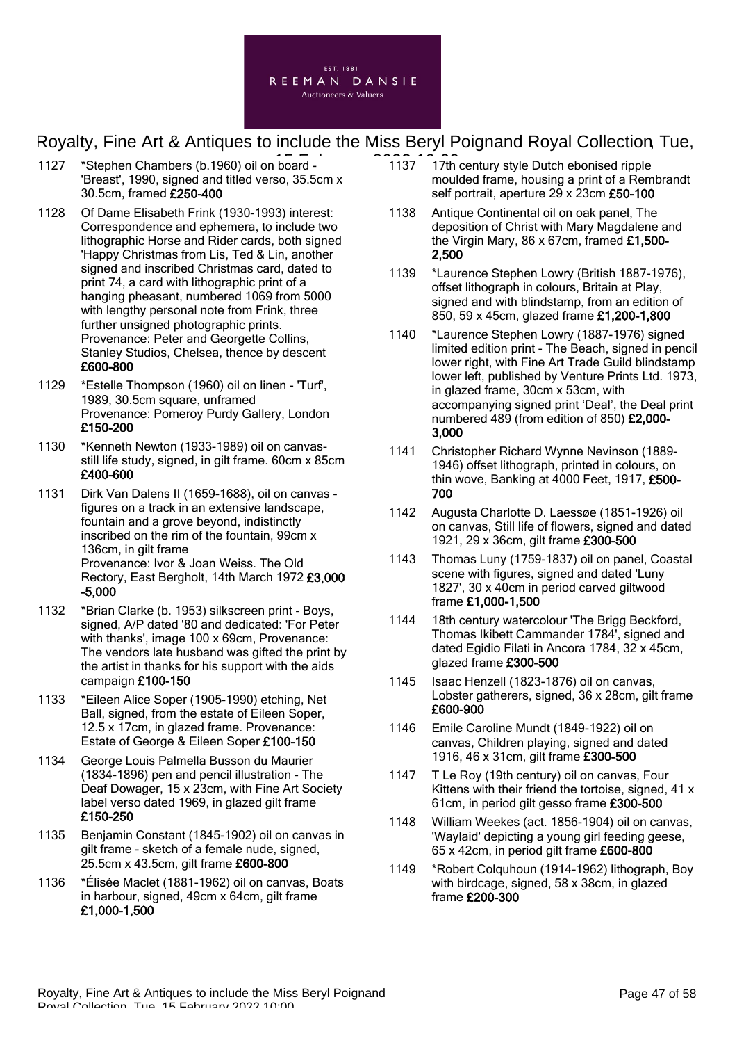1127 *Stephen Chambers (b.1960) oil on board - 'Breast', 1990, signed and titled verso, 35.5cm x 30.5cm, framed **£250-400**

1128 Of Dame Elisabeth Frink (1930-1993) interest: Correspondence and ephemera, to include two lithographic Horse and Rider cards, both signed 'Happy Christmas from Lis, Ted & Lin, another signed and inscribed Christmas card, dated to print 74, a card with lithographic print of a hanging pheasant, numbered 1069 from 5000 with lengthy personal note from Frink, three further unsigned photographic prints. Provenance: Peter and Georgette Collins, Stanley Studios, Chelsea, thence by descent **£600-800**

1129 *Estelle Thompson (1960) oil on linen - 'Turf', 1989, 30.5cm square, unframed Provenance: Pomeroy Purdy Gallery, London **£150-200**

1130 *Kenneth Newton (1933-1989) oil on canvas- still life study, signed, in gilt frame. 60cm x 85cm **£400-600**

1131 Dirk Van Dalens II (1659-1688), oil on canvas - figures on a track in an extensive landscape, fountain and a grove beyond, indistinctly inscribed on the rim of the fountain, 99cm x 136cm, in gilt frame Provenance: Ivor & Joan Weiss. The Old Rectory, East Bergholt, 14th March 1972 **£3,000 -5,000**

1132 *Brian Clarke (b. 1953) silkscreen print - Boys, signed, A/P dated '80 and dedicated: 'For Peter with thanks', image 100 x 69cm, Provenance: The vendors late husband was gifted the print by the artist in thanks for his support with the aids campaign **£100-150**

1133 *Eileen Alice Soper (1905-1990) etching, Net Ball, signed, from the estate of Eileen Soper, 12.5 x 17cm, in glazed frame. Provenance: Estate of George & Eileen Soper **£100-150**

1134 George Louis Palmella Busson du Maurier (1834-1896) pen and pencil illustration - The Deaf Dowager, 15 x 23cm, with Fine Art Society label verso dated 1969, in glazed gilt frame **£150-250**

1135 Benjamin Constant (1845-1902) oil on canvas in gilt frame - sketch of a female nude, signed, 25.5cm x 43.5cm, gilt frame **£600-800**

1136 *Élisée Maclet (1881-1962) oil on canvas, Boats in harbour, signed, 49cm x 64cm, gilt frame **£1,000-1,500**

1137 17th century style Dutch ebonised ripple moulded frame, housing a print of a Rembrandt self portrait, aperture 29 x 23cm **£50-100**

1138 Antique Continental oil on oak panel, The deposition of Christ with Mary Magdalene and the Virgin Mary, 86 x 67cm, framed **£1,500-2,500**

1139 *Laurence Stephen Lowry (British 1887-1976), offset lithograph in colours, Britain at Play, signed and with blindstamp, from an edition of 850, 59 x 45cm, glazed frame **£1,200-1,800**

1140 *Laurence Stephen Lowry (1887-1976) signed limited edition print - The Beach, signed in pencil lower right, with Fine Art Trade Guild blindstamp lower left, published by Venture Prints Ltd. 1973, in glazed frame, 30cm x 53cm, with accompanying signed print 'Deal', the Deal print numbered 489 (from edition of 850) **£2,000-3,000**

1141 Christopher Richard Wynne Nevinson (1889-1946) offset lithograph, printed in colours, on thin wove, Banking at 4000 Feet, 1917, **£500-700**

1142 Augusta Charlotte D. Laessøe (1851-1926) oil on canvas, Still life of flowers, signed and dated 1921, 29 x 36cm, gilt frame **£300-500**

1143 Thomas Luny (1759-1837) oil on panel, Coastal scene with figures, signed and dated 'Luny 1827', 30 x 40cm in period carved giltwood frame **£1,000-1,500**

1144 18th century watercolour 'The Brigg Beckford, Thomas Ikibett Cammander 1784', signed and dated Egidio Filati in Ancora 1784, 32 x 45cm, glazed frame **£300-500**

1145 Isaac Henzell (1823-1876) oil on canvas, Lobster gatherers, signed, 36 x 28cm, gilt frame **£600-900**

1146 Emile Caroline Mundt (1849-1922) oil on canvas, Children playing, signed and dated 1916, 46 x 31cm, gilt frame **£300-500**

1147 T Le Roy (19th century) oil on canvas, Four Kittens with their friend the tortoise, signed, 41 x 61cm, in period gilt gesso frame **£300-500**

1148 William Weekes (act. 1856-1904) oil on canvas, 'Waylaid' depicting a young girl feeding geese, 65 x 42cm, in period gilt frame **£600-800**

1149 *Robert Colquhoun (1914-1962) lithograph, Boy with birdcage, signed, 58 x 38cm, in glazed frame **£200-300**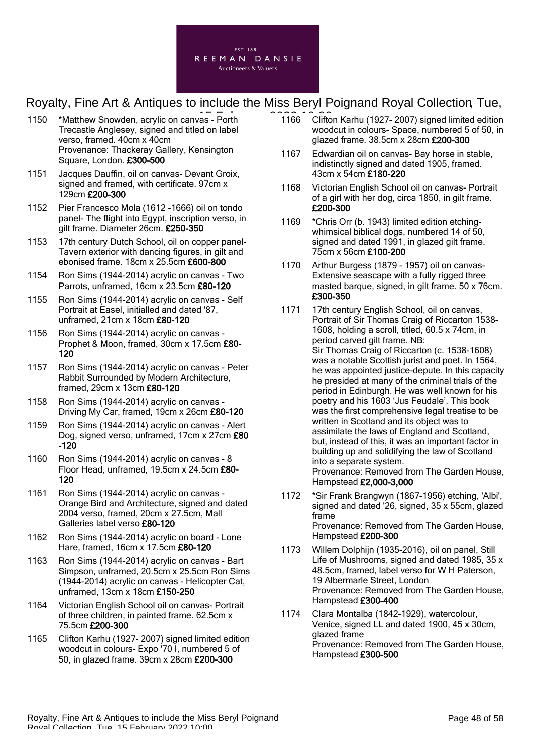1150 *Matthew Snowden, acrylic on canvas - Porth Trecastle Anglesey, signed and titled on label verso, framed. 40cm x 40cm
Provenance: Thackeray Gallery, Kensington Square, London. **£300-500**

1151 Jacques Dauffin, oil on canvas- Devant Groix, signed and framed, with certificate. 97cm x 129cm **£200-300**

1152 Pier Francesco Mola (1612 -1666) oil on tondo panel- The flight into Egypt, inscription verso, in gilt frame. Diameter 26cm. **£250-350**

1153 17th century Dutch School, oil on copper panel- Tavern exterior with dancing figures, in gilt and ebonised frame. 18cm x 25.5cm **£600-800**

1154 Ron Sims (1944-2014) acrylic on canvas - Two Parrots, unframed, 16cm x 23.5cm **£80-120**

1155 Ron Sims (1944-2014) acrylic on canvas - Self Portrait at Easel, initialled and dated '87, unframed, 21cm x 18cm **£80-120**

1156 Ron Sims (1944-2014) acrylic on canvas - Prophet & Moon, framed, 30cm x 17.5cm **£80-120**

1157 Ron Sims (1944-2014) acrylic on canvas - Peter Rabbit Surrounded by Modern Architecture, framed, 29cm x 13cm **£80-120**

1158 Ron Sims (1944-2014) acrylic on canvas - Driving My Car, framed, 19cm x 26cm **£80-120**

1159 Ron Sims (1944-2014) acrylic on canvas - Alert Dog, signed verso, unframed, 17cm x 27cm **£80-120**

1160 Ron Sims (1944-2014) acrylic on canvas - 8 Floor Head, unframed, 19.5cm x 24.5cm **£80-120**

1161 Ron Sims (1944-2014) acrylic on canvas - Orange Bird and Architecture, signed and dated 2004 verso, framed, 20cm x 27.5cm, Mall Galleries label verso **£80-120**

1162 Ron Sims (1944-2014) acrylic on board - Lone Hare, framed, 16cm x 17.5cm **£80-120**

1163 Ron Sims (1944-2014) acrylic on canvas - Bart Simpson, unframed, 20.5cm x 25.5cm Ron Sims (1944-2014) acrylic on canvas - Helicopter Cat, unframed, 13cm x 18cm **£150-250**

1164 Victorian English School oil on canvas- Portrait of three children, in painted frame. 62.5cm x 75.5cm **£200-300**

1165 Clifton Karhu (1927- 2007) signed limited edition woodcut in colours- Expo '70 I, numbered 5 of 50, in glazed frame. 39cm x 28cm **£200-300**

1166 Clifton Karhu (1927- 2007) signed limited edition woodcut in colours- Space, numbered 5 of 50, in glazed frame. 38.5cm x 28cm **£200-300**

1167 Edwardian oil on canvas- Bay horse in stable, indistinctly signed and dated 1905, framed. 43cm x 54cm **£180-220**

1168 Victorian English School oil on canvas- Portrait of a girl with her dog, circa 1850, in gilt frame. **£200-300**

1169 *Chris Orr (b. 1943) limited edition etching- whimsical biblical dogs, numbered 14 of 50, signed and dated 1991, in glazed gilt frame. 75cm x 56cm **£100-200**

1170 Arthur Burgess (1879 - 1957) oil on canvas- Extensive seascape with a fully rigged three masted barque, signed, in gilt frame. 50 x 76cm. **£300-350**

1171 17th century English School, oil on canvas, Portrait of Sir Thomas Craig of Riccarton 1538-1608, holding a scroll, titled, 60.5 x 74cm, in period carved gilt frame. NB:
Sir Thomas Craig of Riccarton (c. 1538-1608) was a notable Scottish jurist and poet. In 1564, he was appointed justice-depute. In this capacity he presided at many of the criminal trials of the period in Edinburgh. He was well known for his poetry and his 1603 'Jus Feudale'. This book was the first comprehensive legal treatise to be written in Scotland and its object was to assimilate the laws of England and Scotland, but, instead of this, it was an important factor in building up and solidifying the law of Scotland into a separate system.
Provenance: Removed from The Garden House, Hampstead **£2,000-3,000**

1172 *Sir Frank Brangwyn (1867-1956) etching, 'Albi', signed and dated '26, signed, 35 x 55cm, glazed frame
Provenance: Removed from The Garden House, Hampstead **£200-300**

1173 Willem Dolphijn (1935-2016), oil on panel, Still Life of Mushrooms, signed and dated 1985, 35 x 48.5cm, framed, label verso for W H Paterson, 19 Albermarle Street, London
Provenance: Removed from The Garden House, Hampstead **£300-400**

1174 Clara Montalba (1842-1929), watercolour, Venice, signed LL and dated 1900, 45 x 30cm, glazed frame
Provenance: Removed from The Garden House, Hampstead **£300-500**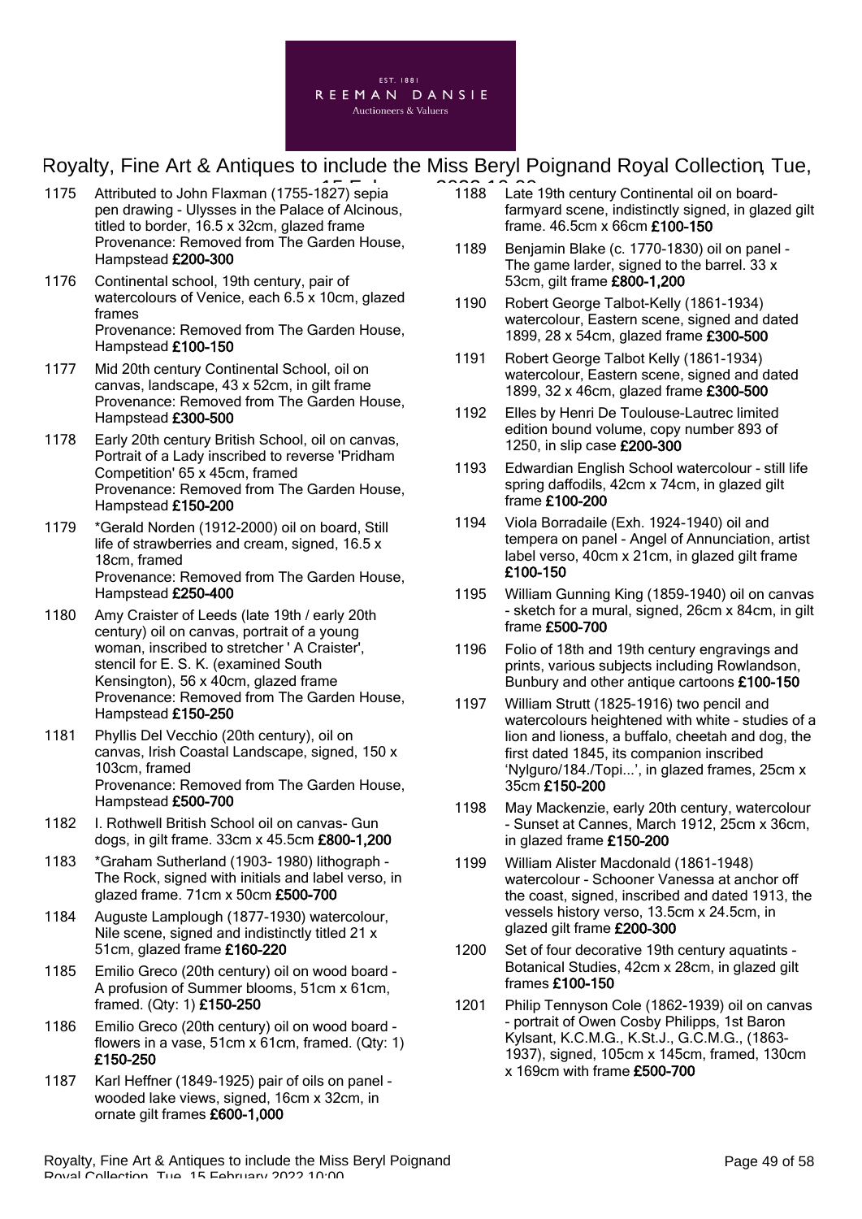1175 Attributed to John Flaxman (1755-1827) sepia pen drawing - Ulysses in the Palace of Alcinous, titled to border, 16.5 x 32cm, glazed frame
Provenance: Removed from The Garden House, Hampstead **£200-300**

1176 Continental school, 19th century, pair of watercolours of Venice, each 6.5 x 10cm, glazed frames
Provenance: Removed from The Garden House, Hampstead **£100-150**

1177 Mid 20th century Continental School, oil on canvas, landscape, 43 x 52cm, in gilt frame
Provenance: Removed from The Garden House, Hampstead **£300-500**

1178 Early 20th century British School, oil on canvas, Portrait of a Lady inscribed to reverse 'Pridham Competition' 65 x 45cm, framed
Provenance: Removed from The Garden House, Hampstead **£150-200**

1179 *Gerald Norden (1912-2000) oil on board, Still life of strawberries and cream, signed, 16.5 x 18cm, framed
Provenance: Removed from The Garden House, Hampstead **£250-400**

1180 Amy Craister of Leeds (late 19th / early 20th century) oil on canvas, portrait of a young woman, inscribed to stretcher ' A Craister', stencil for E. S. K. (examined South Kensington), 56 x 40cm, glazed frame
Provenance: Removed from The Garden House, Hampstead **£150-250**

1181 Phyllis Del Vecchio (20th century), oil on canvas, Irish Coastal Landscape, signed, 150 x 103cm, framed
Provenance: Removed from The Garden House, Hampstead **£500-700**

1182 I. Rothwell British School oil on canvas- Gun dogs, in gilt frame. 33cm x 45.5cm **£800-1,200**

1183 *Graham Sutherland (1903- 1980) lithograph - The Rock, signed with initials and label verso, in glazed frame. 71cm x 50cm **£500-700**

1184 Auguste Lamplough (1877-1930) watercolour, Nile scene, signed and indistinctly titled 21 x 51cm, glazed frame **£160-220**

1185 Emilio Greco (20th century) oil on wood board - A profusion of Summer blooms, 51cm x 61cm, framed. (Qty: 1) **£150-250**

1186 Emilio Greco (20th century) oil on wood board - flowers in a vase, 51cm x 61cm, framed. (Qty: 1) **£150-250**

1187 Karl Heffner (1849-1925) pair of oils on panel - wooded lake views, signed, 16cm x 32cm, in ornate gilt frames **£600-1,000**

1188 Late 19th century Continental oil on board- farmyard scene, indistinctly signed, in glazed gilt frame. 46.5cm x 66cm **£100-150**

1189 Benjamin Blake (c. 1770-1830) oil on panel - The game larder, signed to the barrel. 33 x 53cm, gilt frame **£800-1,200**

1190 Robert George Talbot-Kelly (1861-1934) watercolour, Eastern scene, signed and dated 1899, 28 x 54cm, glazed frame **£300-500**

1191 Robert George Talbot Kelly (1861-1934) watercolour, Eastern scene, signed and dated 1899, 32 x 46cm, glazed frame **£300-500**

1192 Elles by Henri De Toulouse-Lautrec limited edition bound volume, copy number 893 of 1250, in slip case **£200-300**

1193 Edwardian English School watercolour - still life spring daffodils, 42cm x 74cm, in glazed gilt frame **£100-200**

1194 Viola Borradaile (Exh. 1924-1940) oil and tempera on panel - Angel of Annunciation, artist label verso, 40cm x 21cm, in glazed gilt frame **£100-150**

1195 William Gunning King (1859-1940) oil on canvas - sketch for a mural, signed, 26cm x 84cm, in gilt frame **£500-700**

1196 Folio of 18th and 19th century engravings and prints, various subjects including Rowlandson, Bunbury and other antique cartoons **£100-150**

1197 William Strutt (1825-1916) two pencil and watercolours heightened with white - studies of a lion and lioness, a buffalo, cheetah and dog, the first dated 1845, its companion inscribed 'Nylguro/184./Topi...', in glazed frames, 25cm x 35cm **£150-200**

1198 May Mackenzie, early 20th century, watercolour - Sunset at Cannes, March 1912, 25cm x 36cm, in glazed frame **£150-200**

1199 William Alister Macdonald (1861-1948) watercolour - Schooner Vanessa at anchor off the coast, signed, inscribed and dated 1913, the vessels history verso, 13.5cm x 24.5cm, in glazed gilt frame **£200-300**

1200 Set of four decorative 19th century aquatints - Botanical Studies, 42cm x 28cm, in glazed gilt frames **£100-150**

1201 Philip Tennyson Cole (1862-1939) oil on canvas - portrait of Owen Cosby Philipps, 1st Baron Kylsant, K.C.M.G., K.St.J., G.C.M.G., (1863-1937), signed, 105cm x 145cm, framed, 130cm x 169cm with frame **£500-700**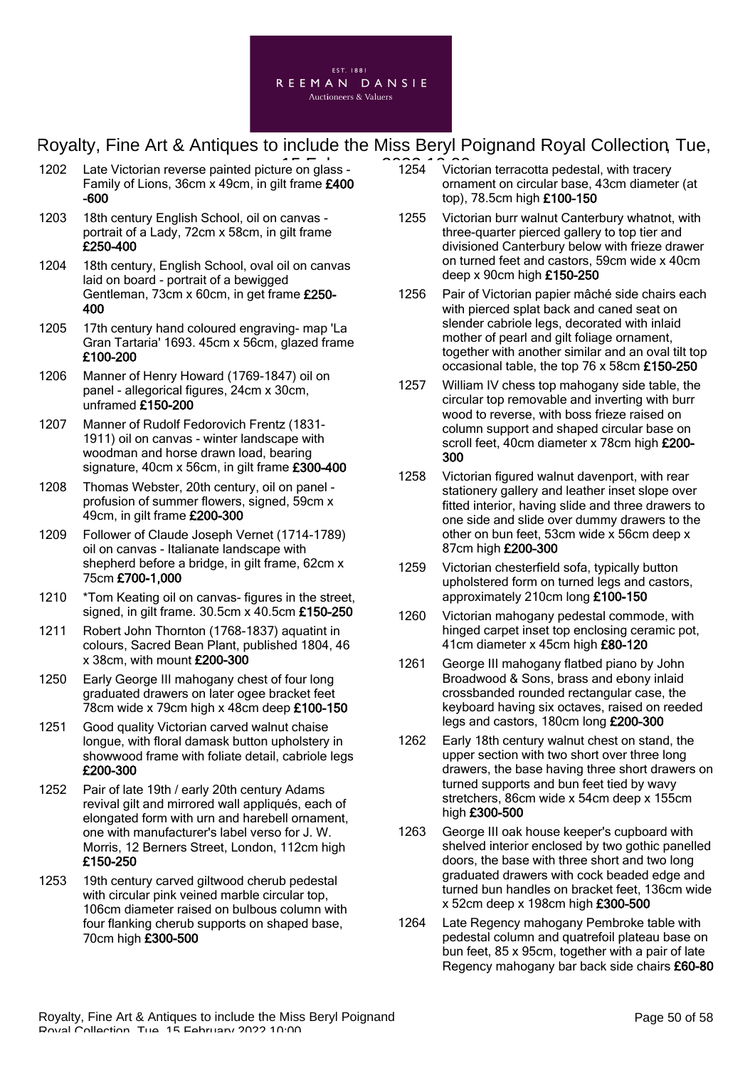1202 Late Victorian reverse painted picture on glass - Family of Lions, 36cm x 49cm, in gilt frame **£400-600**

1203 18th century English School, oil on canvas - portrait of a Lady, 72cm x 58cm, in gilt frame **£250-400**

1204 18th century, English School, oval oil on canvas laid on board - portrait of a bewigged Gentleman, 73cm x 60cm, in get frame **£250-400**

1205 17th century hand coloured engraving- map 'La Gran Tartaria' 1693. 45cm x 56cm, glazed frame **£100-200**

1206 Manner of Henry Howard (1769-1847) oil on panel - allegorical figures, 24cm x 30cm, unframed **£150-200**

1207 Manner of Rudolf Fedorovich Frentz (1831-1911) oil on canvas - winter landscape with woodman and horse drawn load, bearing signature, 40cm x 56cm, in gilt frame **£300-400**

1208 Thomas Webster, 20th century, oil on panel - profusion of summer flowers, signed, 59cm x 49cm, in gilt frame **£200-300**

1209 Follower of Claude Joseph Vernet (1714-1789) oil on canvas - Italianate landscape with shepherd before a bridge, in gilt frame, 62cm x 75cm **£700-1,000**

1210 *Tom Keating oil on canvas- figures in the street, signed, in gilt frame. 30.5cm x 40.5cm **£150-250**

1211 Robert John Thornton (1768-1837) aquatint in colours, Sacred Bean Plant, published 1804, 46 x 38cm, with mount **£200-300**

1250 Early George III mahogany chest of four long graduated drawers on later ogee bracket feet 78cm wide x 79cm high x 48cm deep **£100-150**

1251 Good quality Victorian carved walnut chaise longue, with floral damask button upholstery in showwood frame with foliate detail, cabriole legs **£200-300**

1252 Pair of late 19th / early 20th century Adams revival gilt and mirrored wall appliqués, each of elongated form with urn and harebell ornament, one with manufacturer's label verso for J. W. Morris, 12 Berners Street, London, 112cm high **£150-250**

1253 19th century carved giltwood cherub pedestal with circular pink veined marble circular top, 106cm diameter raised on bulbous column with four flanking cherub supports on shaped base, 70cm high **£300-500**

1254 Victorian terracotta pedestal, with tracery ornament on circular base, 43cm diameter (at top), 78.5cm high **£100-150**

1255 Victorian burr walnut Canterbury whatnot, with three-quarter pierced gallery to top tier and divisioned Canterbury below with frieze drawer on turned feet and castors, 59cm wide x 40cm deep x 90cm high **£150-250**

1256 Pair of Victorian papier mâché side chairs each with pierced splat back and caned seat on slender cabriole legs, decorated with inlaid mother of pearl and gilt foliage ornament, together with another similar and an oval tilt top occasional table, the top 76 x 58cm **£150-250**

1257 William IV chess top mahogany side table, the circular top removable and inverting with burr wood to reverse, with boss frieze raised on column support and shaped circular base on scroll feet, 40cm diameter x 78cm high **£200-300**

1258 Victorian figured walnut davenport, with rear stationery gallery and leather inset slope over fitted interior, having slide and three drawers to one side and slide over dummy drawers to the other on bun feet, 53cm wide x 56cm deep x 87cm high **£200-300**

1259 Victorian chesterfield sofa, typically button upholstered form on turned legs and castors, approximately 210cm long **£100-150**

1260 Victorian mahogany pedestal commode, with hinged carpet inset top enclosing ceramic pot, 41cm diameter x 45cm high **£80-120**

1261 George III mahogany flatbed piano by John Broadwood & Sons, brass and ebony inlaid crossbanded rounded rectangular case, the keyboard having six octaves, raised on reeded legs and castors, 180cm long **£200-300**

1262 Early 18th century walnut chest on stand, the upper section with two short over three long drawers, the base having three short drawers on turned supports and bun feet tied by wavy stretchers, 86cm wide x 54cm deep x 155cm high **£300-500**

1263 George III oak house keeper's cupboard with shelved interior enclosed by two gothic panelled doors, the base with three short and two long graduated drawers with cock beaded edge and turned bun handles on bracket feet, 136cm wide x 52cm deep x 198cm high **£300-500**

1264 Late Regency mahogany Pembroke table with pedestal column and quatrefoil plateau base on bun feet, 85 x 95cm, together with a pair of late Regency mahogany bar back side chairs **£60-80**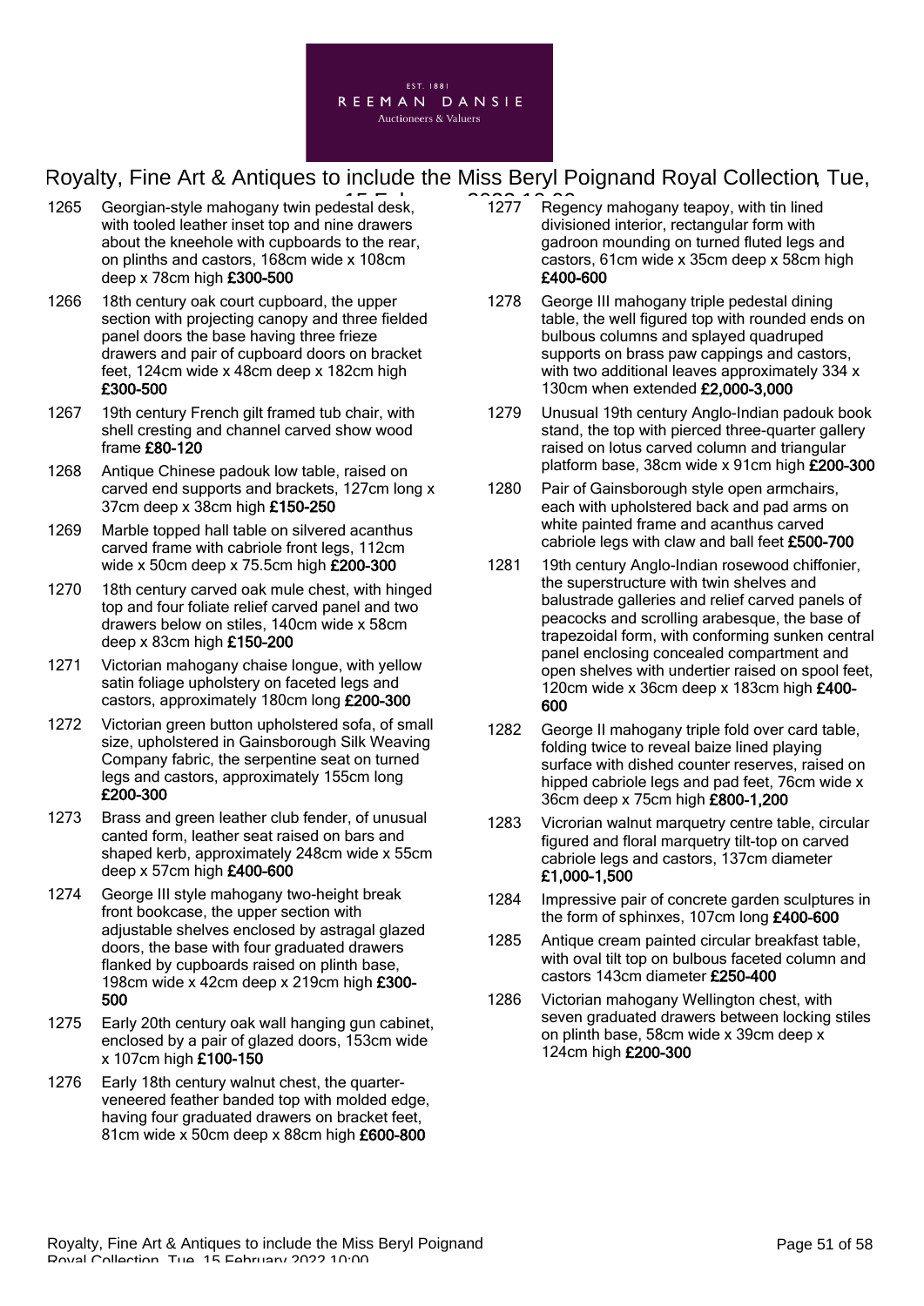1265 Georgian-style mahogany twin pedestal desk, with tooled leather inset top and nine drawers about the kneehole with cupboards to the rear, on plinths and castors, 168cm wide x 108cm deep x 78cm high **£300-500**

1266 18th century oak court cupboard, the upper section with projecting canopy and three fielded panel doors the base having three frieze drawers and pair of cupboard doors on bracket feet, 124cm wide x 48cm deep x 182cm high **£300-500**

1267 19th century French gilt framed tub chair, with shell cresting and channel carved show wood frame **£80-120**

1268 Antique Chinese padouk low table, raised on carved end supports and brackets, 127cm long x 37cm deep x 38cm high **£150-250**

1269 Marble topped hall table on silvered acanthus carved frame with cabriole front legs, 112cm wide x 50cm deep x 75.5cm high **£200-300**

1270 18th century carved oak mule chest, with hinged top and four foliate relief carved panel and two drawers below on stiles, 140cm wide x 58cm deep x 83cm high **£150-200**

1271 Victorian mahogany chaise longue, with yellow satin foliage upholstery on faceted legs and castors, approximately 180cm long **£200-300**

1272 Victorian green button upholstered sofa, of small size, upholstered in Gainsborough Silk Weaving Company fabric, the serpentine seat on turned legs and castors, approximately 155cm long **£200-300**

1273 Brass and green leather club fender, of unusual canted form, leather seat raised on bars and shaped kerb, approximately 248cm wide x 55cm deep x 57cm high **£400-600**

1274 George III style mahogany two-height break front bookcase, the upper section with adjustable shelves enclosed by astragal glazed doors, the base with four graduated drawers flanked by cupboards raised on plinth base, 198cm wide x 42cm deep x 219cm high **£300-500**

1275 Early 20th century oak wall hanging gun cabinet, enclosed by a pair of glazed doors, 153cm wide x 107cm high **£100-150**

1276 Early 18th century walnut chest, the quarter-veneered feather banded top with molded edge, having four graduated drawers on bracket feet, 81cm wide x 50cm deep x 88cm high **£600-800**

1277 Regency mahogany teapoy, with tin lined divisioned interior, rectangular form with gadroon mounding on turned fluted legs and castors, 61cm wide x 35cm deep x 58cm high **£400-600**

1278 George III mahogany triple pedestal dining table, the well figured top with rounded ends on bulbous columns and splayed quadruped supports on brass paw cappings and castors, with two additional leaves approximately 334 x 130cm when extended **£2,000-3,000**

1279 Unusual 19th century Anglo-Indian padouk book stand, the top with pierced three-quarter gallery raised on lotus carved column and triangular platform base, 38cm wide x 91cm high **£200-300**

1280 Pair of Gainsborough style open armchairs, each with upholstered back and pad arms on white painted frame and acanthus carved cabriole legs with claw and ball feet **£500-700**

1281 19th century Anglo-Indian rosewood chiffonier, the superstructure with twin shelves and balustrade galleries and relief carved panels of peacocks and scrolling arabesque, the base of trapezoidal form, with conforming sunken central panel enclosing concealed compartment and open shelves with undertier raised on spool feet, 120cm wide x 36cm deep x 183cm high **£400-600**

1282 George II mahogany triple fold over card table, folding twice to reveal baize lined playing surface with dished counter reserves, raised on hipped cabriole legs and pad feet, 76cm wide x 36cm deep x 75cm high **£800-1,200**

1283 Vicrorian walnut marquetry centre table, circular figured and floral marquetry tilt-top on carved cabriole legs and castors, 137cm diameter **£1,000-1,500**

1284 Impressive pair of concrete garden sculptures in the form of sphinxes, 107cm long **£400-600**

1285 Antique cream painted circular breakfast table, with oval tilt top on bulbous faceted column and castors 143cm diameter **£250-400**

1286 Victorian mahogany Wellington chest, with seven graduated drawers between locking stiles on plinth base, 58cm wide x 39cm deep x 124cm high **£200-300**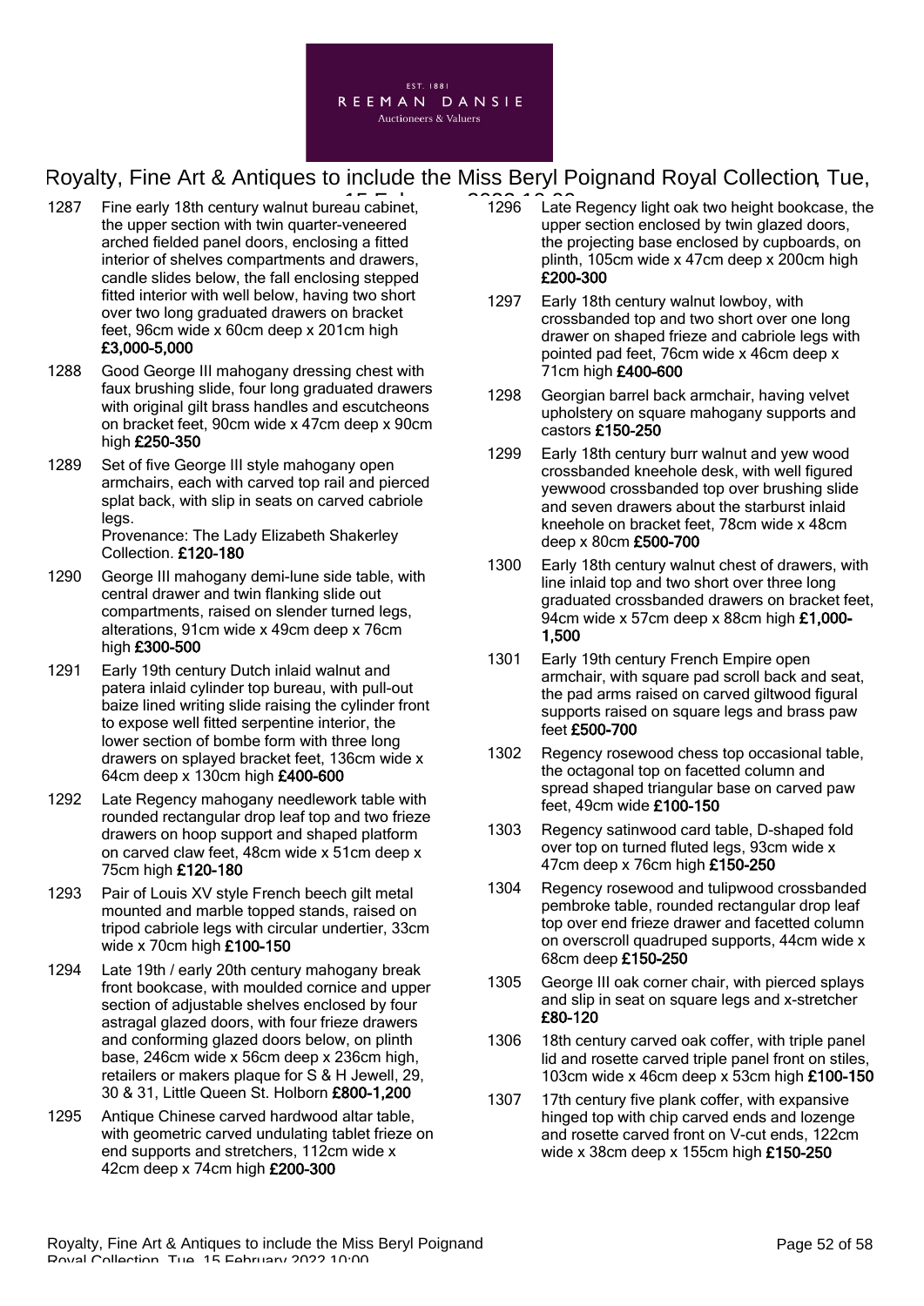1287 Fine early 18th century walnut bureau cabinet, the upper section with twin quarter-veneered arched fielded panel doors, enclosing a fitted interior of shelves compartments and drawers, candle slides below, the fall enclosing stepped fitted interior with well below, having two short over two long graduated drawers on bracket feet, 96cm wide x 60cm deep x 201cm high **£3,000-5,000**

1288 Good George III mahogany dressing chest with faux brushing slide, four long graduated drawers with original gilt brass handles and escutcheons on bracket feet, 90cm wide x 47cm deep x 90cm high **£250-350**

1289 Set of five George III style mahogany open armchairs, each with carved top rail and pierced splat back, with slip in seats on carved cabriole legs.
Provenance: The Lady Elizabeth Shakerley Collection. **£120-180**

1290 George III mahogany demi-lune side table, with central drawer and twin flanking slide out compartments, raised on slender turned legs, alterations, 91cm wide x 49cm deep x 76cm high **£300-500**

1291 Early 19th century Dutch inlaid walnut and patera inlaid cylinder top bureau, with pull-out baize lined writing slide raising the cylinder front to expose well fitted serpentine interior, the lower section of bombe form with three long drawers on splayed bracket feet, 136cm wide x 64cm deep x 130cm high **£400-600**

1292 Late Regency mahogany needlework table with rounded rectangular drop leaf top and two frieze drawers on hoop support and shaped platform on carved claw feet, 48cm wide x 51cm deep x 75cm high **£120-180**

1293 Pair of Louis XV style French beech gilt metal mounted and marble topped stands, raised on tripod cabriole legs with circular undertier, 33cm wide x 70cm high **£100-150**

1294 Late 19th / early 20th century mahogany break front bookcase, with moulded cornice and upper section of adjustable shelves enclosed by four astragal glazed doors, with four frieze drawers and conforming glazed doors below, on plinth base, 246cm wide x 56cm deep x 236cm high, retailers or makers plaque for S & H Jewell, 29, 30 & 31, Little Queen St. Holborn **£800-1,200**

1295 Antique Chinese carved hardwood altar table, with geometric carved undulating tablet frieze on end supports and stretchers, 112cm wide x 42cm deep x 74cm high **£200-300**

1296 Late Regency light oak two height bookcase, the upper section enclosed by twin glazed doors, the projecting base enclosed by cupboards, on plinth, 105cm wide x 47cm deep x 200cm high **£200-300**

1297 Early 18th century walnut lowboy, with crossbanded top and two short over one long drawer on shaped frieze and cabriole legs with pointed pad feet, 76cm wide x 46cm deep x 71cm high **£400-600**

1298 Georgian barrel back armchair, having velvet upholstery on square mahogany supports and castors **£150-250**

1299 Early 18th century burr walnut and yew wood crossbanded kneehole desk, with well figured yewwood crossbanded top over brushing slide and seven drawers about the starburst inlaid kneehole on bracket feet, 78cm wide x 48cm deep x 80cm **£500-700**

1300 Early 18th century walnut chest of drawers, with line inlaid top and two short over three long graduated crossbanded drawers on bracket feet, 94cm wide x 57cm deep x 88cm high **£1,000-1,500**

1301 Early 19th century French Empire open armchair, with square pad scroll back and seat, the pad arms raised on carved giltwood figural supports raised on square legs and brass paw feet **£500-700**

1302 Regency rosewood chess top occasional table, the octagonal top on facetted column and spread shaped triangular base on carved paw feet, 49cm wide **£100-150**

1303 Regency satinwood card table, D-shaped fold over top on turned fluted legs, 93cm wide x 47cm deep x 76cm high **£150-250**

1304 Regency rosewood and tulipwood crossbanded pembroke table, rounded rectangular drop leaf top over end frieze drawer and facetted column on overscroll quadruped supports, 44cm wide x 68cm deep **£150-250**

1305 George III oak corner chair, with pierced splays and slip in seat on square legs and x-stretcher **£80-120**

1306 18th century carved oak coffer, with triple panel lid and rosette carved triple panel front on stiles, 103cm wide x 46cm deep x 53cm high **£100-150**

1307 17th century five plank coffer, with expansive hinged top with chip carved ends and lozenge and rosette carved front on V-cut ends, 122cm wide x 38cm deep x 155cm high **£150-250**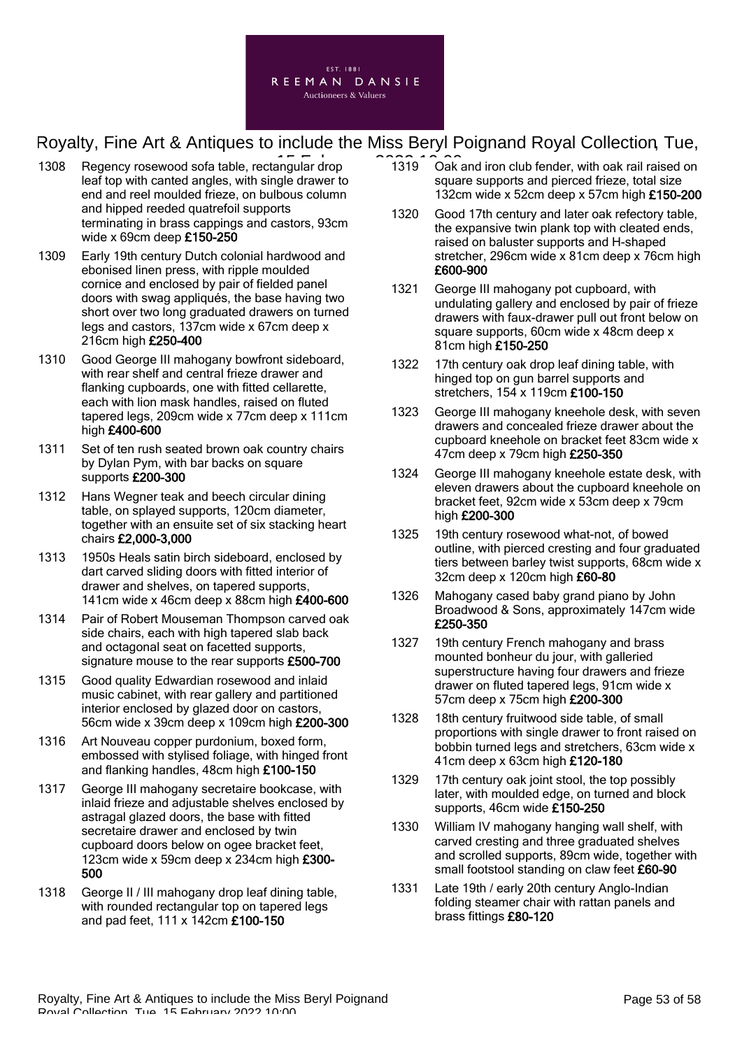1308 Regency rosewood sofa table, rectangular drop leaf top with canted angles, with single drawer to end and reel moulded frieze, on bulbous column and hipped reeded quatrefoil supports terminating in brass cappings and castors, 93cm wide x 69cm deep **£150-250**

1309 Early 19th century Dutch colonial hardwood and ebonised linen press, with ripple moulded cornice and enclosed by pair of fielded panel doors with swag appliqués, the base having two short over two long graduated drawers on turned legs and castors, 137cm wide x 67cm deep x 216cm high **£250-400**

1310 Good George III mahogany bowfront sideboard, with rear shelf and central frieze drawer and flanking cupboards, one with fitted cellarette, each with lion mask handles, raised on fluted tapered legs, 209cm wide x 77cm deep x 111cm high **£400-600**

1311 Set of ten rush seated brown oak country chairs by Dylan Pym, with bar backs on square supports **£200-300**

1312 Hans Wegner teak and beech circular dining table, on splayed supports, 120cm diameter, together with an ensuite set of six stacking heart chairs **£2,000-3,000**

1313 1950s Heals satin birch sideboard, enclosed by dart carved sliding doors with fitted interior of drawer and shelves, on tapered supports, 141cm wide x 46cm deep x 88cm high **£400-600**

1314 Pair of Robert Mouseman Thompson carved oak side chairs, each with high tapered slab back and octagonal seat on facetted supports, signature mouse to the rear supports **£500-700**

1315 Good quality Edwardian rosewood and inlaid music cabinet, with rear gallery and partitioned interior enclosed by glazed door on castors, 56cm wide x 39cm deep x 109cm high **£200-300**

1316 Art Nouveau copper purdonium, boxed form, embossed with stylised foliage, with hinged front and flanking handles, 48cm high **£100-150**

1317 George III mahogany secretaire bookcase, with inlaid frieze and adjustable shelves enclosed by astragal glazed doors, the base with fitted secretaire drawer and enclosed by twin cupboard doors below on ogee bracket feet, 123cm wide x 59cm deep x 234cm high **£300-500**

1318 George II / III mahogany drop leaf dining table, with rounded rectangular top on tapered legs and pad feet, 111 x 142cm **£100-150**

1319 Oak and iron club fender, with oak rail raised on square supports and pierced frieze, total size 132cm wide x 52cm deep x 57cm high **£150-200**

1320 Good 17th century and later oak refectory table, the expansive twin plank top with cleated ends, raised on baluster supports and H-shaped stretcher, 296cm wide x 81cm deep x 76cm high **£600-900**

1321 George III mahogany pot cupboard, with undulating gallery and enclosed by pair of frieze drawers with faux-drawer pull out front below on square supports, 60cm wide x 48cm deep x 81cm high **£150-250**

1322 17th century oak drop leaf dining table, with hinged top on gun barrel supports and stretchers, 154 x 119cm **£100-150**

1323 George III mahogany kneehole desk, with seven drawers and concealed frieze drawer about the cupboard kneehole on bracket feet 83cm wide x 47cm deep x 79cm high **£250-350**

1324 George III mahogany kneehole estate desk, with eleven drawers about the cupboard kneehole on bracket feet, 92cm wide x 53cm deep x 79cm high **£200-300**

1325 19th century rosewood what-not, of bowed outline, with pierced cresting and four graduated tiers between barley twist supports, 68cm wide x 32cm deep x 120cm high **£60-80**

1326 Mahogany cased baby grand piano by John Broadwood & Sons, approximately 147cm wide **£250-350**

1327 19th century French mahogany and brass mounted bonheur du jour, with galleried superstructure having four drawers and frieze drawer on fluted tapered legs, 91cm wide x 57cm deep x 75cm high **£200-300**

1328 18th century fruitwood side table, of small proportions with single drawer to front raised on bobbin turned legs and stretchers, 63cm wide x 41cm deep x 63cm high **£120-180**

1329 17th century oak joint stool, the top possibly later, with moulded edge, on turned and block supports, 46cm wide **£150-250**

1330 William IV mahogany hanging wall shelf, with carved cresting and three graduated shelves and scrolled supports, 89cm wide, together with small footstool standing on claw feet **£60-90**

1331 Late 19th / early 20th century Anglo-Indian folding steamer chair with rattan panels and brass fittings **£80-120**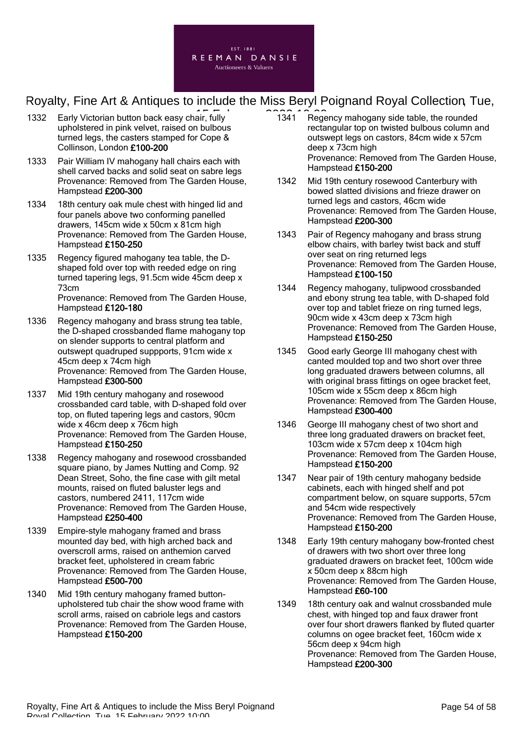1332 Early Victorian button back easy chair, fully upholstered in pink velvet, raised on bulbous turned legs, the casters stamped for Cope & Collinson, London **£100-200**

1333 Pair William IV mahogany hall chairs each with shell carved backs and solid seat on sabre legs
Provenance: Removed from The Garden House, Hampstead **£200-300**

1334 18th century oak mule chest with hinged lid and four panels above two conforming panelled drawers, 145cm wide x 50cm x 81cm high
Provenance: Removed from The Garden House, Hampstead **£150-250**

1335 Regency figured mahogany tea table, the D-shaped fold over top with reeded edge on ring turned tapering legs, 91.5cm wide 45cm deep x 73cm
Provenance: Removed from The Garden House, Hampstead **£120-180**

1336 Regency mahogany and brass strung tea table, the D-shaped crossbanded flame mahogany top on slender supports to central platform and outswept quadruped suppports, 91cm wide x 45cm deep x 74cm high
Provenance: Removed from The Garden House, Hampstead **£300-500**

1337 Mid 19th century mahogany and rosewood crossbanded card table, with D-shaped fold over top, on fluted tapering legs and castors, 90cm wide x 46cm deep x 76cm high
Provenance: Removed from The Garden House, Hampstead **£150-250**

1338 Regency mahogany and rosewood crossbanded square piano, by James Nutting and Comp. 92 Dean Street, Soho, the fine case with gilt metal mounts, raised on fluted baluster legs and castors, numbered 2411, 117cm wide
Provenance: Removed from The Garden House, Hampstead **£250-400**

1339 Empire-style mahogany framed and brass mounted day bed, with high arched back and overscroll arms, raised on anthemion carved bracket feet, upholstered in cream fabric
Provenance: Removed from The Garden House, Hampstead **£500-700**

1340 Mid 19th century mahogany framed button-upholstered tub chair the show wood frame with scroll arms, raised on cabriole legs and castors
Provenance: Removed from The Garden House, Hampstead **£150-200**

1341 Regency mahogany side table, the rounded rectangular top on twisted bulbous column and outswept legs on castors, 84cm wide x 57cm deep x 73cm high
Provenance: Removed from The Garden House, Hampstead **£150-200**

1342 Mid 19th century rosewood Canterbury with bowed slatted divisions and frieze drawer on turned legs and castors, 46cm wide
Provenance: Removed from The Garden House, Hampstead **£200-300**

1343 Pair of Regency mahogany and brass strung elbow chairs, with barley twist back and stuff over seat on ring returned legs
Provenance: Removed from The Garden House, Hampstead **£100-150**

1344 Regency mahogany, tulipwood crossbanded and ebony strung tea table, with D-shaped fold over top and tablet frieze on ring turned legs, 90cm wide x 43cm deep x 73cm high
Provenance: Removed from The Garden House, Hampstead **£150-250**

1345 Good early George III mahogany chest with canted moulded top and two short over three long graduated drawers between columns, all with original brass fittings on ogee bracket feet, 105cm wide x 55cm deep x 86cm high
Provenance: Removed from The Garden House, Hampstead **£300-400**

1346 George III mahogany chest of two short and three long graduated drawers on bracket feet, 103cm wide x 57cm deep x 104cm high
Provenance: Removed from The Garden House, Hampstead **£150-200**

1347 Near pair of 19th century mahogany bedside cabinets, each with hinged shelf and pot compartment below, on square supports, 57cm and 54cm wide respectively
Provenance: Removed from The Garden House, Hampstead **£150-200**

1348 Early 19th century mahogany bow-fronted chest of drawers with two short over three long graduated drawers on bracket feet, 100cm wide x 50cm deep x 88cm high
Provenance: Removed from The Garden House, Hampstead **£60-100**

1349 18th century oak and walnut crossbanded mule chest, with hinged top and faux drawer front over four short drawers flanked by fluted quarter columns on ogee bracket feet, 160cm wide x 56cm deep x 94cm high
Provenance: Removed from The Garden House, Hampstead **£200-300**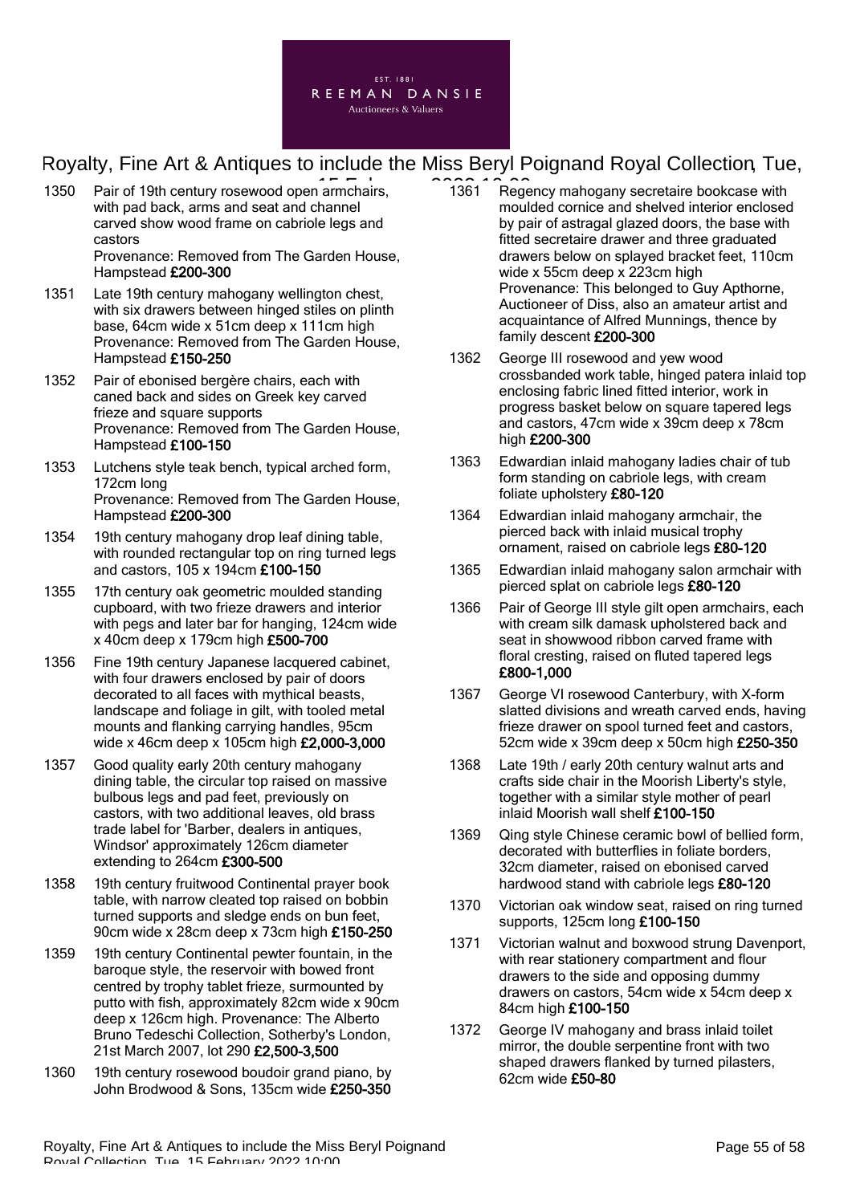1350 Pair of 19th century rosewood open armchairs, with pad back, arms and seat and channel carved show wood frame on cabriole legs and castors
Provenance: Removed from The Garden House, Hampstead **£200-300**

1351 Late 19th century mahogany wellington chest, with six drawers between hinged stiles on plinth base, 64cm wide x 51cm deep x 111cm high
Provenance: Removed from The Garden House, Hampstead **£150-250**

1352 Pair of ebonised bergère chairs, each with caned back and sides on Greek key carved frieze and square supports
Provenance: Removed from The Garden House, Hampstead **£100-150**

1353 Lutchens style teak bench, typical arched form, 172cm long
Provenance: Removed from The Garden House, Hampstead **£200-300**

1354 19th century mahogany drop leaf dining table, with rounded rectangular top on ring turned legs and castors, 105 x 194cm **£100-150**

1355 17th century oak geometric moulded standing cupboard, with two frieze drawers and interior with pegs and later bar for hanging, 124cm wide x 40cm deep x 179cm high **£500-700**

1356 Fine 19th century Japanese lacquered cabinet, with four drawers enclosed by pair of doors decorated to all faces with mythical beasts, landscape and foliage in gilt, with tooled metal mounts and flanking carrying handles, 95cm wide x 46cm deep x 105cm high **£2,000-3,000**

1357 Good quality early 20th century mahogany dining table, the circular top raised on massive bulbous legs and pad feet, previously on castors, with two additional leaves, old brass trade label for 'Barber, dealers in antiques, Windsor' approximately 126cm diameter extending to 264cm **£300-500**

1358 19th century fruitwood Continental prayer book table, with narrow cleated top raised on bobbin turned supports and sledge ends on bun feet, 90cm wide x 28cm deep x 73cm high **£150-250**

1359 19th century Continental pewter fountain, in the baroque style, the reservoir with bowed front centred by trophy tablet frieze, surmounted by putto with fish, approximately 82cm wide x 90cm deep x 126cm high. Provenance: The Alberto Bruno Tedeschi Collection, Sotherby's London, 21st March 2007, lot 290 **£2,500-3,500**

1360 19th century rosewood boudoir grand piano, by John Brodwood & Sons, 135cm wide **£250-350**

1361 Regency mahogany secretaire bookcase with moulded cornice and shelved interior enclosed by pair of astragal glazed doors, the base with fitted secretaire drawer and three graduated drawers below on splayed bracket feet, 110cm wide x 55cm deep x 223cm high
Provenance: This belonged to Guy Apthorne, Auctioneer of Diss, also an amateur artist and acquaintance of Alfred Munnings, thence by family descent **£200-300**

1362 George III rosewood and yew wood crossbanded work table, hinged patera inlaid top enclosing fabric lined fitted interior, work in progress basket below on square tapered legs and castors, 47cm wide x 39cm deep x 78cm high **£200-300**

1363 Edwardian inlaid mahogany ladies chair of tub form standing on cabriole legs, with cream foliate upholstery **£80-120**

1364 Edwardian inlaid mahogany armchair, the pierced back with inlaid musical trophy ornament, raised on cabriole legs **£80-120**

1365 Edwardian inlaid mahogany salon armchair with pierced splat on cabriole legs **£80-120**

1366 Pair of George III style gilt open armchairs, each with cream silk damask upholstered back and seat in showwood ribbon carved frame with floral cresting, raised on fluted tapered legs **£800-1,000**

1367 George VI rosewood Canterbury, with X-form slatted divisions and wreath carved ends, having frieze drawer on spool turned feet and castors, 52cm wide x 39cm deep x 50cm high **£250-350**

1368 Late 19th / early 20th century walnut arts and crafts side chair in the Moorish Liberty's style, together with a similar style mother of pearl inlaid Moorish wall shelf **£100-150**

1369 Qing style Chinese ceramic bowl of bellied form, decorated with butterflies in foliate borders, 32cm diameter, raised on ebonised carved hardwood stand with cabriole legs **£80-120**

1370 Victorian oak window seat, raised on ring turned supports, 125cm long **£100-150**

1371 Victorian walnut and boxwood strung Davenport, with rear stationery compartment and flour drawers to the side and opposing dummy drawers on castors, 54cm wide x 54cm deep x 84cm high **£100-150**

1372 George IV mahogany and brass inlaid toilet mirror, the double serpentine front with two shaped drawers flanked by turned pilasters, 62cm wide **£50-80**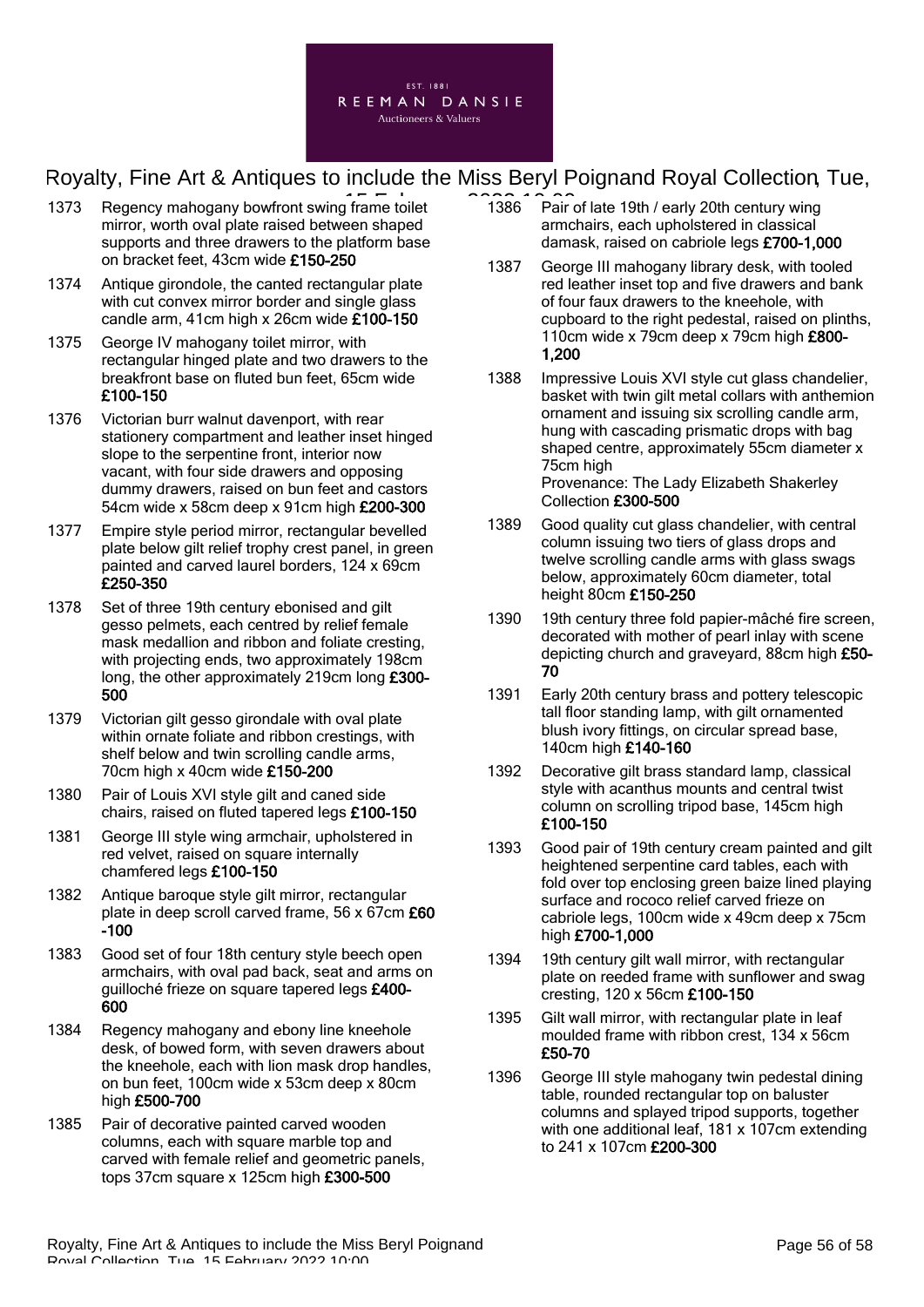1373 Regency mahogany bowfront swing frame toilet mirror, worth oval plate raised between shaped supports and three drawers to the platform base on bracket feet, 43cm wide **£150-250**

1374 Antique girondole, the canted rectangular plate with cut convex mirror border and single glass candle arm, 41cm high x 26cm wide **£100-150**

1375 George IV mahogany toilet mirror, with rectangular hinged plate and two drawers to the breakfront base on fluted bun feet, 65cm wide **£100-150**

1376 Victorian burr walnut davenport, with rear stationery compartment and leather inset hinged slope to the serpentine front, interior now vacant, with four side drawers and opposing dummy drawers, raised on bun feet and castors 54cm wide x 58cm deep x 91cm high **£200-300**

1377 Empire style period mirror, rectangular bevelled plate below gilt relief trophy crest panel, in green painted and carved laurel borders, 124 x 69cm **£250-350**

1378 Set of three 19th century ebonised and gilt gesso pelmets, each centred by relief female mask medallion and ribbon and foliate cresting, with projecting ends, two approximately 198cm long, the other approximately 219cm long **£300-500**

1379 Victorian gilt gesso girondale with oval plate within ornate foliate and ribbon crestings, with shelf below and twin scrolling candle arms, 70cm high x 40cm wide **£150-200**

1380 Pair of Louis XVI style gilt and caned side chairs, raised on fluted tapered legs **£100-150**

1381 George III style wing armchair, upholstered in red velvet, raised on square internally chamfered legs **£100-150**

1382 Antique baroque style gilt mirror, rectangular plate in deep scroll carved frame, 56 x 67cm **£60-100**

1383 Good set of four 18th century style beech open armchairs, with oval pad back, seat and arms on guilloché frieze on square tapered legs **£400-600**

1384 Regency mahogany and ebony line kneehole desk, of bowed form, with seven drawers about the kneehole, each with lion mask drop handles, on bun feet, 100cm wide x 53cm deep x 80cm high **£500-700**

1385 Pair of decorative painted carved wooden columns, each with square marble top and carved with female relief and geometric panels, tops 37cm square x 125cm high **£300-500**

1386 Pair of late 19th / early 20th century wing armchairs, each upholstered in classical damask, raised on cabriole legs **£700-1,000**

1387 George III mahogany library desk, with tooled red leather inset top and five drawers and bank of four faux drawers to the kneehole, with cupboard to the right pedestal, raised on plinths, 110cm wide x 79cm deep x 79cm high **£800-1,200**

1388 Impressive Louis XVI style cut glass chandelier, basket with twin gilt metal collars with anthemion ornament and issuing six scrolling candle arm, hung with cascading prismatic drops with bag shaped centre, approximately 55cm diameter x 75cm high
Provenance: The Lady Elizabeth Shakerley Collection **£300-500**

1389 Good quality cut glass chandelier, with central column issuing two tiers of glass drops and twelve scrolling candle arms with glass swags below, approximately 60cm diameter, total height 80cm **£150-250**

1390 19th century three fold papier-mâché fire screen, decorated with mother of pearl inlay with scene depicting church and graveyard, 88cm high **£50-70**

1391 Early 20th century brass and pottery telescopic tall floor standing lamp, with gilt ornamented blush ivory fittings, on circular spread base, 140cm high **£140-160**

1392 Decorative gilt brass standard lamp, classical style with acanthus mounts and central twist column on scrolling tripod base, 145cm high **£100-150**

1393 Good pair of 19th century cream painted and gilt heightened serpentine card tables, each with fold over top enclosing green baize lined playing surface and rococo relief carved frieze on cabriole legs, 100cm wide x 49cm deep x 75cm high **£700-1,000**

1394 19th century gilt wall mirror, with rectangular plate on reeded frame with sunflower and swag cresting, 120 x 56cm **£100-150**

1395 Gilt wall mirror, with rectangular plate in leaf moulded frame with ribbon crest, 134 x 56cm **£50-70**

1396 George III style mahogany twin pedestal dining table, rounded rectangular top on baluster columns and splayed tripod supports, together with one additional leaf, 181 x 107cm extending to 241 x 107cm **£200-300**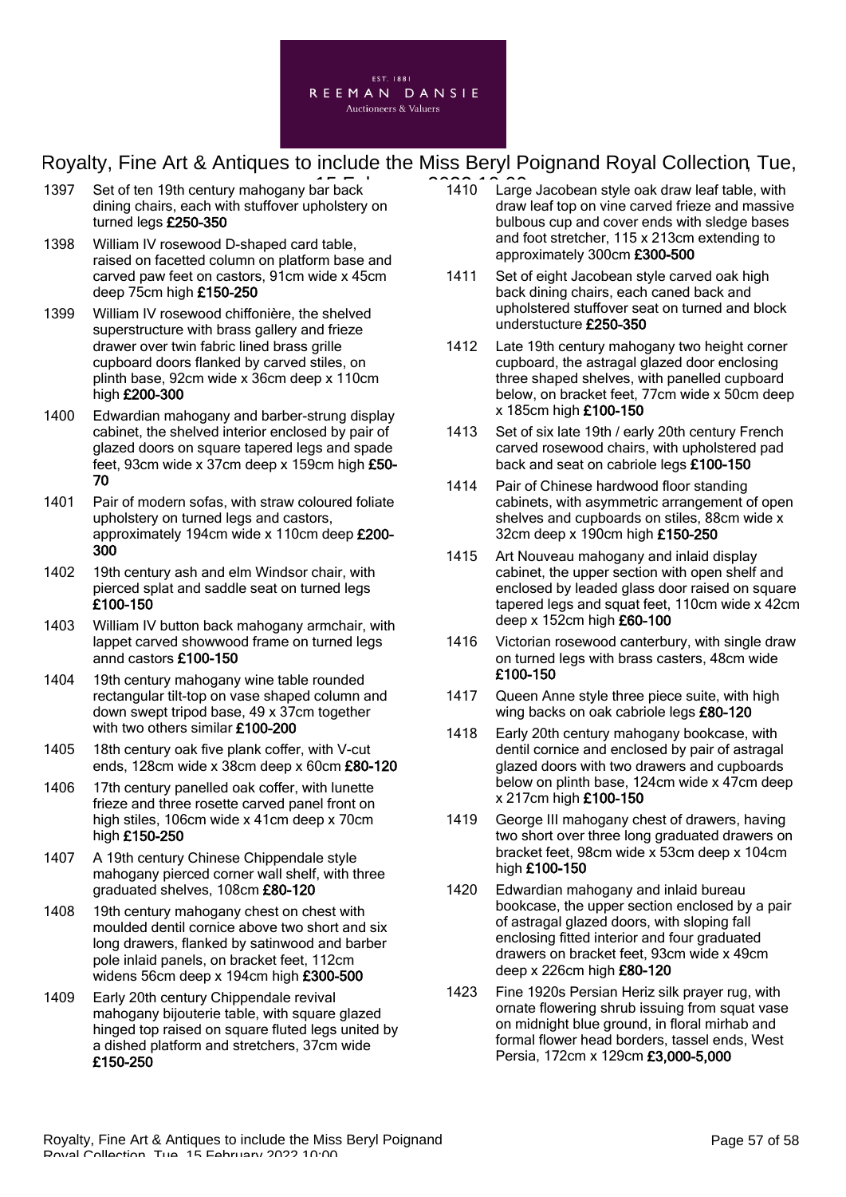1397 Set of ten 19th century mahogany bar back dining chairs, each with stuffover upholstery on turned legs **£250-350**

1398 William IV rosewood D-shaped card table, raised on facetted column on platform base and carved paw feet on castors, 91cm wide x 45cm deep 75cm high **£150-250**

1399 William IV rosewood chiffonière, the shelved superstructure with brass gallery and frieze drawer over twin fabric lined brass grille cupboard doors flanked by carved stiles, on plinth base, 92cm wide x 36cm deep x 110cm high **£200-300**

1400 Edwardian mahogany and barber-strung display cabinet, the shelved interior enclosed by pair of glazed doors on square tapered legs and spade feet, 93cm wide x 37cm deep x 159cm high **£50-70**

1401 Pair of modern sofas, with straw coloured foliate upholstery on turned legs and castors, approximately 194cm wide x 110cm deep **£200-300**

1402 19th century ash and elm Windsor chair, with pierced splat and saddle seat on turned legs **£100-150**

1403 William IV button back mahogany armchair, with lappet carved showwood frame on turned legs annd castors **£100-150**

1404 19th century mahogany wine table rounded rectangular tilt-top on vase shaped column and down swept tripod base, 49 x 37cm together with two others similar **£100-200**

1405 18th century oak five plank coffer, with V-cut ends, 128cm wide x 38cm deep x 60cm **£80-120**

1406 17th century panelled oak coffer, with lunette frieze and three rosette carved panel front on high stiles, 106cm wide x 41cm deep x 70cm high **£150-250**

1407 A 19th century Chinese Chippendale style mahogany pierced corner wall shelf, with three graduated shelves, 108cm **£80-120**

1408 19th century mahogany chest on chest with moulded dentil cornice above two short and six long drawers, flanked by satinwood and barber pole inlaid panels, on bracket feet, 112cm widens 56cm deep x 194cm high **£300-500**

1409 Early 20th century Chippendale revival mahogany bijouterie table, with square glazed hinged top raised on square fluted legs united by a dished platform and stretchers, 37cm wide **£150-250**

1410 Large Jacobean style oak draw leaf table, with draw leaf top on vine carved frieze and massive bulbous cup and cover ends with sledge bases and foot stretcher, 115 x 213cm extending to approximately 300cm **£300-500**

1411 Set of eight Jacobean style carved oak high back dining chairs, each caned back and upholstered stuffover seat on turned and block understucture **£250-350**

1412 Late 19th century mahogany two height corner cupboard, the astragal glazed door enclosing three shaped shelves, with panelled cupboard below, on bracket feet, 77cm wide x 50cm deep x 185cm high **£100-150**

1413 Set of six late 19th / early 20th century French carved rosewood chairs, with upholstered pad back and seat on cabriole legs **£100-150**

1414 Pair of Chinese hardwood floor standing cabinets, with asymmetric arrangement of open shelves and cupboards on stiles, 88cm wide x 32cm deep x 190cm high **£150-250**

1415 Art Nouveau mahogany and inlaid display cabinet, the upper section with open shelf and enclosed by leaded glass door raised on square tapered legs and squat feet, 110cm wide x 42cm deep x 152cm high **£60-100**

1416 Victorian rosewood canterbury, with single draw on turned legs with brass casters, 48cm wide **£100-150**

1417 Queen Anne style three piece suite, with high wing backs on oak cabriole legs **£80-120**

1418 Early 20th century mahogany bookcase, with dentil cornice and enclosed by pair of astragal glazed doors with two drawers and cupboards below on plinth base, 124cm wide x 47cm deep x 217cm high **£100-150**

1419 George III mahogany chest of drawers, having two short over three long graduated drawers on bracket feet, 98cm wide x 53cm deep x 104cm high **£100-150**

1420 Edwardian mahogany and inlaid bureau bookcase, the upper section enclosed by a pair of astragal glazed doors, with sloping fall enclosing fitted interior and four graduated drawers on bracket feet, 93cm wide x 49cm deep x 226cm high **£80-120**

1423 Fine 1920s Persian Heriz silk prayer rug, with ornate flowering shrub issuing from squat vase on midnight blue ground, in floral mirhab and formal flower head borders, tassel ends, West Persia, 172cm x 129cm **£3,000-5,000**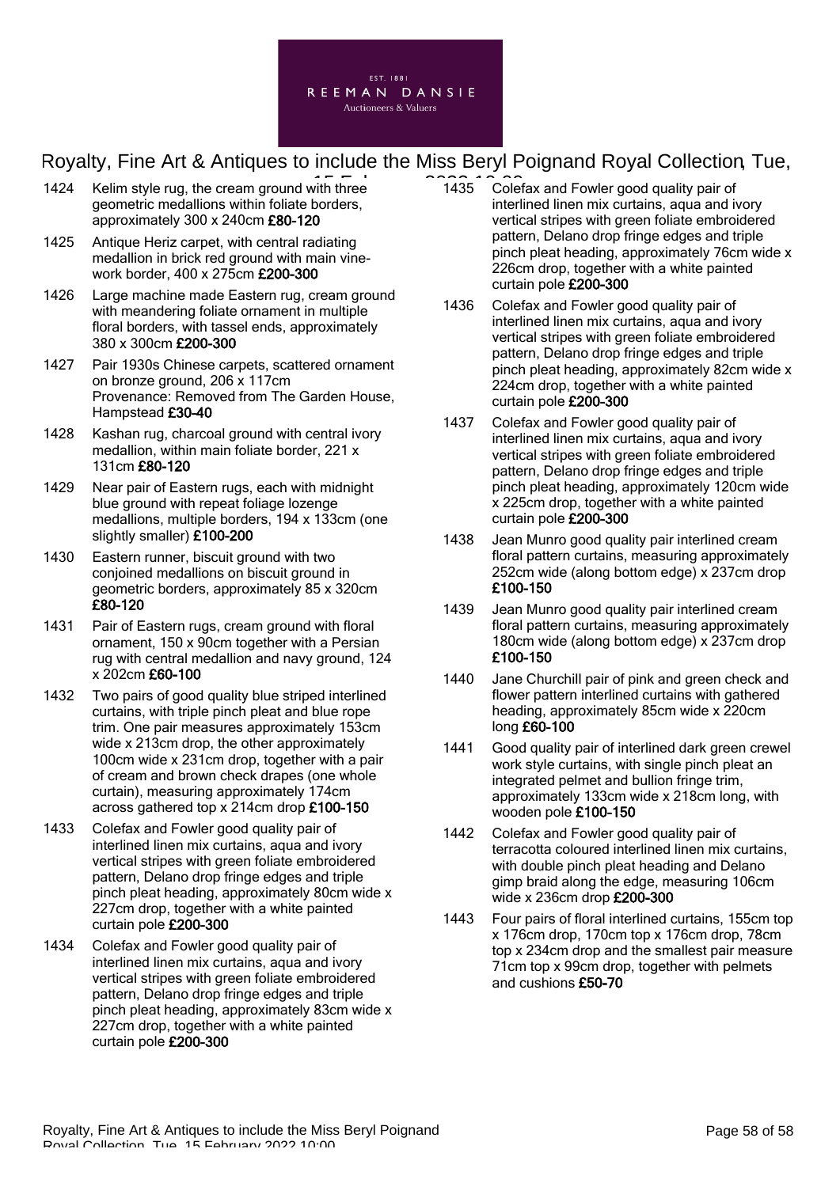1424 Kelim style rug, the cream ground with three geometric medallions within foliate borders, approximately 300 x 240cm **£80-120**

1425 Antique Heriz carpet, with central radiating medallion in brick red ground with main vine-work border, 400 x 275cm **£200-300**

1426 Large machine made Eastern rug, cream ground with meandering foliate ornament in multiple floral borders, with tassel ends, approximately 380 x 300cm **£200-300**

1427 Pair 1930s Chinese carpets, scattered ornament on bronze ground, 206 x 117cm
Provenance: Removed from The Garden House, Hampstead **£30-40**

1428 Kashan rug, charcoal ground with central ivory medallion, within main foliate border, 221 x 131cm **£80-120**

1429 Near pair of Eastern rugs, each with midnight blue ground with repeat foliage lozenge medallions, multiple borders, 194 x 133cm (one slightly smaller) **£100-200**

1430 Eastern runner, biscuit ground with two conjoined medallions on biscuit ground in geometric borders, approximately 85 x 320cm **£80-120**

1431 Pair of Eastern rugs, cream ground with floral ornament, 150 x 90cm together with a Persian rug with central medallion and navy ground, 124 x 202cm **£60-100**

1432 Two pairs of good quality blue striped interlined curtains, with triple pinch pleat and blue rope trim. One pair measures approximately 153cm wide x 213cm drop, the other approximately 100cm wide x 231cm drop, together with a pair of cream and brown check drapes (one whole curtain), measuring approximately 174cm across gathered top x 214cm drop **£100-150**

1433 Colefax and Fowler good quality pair of interlined linen mix curtains, aqua and ivory vertical stripes with green foliate embroidered pattern, Delano drop fringe edges and triple pinch pleat heading, approximately 80cm wide x 227cm drop, together with a white painted curtain pole **£200-300**

1434 Colefax and Fowler good quality pair of interlined linen mix curtains, aqua and ivory vertical stripes with green foliate embroidered pattern, Delano drop fringe edges and triple pinch pleat heading, approximately 83cm wide x 227cm drop, together with a white painted curtain pole **£200-300**

1435 Colefax and Fowler good quality pair of interlined linen mix curtains, aqua and ivory vertical stripes with green foliate embroidered pattern, Delano drop fringe edges and triple pinch pleat heading, approximately 76cm wide x 226cm drop, together with a white painted curtain pole **£200-300**

1436 Colefax and Fowler good quality pair of interlined linen mix curtains, aqua and ivory vertical stripes with green foliate embroidered pattern, Delano drop fringe edges and triple pinch pleat heading, approximately 82cm wide x 224cm drop, together with a white painted curtain pole **£200-300**

1437 Colefax and Fowler good quality pair of interlined linen mix curtains, aqua and ivory vertical stripes with green foliate embroidered pattern, Delano drop fringe edges and triple pinch pleat heading, approximately 120cm wide x 225cm drop, together with a white painted curtain pole **£200-300**

1438 Jean Munro good quality pair interlined cream floral pattern curtains, measuring approximately 252cm wide (along bottom edge) x 237cm drop **£100-150**

1439 Jean Munro good quality pair interlined cream floral pattern curtains, measuring approximately 180cm wide (along bottom edge) x 237cm drop **£100-150**

1440 Jane Churchill pair of pink and green check and flower pattern interlined curtains with gathered heading, approximately 85cm wide x 220cm long **£60-100**

1441 Good quality pair of interlined dark green crewel work style curtains, with single pinch pleat an integrated pelmet and bullion fringe trim, approximately 133cm wide x 218cm long, with wooden pole **£100-150**

1442 Colefax and Fowler good quality pair of terracotta coloured interlined linen mix curtains, with double pinch pleat heading and Delano gimp braid along the edge, measuring 106cm wide x 236cm drop **£200-300**

1443 Four pairs of floral interlined curtains, 155cm top x 176cm drop, 170cm top x 176cm drop, 78cm top x 234cm drop and the smallest pair measure 71cm top x 99cm drop, together with pelmets and cushions **£50-70**